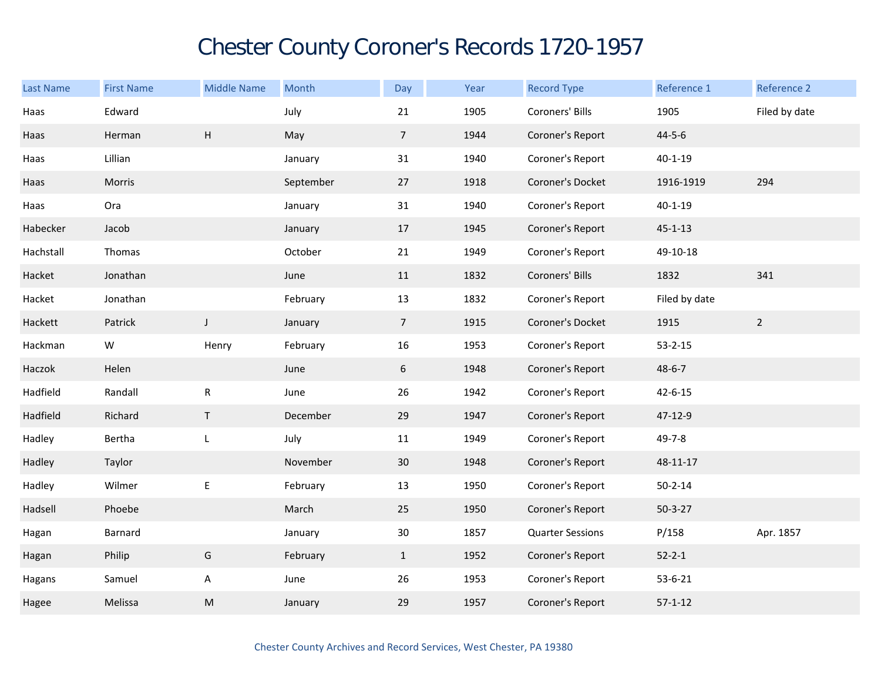# Chester County Coroner's Records 1720-1957

| Last Name | First Name | Middle Name | Month | Day | Year | Record Type | Reference 1 | Reference 2 |
|---|---|---|---|---|---|---|---|---|
| Haas | Edward | | July | 21 | 1905 | Coroners' Bills | 1905 | Filed by date |
| Haas | Herman | H | May | 7 | 1944 | Coroner's Report | 44-5-6 | |
| Haas | Lillian | | January | 31 | 1940 | Coroner's Report | 40-1-19 | |
| Haas | Morris | | September | 27 | 1918 | Coroner's Docket | 1916-1919 | 294 |
| Haas | Ora | | January | 31 | 1940 | Coroner's Report | 40-1-19 | |
| Habecker | Jacob | | January | 17 | 1945 | Coroner's Report | 45-1-13 | |
| Hachstall | Thomas | | October | 21 | 1949 | Coroner's Report | 49-10-18 | |
| Hacket | Jonathan | | June | 11 | 1832 | Coroners' Bills | 1832 | 341 |
| Hacket | Jonathan | | February | 13 | 1832 | Coroner's Report | Filed by date | |
| Hackett | Patrick | J | January | 7 | 1915 | Coroner's Docket | 1915 | 2 |
| Hackman | W | Henry | February | 16 | 1953 | Coroner's Report | 53-2-15 | |
| Haczok | Helen | | June | 6 | 1948 | Coroner's Report | 48-6-7 | |
| Hadfield | Randall | R | June | 26 | 1942 | Coroner's Report | 42-6-15 | |
| Hadfield | Richard | T | December | 29 | 1947 | Coroner's Report | 47-12-9 | |
| Hadley | Bertha | L | July | 11 | 1949 | Coroner's Report | 49-7-8 | |
| Hadley | Taylor | | November | 30 | 1948 | Coroner's Report | 48-11-17 | |
| Hadley | Wilmer | E | February | 13 | 1950 | Coroner's Report | 50-2-14 | |
| Hadsell | Phoebe | | March | 25 | 1950 | Coroner's Report | 50-3-27 | |
| Hagan | Barnard | | January | 30 | 1857 | Quarter Sessions | P/158 | Apr. 1857 |
| Hagan | Philip | G | February | 1 | 1952 | Coroner's Report | 52-2-1 | |
| Hagans | Samuel | A | June | 26 | 1953 | Coroner's Report | 53-6-21 | |
| Hagee | Melissa | M | January | 29 | 1957 | Coroner's Report | 57-1-12 | |

Chester County Archives and Record Services, West Chester, PA 19380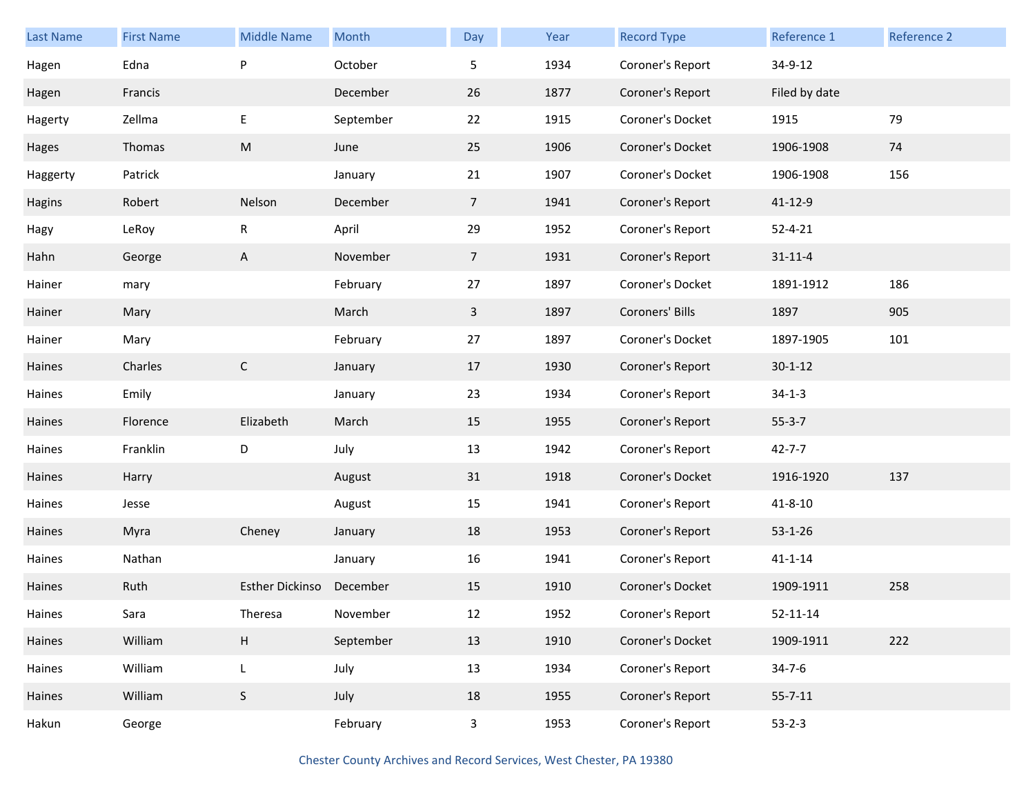| Last Name | First Name | Middle Name | Month | Day | Year | Record Type | Reference 1 | Reference 2 |
|---|---|---|---|---|---|---|---|---|
| Hagen | Edna | P | October | 5 | 1934 | Coroner's Report | 34-9-12 | |
| Hagen | Francis | | December | 26 | 1877 | Coroner's Report | Filed by date | |
| Hagerty | Zellma | E | September | 22 | 1915 | Coroner's Docket | 1915 | 79 |
| Hages | Thomas | M | June | 25 | 1906 | Coroner's Docket | 1906-1908 | 74 |
| Haggerty | Patrick | | January | 21 | 1907 | Coroner's Docket | 1906-1908 | 156 |
| Hagins | Robert | Nelson | December | 7 | 1941 | Coroner's Report | 41-12-9 | |
| Hagy | LeRoy | R | April | 29 | 1952 | Coroner's Report | 52-4-21 | |
| Hahn | George | A | November | 7 | 1931 | Coroner's Report | 31-11-4 | |
| Hainer | mary | | February | 27 | 1897 | Coroner's Docket | 1891-1912 | 186 |
| Hainer | Mary | | March | 3 | 1897 | Coroners' Bills | 1897 | 905 |
| Hainer | Mary | | February | 27 | 1897 | Coroner's Docket | 1897-1905 | 101 |
| Haines | Charles | C | January | 17 | 1930 | Coroner's Report | 30-1-12 | |
| Haines | Emily | | January | 23 | 1934 | Coroner's Report | 34-1-3 | |
| Haines | Florence | Elizabeth | March | 15 | 1955 | Coroner's Report | 55-3-7 | |
| Haines | Franklin | D | July | 13 | 1942 | Coroner's Report | 42-7-7 | |
| Haines | Harry | | August | 31 | 1918 | Coroner's Docket | 1916-1920 | 137 |
| Haines | Jesse | | August | 15 | 1941 | Coroner's Report | 41-8-10 | |
| Haines | Myra | Cheney | January | 18 | 1953 | Coroner's Report | 53-1-26 | |
| Haines | Nathan | | January | 16 | 1941 | Coroner's Report | 41-1-14 | |
| Haines | Ruth | Esther Dickinso | December | 15 | 1910 | Coroner's Docket | 1909-1911 | 258 |
| Haines | Sara | Theresa | November | 12 | 1952 | Coroner's Report | 52-11-14 | |
| Haines | William | H | September | 13 | 1910 | Coroner's Docket | 1909-1911 | 222 |
| Haines | William | L | July | 13 | 1934 | Coroner's Report | 34-7-6 | |
| Haines | William | S | July | 18 | 1955 | Coroner's Report | 55-7-11 | |
| Hakun | George | | February | 3 | 1953 | Coroner's Report | 53-2-3 | |

Chester County Archives and Record Services, West Chester, PA 19380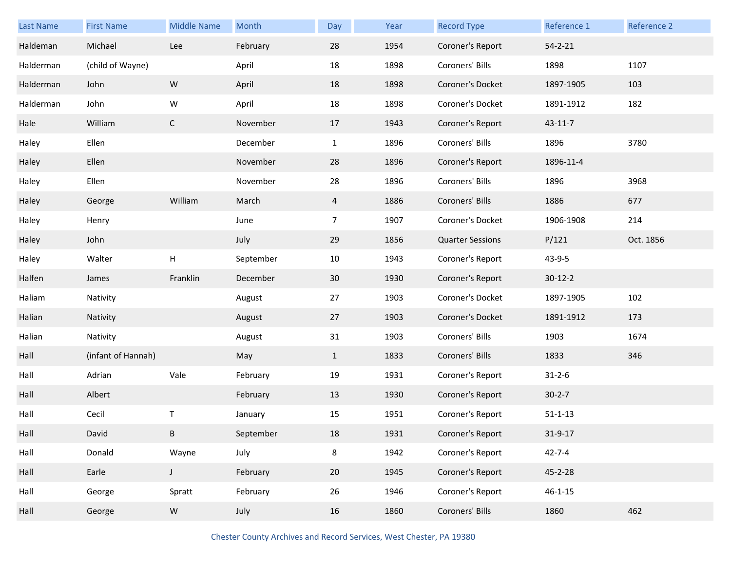| Last Name | First Name | Middle Name | Month | Day | Year | Record Type | Reference 1 | Reference 2 |
|---|---|---|---|---|---|---|---|---|
| Haldeman | Michael | Lee | February | 28 | 1954 | Coroner's Report | 54-2-21 | |
| Halderman | (child of Wayne) | | April | 18 | 1898 | Coroners' Bills | 1898 | 1107 |
| Halderman | John | W | April | 18 | 1898 | Coroner's Docket | 1897-1905 | 103 |
| Halderman | John | W | April | 18 | 1898 | Coroner's Docket | 1891-1912 | 182 |
| Hale | William | C | November | 17 | 1943 | Coroner's Report | 43-11-7 | |
| Haley | Ellen | | December | 1 | 1896 | Coroners' Bills | 1896 | 3780 |
| Haley | Ellen | | November | 28 | 1896 | Coroner's Report | 1896-11-4 | |
| Haley | Ellen | | November | 28 | 1896 | Coroners' Bills | 1896 | 3968 |
| Haley | George | William | March | 4 | 1886 | Coroners' Bills | 1886 | 677 |
| Haley | Henry | | June | 7 | 1907 | Coroner's Docket | 1906-1908 | 214 |
| Haley | John | | July | 29 | 1856 | Quarter Sessions | P/121 | Oct. 1856 |
| Haley | Walter | H | September | 10 | 1943 | Coroner's Report | 43-9-5 | |
| Halfen | James | Franklin | December | 30 | 1930 | Coroner's Report | 30-12-2 | |
| Haliam | Nativity | | August | 27 | 1903 | Coroner's Docket | 1897-1905 | 102 |
| Halian | Nativity | | August | 27 | 1903 | Coroner's Docket | 1891-1912 | 173 |
| Halian | Nativity | | August | 31 | 1903 | Coroners' Bills | 1903 | 1674 |
| Hall | (infant of Hannah) | | May | 1 | 1833 | Coroners' Bills | 1833 | 346 |
| Hall | Adrian | Vale | February | 19 | 1931 | Coroner's Report | 31-2-6 | |
| Hall | Albert | | February | 13 | 1930 | Coroner's Report | 30-2-7 | |
| Hall | Cecil | T | January | 15 | 1951 | Coroner's Report | 51-1-13 | |
| Hall | David | B | September | 18 | 1931 | Coroner's Report | 31-9-17 | |
| Hall | Donald | Wayne | July | 8 | 1942 | Coroner's Report | 42-7-4 | |
| Hall | Earle | J | February | 20 | 1945 | Coroner's Report | 45-2-28 | |
| Hall | George | Spratt | February | 26 | 1946 | Coroner's Report | 46-1-15 | |
| Hall | George | W | July | 16 | 1860 | Coroners' Bills | 1860 | 462 |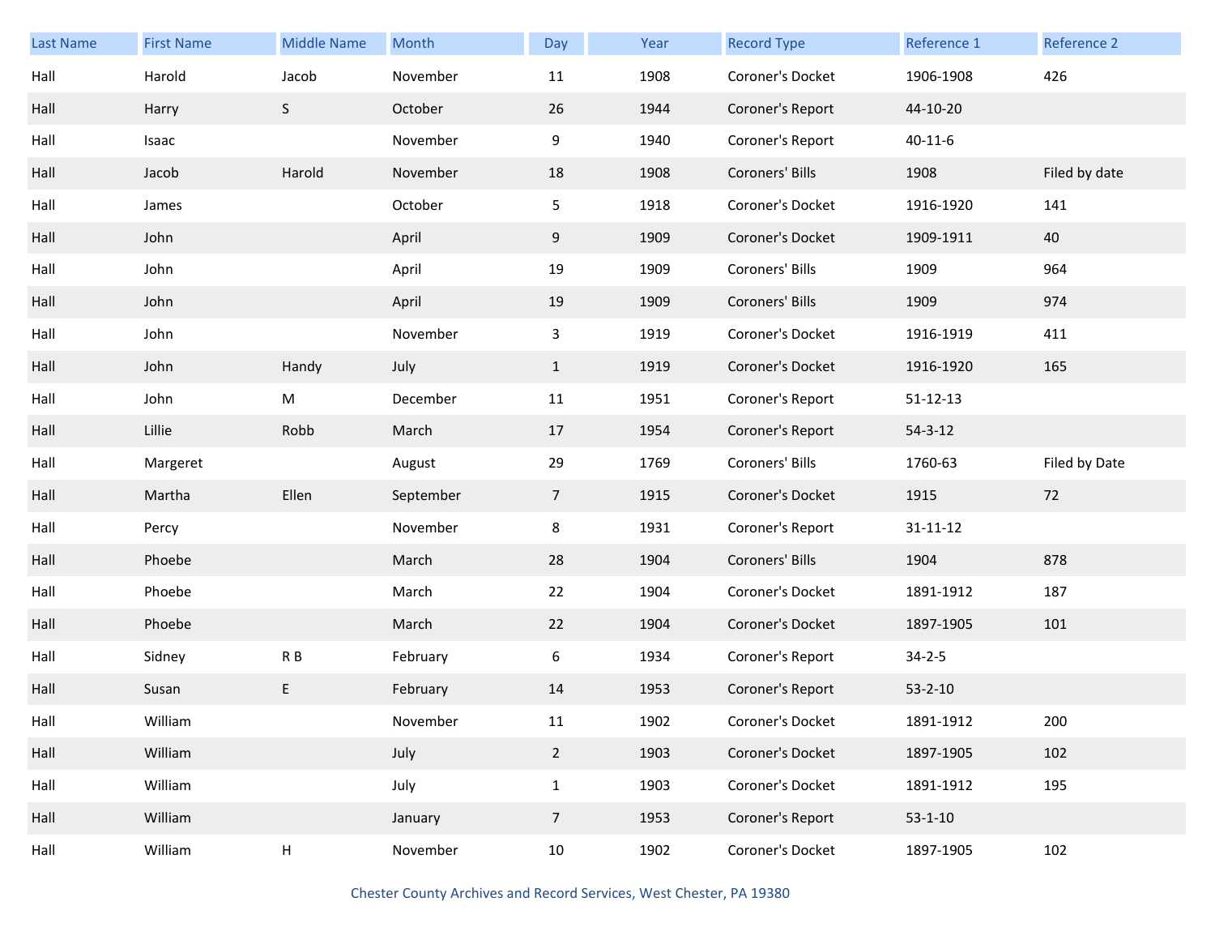| Last Name | First Name | Middle Name | Month | Day | Year | Record Type | Reference 1 | Reference 2 |
|---|---|---|---|---|---|---|---|---|
| Hall | Harold | Jacob | November | 11 | 1908 | Coroner's Docket | 1906-1908 | 426 |
| Hall | Harry | S | October | 26 | 1944 | Coroner's Report | 44-10-20 | |
| Hall | Isaac | | November | 9 | 1940 | Coroner's Report | 40-11-6 | |
| Hall | Jacob | Harold | November | 18 | 1908 | Coroners' Bills | 1908 | Filed by date |
| Hall | James | | October | 5 | 1918 | Coroner's Docket | 1916-1920 | 141 |
| Hall | John | | April | 9 | 1909 | Coroner's Docket | 1909-1911 | 40 |
| Hall | John | | April | 19 | 1909 | Coroners' Bills | 1909 | 964 |
| Hall | John | | April | 19 | 1909 | Coroners' Bills | 1909 | 974 |
| Hall | John | | November | 3 | 1919 | Coroner's Docket | 1916-1919 | 411 |
| Hall | John | Handy | July | 1 | 1919 | Coroner's Docket | 1916-1920 | 165 |
| Hall | John | M | December | 11 | 1951 | Coroner's Report | 51-12-13 | |
| Hall | Lillie | Robb | March | 17 | 1954 | Coroner's Report | 54-3-12 | |
| Hall | Margeret | | August | 29 | 1769 | Coroners' Bills | 1760-63 | Filed by Date |
| Hall | Martha | Ellen | September | 7 | 1915 | Coroner's Docket | 1915 | 72 |
| Hall | Percy | | November | 8 | 1931 | Coroner's Report | 31-11-12 | |
| Hall | Phoebe | | March | 28 | 1904 | Coroners' Bills | 1904 | 878 |
| Hall | Phoebe | | March | 22 | 1904 | Coroner's Docket | 1891-1912 | 187 |
| Hall | Phoebe | | March | 22 | 1904 | Coroner's Docket | 1897-1905 | 101 |
| Hall | Sidney | R B | February | 6 | 1934 | Coroner's Report | 34-2-5 | |
| Hall | Susan | E | February | 14 | 1953 | Coroner's Report | 53-2-10 | |
| Hall | William | | November | 11 | 1902 | Coroner's Docket | 1891-1912 | 200 |
| Hall | William | | July | 2 | 1903 | Coroner's Docket | 1897-1905 | 102 |
| Hall | William | | July | 1 | 1903 | Coroner's Docket | 1891-1912 | 195 |
| Hall | William | | January | 7 | 1953 | Coroner's Report | 53-1-10 | |
| Hall | William | H | November | 10 | 1902 | Coroner's Docket | 1897-1905 | 102 |

Chester County Archives and Record Services, West Chester, PA 19380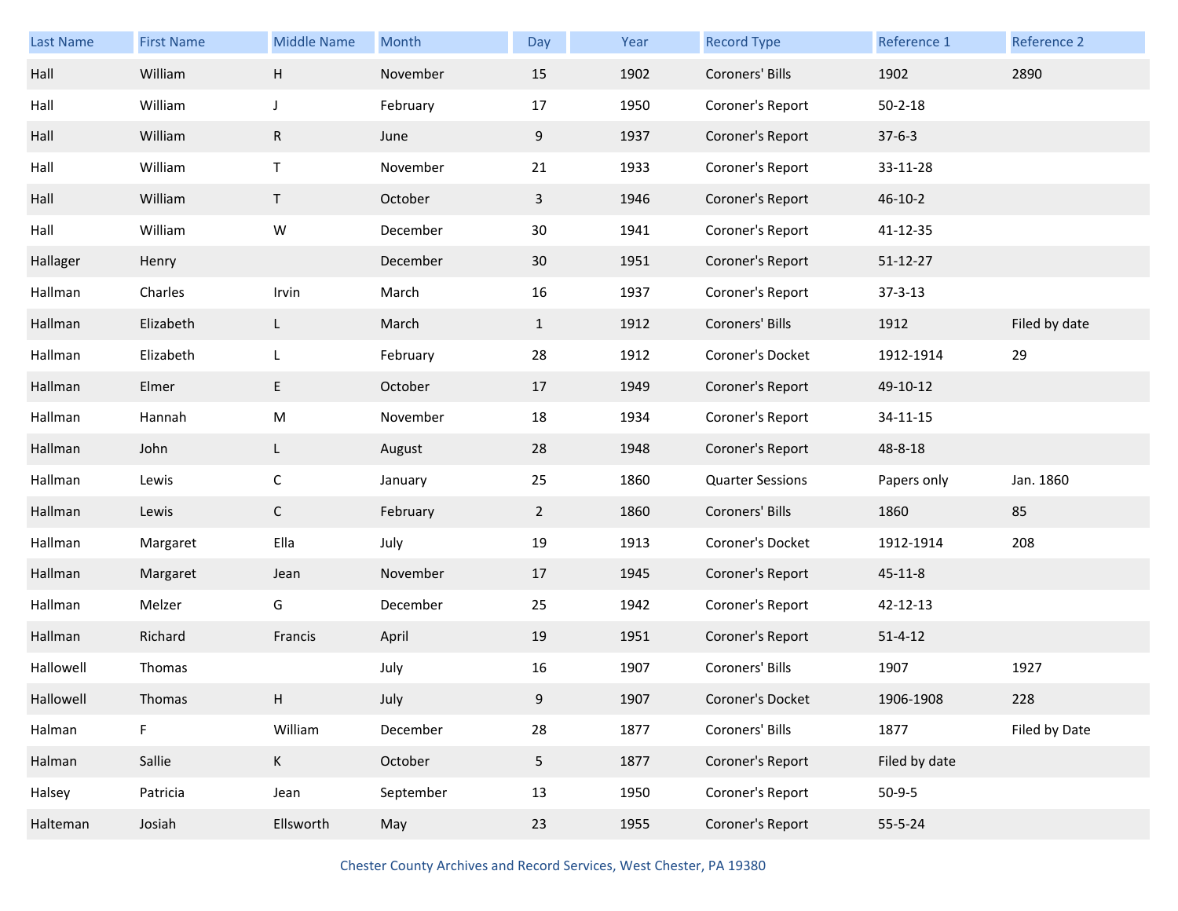| Last Name | First Name | Middle Name | Month | Day | Year | Record Type | Reference 1 | Reference 2 |
|---|---|---|---|---|---|---|---|---|
| Hall | William | H | November | 15 | 1902 | Coroners' Bills | 1902 | 2890 |
| Hall | William | J | February | 17 | 1950 | Coroner's Report | 50-2-18 | |
| Hall | William | R | June | 9 | 1937 | Coroner's Report | 37-6-3 | |
| Hall | William | T | November | 21 | 1933 | Coroner's Report | 33-11-28 | |
| Hall | William | T | October | 3 | 1946 | Coroner's Report | 46-10-2 | |
| Hall | William | W | December | 30 | 1941 | Coroner's Report | 41-12-35 | |
| Hallager | Henry | | December | 30 | 1951 | Coroner's Report | 51-12-27 | |
| Hallman | Charles | Irvin | March | 16 | 1937 | Coroner's Report | 37-3-13 | |
| Hallman | Elizabeth | L | March | 1 | 1912 | Coroners' Bills | 1912 | Filed by date |
| Hallman | Elizabeth | L | February | 28 | 1912 | Coroner's Docket | 1912-1914 | 29 |
| Hallman | Elmer | E | October | 17 | 1949 | Coroner's Report | 49-10-12 | |
| Hallman | Hannah | M | November | 18 | 1934 | Coroner's Report | 34-11-15 | |
| Hallman | John | L | August | 28 | 1948 | Coroner's Report | 48-8-18 | |
| Hallman | Lewis | C | January | 25 | 1860 | Quarter Sessions | Papers only | Jan. 1860 |
| Hallman | Lewis | C | February | 2 | 1860 | Coroners' Bills | 1860 | 85 |
| Hallman | Margaret | Ella | July | 19 | 1913 | Coroner's Docket | 1912-1914 | 208 |
| Hallman | Margaret | Jean | November | 17 | 1945 | Coroner's Report | 45-11-8 | |
| Hallman | Melzer | G | December | 25 | 1942 | Coroner's Report | 42-12-13 | |
| Hallman | Richard | Francis | April | 19 | 1951 | Coroner's Report | 51-4-12 | |
| Hallowell | Thomas | | July | 16 | 1907 | Coroners' Bills | 1907 | 1927 |
| Hallowell | Thomas | H | July | 9 | 1907 | Coroner's Docket | 1906-1908 | 228 |
| Halman | F | William | December | 28 | 1877 | Coroners' Bills | 1877 | Filed by Date |
| Halman | Sallie | K | October | 5 | 1877 | Coroner's Report | Filed by date | |
| Halsey | Patricia | Jean | September | 13 | 1950 | Coroner's Report | 50-9-5 | |
| Halteman | Josiah | Ellsworth | May | 23 | 1955 | Coroner's Report | 55-5-24 | |

Chester County Archives and Record Services, West Chester, PA 19380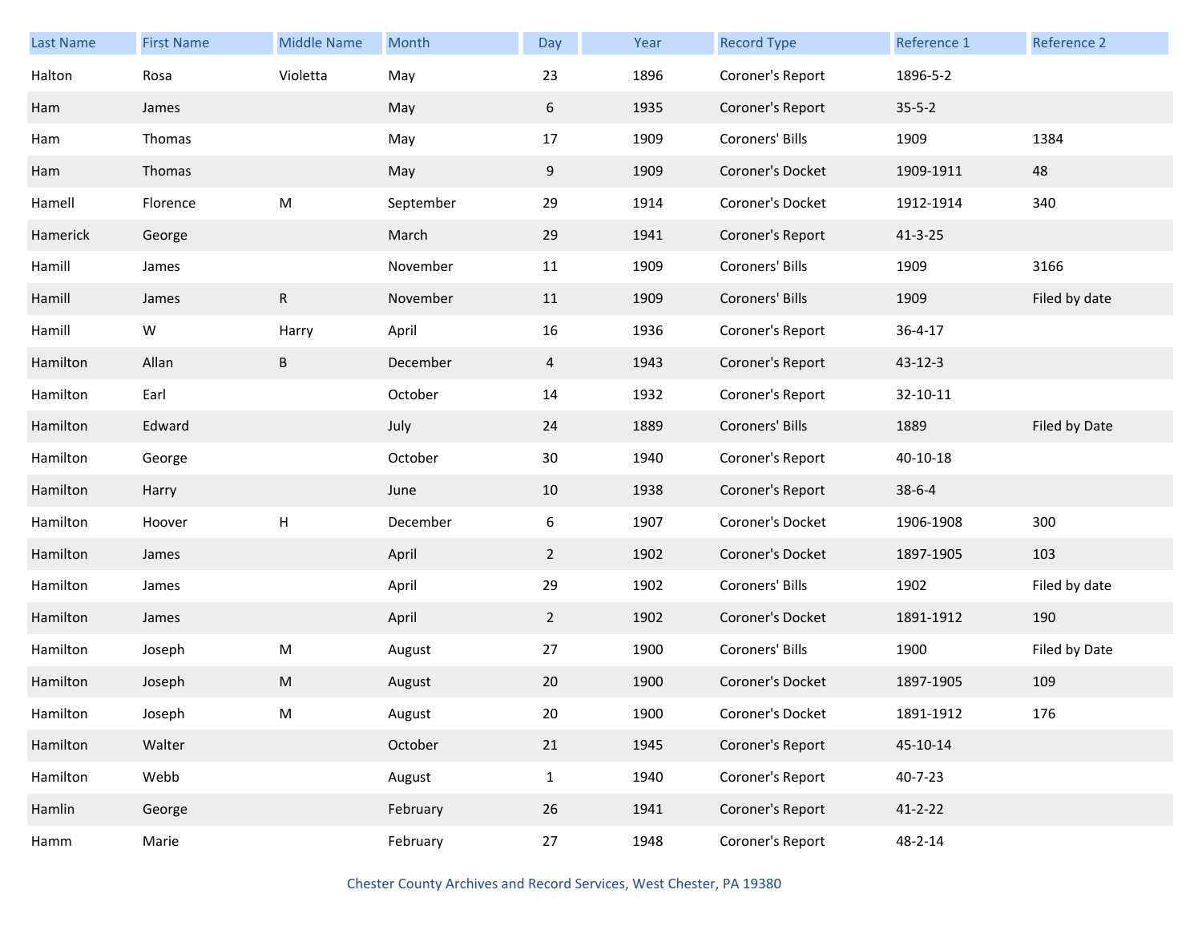| Last Name | First Name | Middle Name | Month | Day | Year | Record Type | Reference 1 | Reference 2 |
|---|---|---|---|---|---|---|---|---|
| Halton | Rosa | Violetta | May | 23 | 1896 | Coroner's Report | 1896-5-2 | |
| Ham | James | | May | 6 | 1935 | Coroner's Report | 35-5-2 | |
| Ham | Thomas | | May | 17 | 1909 | Coroners' Bills | 1909 | 1384 |
| Ham | Thomas | | May | 9 | 1909 | Coroner's Docket | 1909-1911 | 48 |
| Hamell | Florence | M | September | 29 | 1914 | Coroner's Docket | 1912-1914 | 340 |
| Hamerick | George | | March | 29 | 1941 | Coroner's Report | 41-3-25 | |
| Hamill | James | | November | 11 | 1909 | Coroners' Bills | 1909 | 3166 |
| Hamill | James | R | November | 11 | 1909 | Coroners' Bills | 1909 | Filed by date |
| Hamill | W | Harry | April | 16 | 1936 | Coroner's Report | 36-4-17 | |
| Hamilton | Allan | B | December | 4 | 1943 | Coroner's Report | 43-12-3 | |
| Hamilton | Earl | | October | 14 | 1932 | Coroner's Report | 32-10-11 | |
| Hamilton | Edward | | July | 24 | 1889 | Coroners' Bills | 1889 | Filed by Date |
| Hamilton | George | | October | 30 | 1940 | Coroner's Report | 40-10-18 | |
| Hamilton | Harry | | June | 10 | 1938 | Coroner's Report | 38-6-4 | |
| Hamilton | Hoover | H | December | 6 | 1907 | Coroner's Docket | 1906-1908 | 300 |
| Hamilton | James | | April | 2 | 1902 | Coroner's Docket | 1897-1905 | 103 |
| Hamilton | James | | April | 29 | 1902 | Coroners' Bills | 1902 | Filed by date |
| Hamilton | James | | April | 2 | 1902 | Coroner's Docket | 1891-1912 | 190 |
| Hamilton | Joseph | M | August | 27 | 1900 | Coroners' Bills | 1900 | Filed by Date |
| Hamilton | Joseph | M | August | 20 | 1900 | Coroner's Docket | 1897-1905 | 109 |
| Hamilton | Joseph | M | August | 20 | 1900 | Coroner's Docket | 1891-1912 | 176 |
| Hamilton | Walter | | October | 21 | 1945 | Coroner's Report | 45-10-14 | |
| Hamilton | Webb | | August | 1 | 1940 | Coroner's Report | 40-7-23 | |
| Hamlin | George | | February | 26 | 1941 | Coroner's Report | 41-2-22 | |
| Hamm | Marie | | February | 27 | 1948 | Coroner's Report | 48-2-14 | |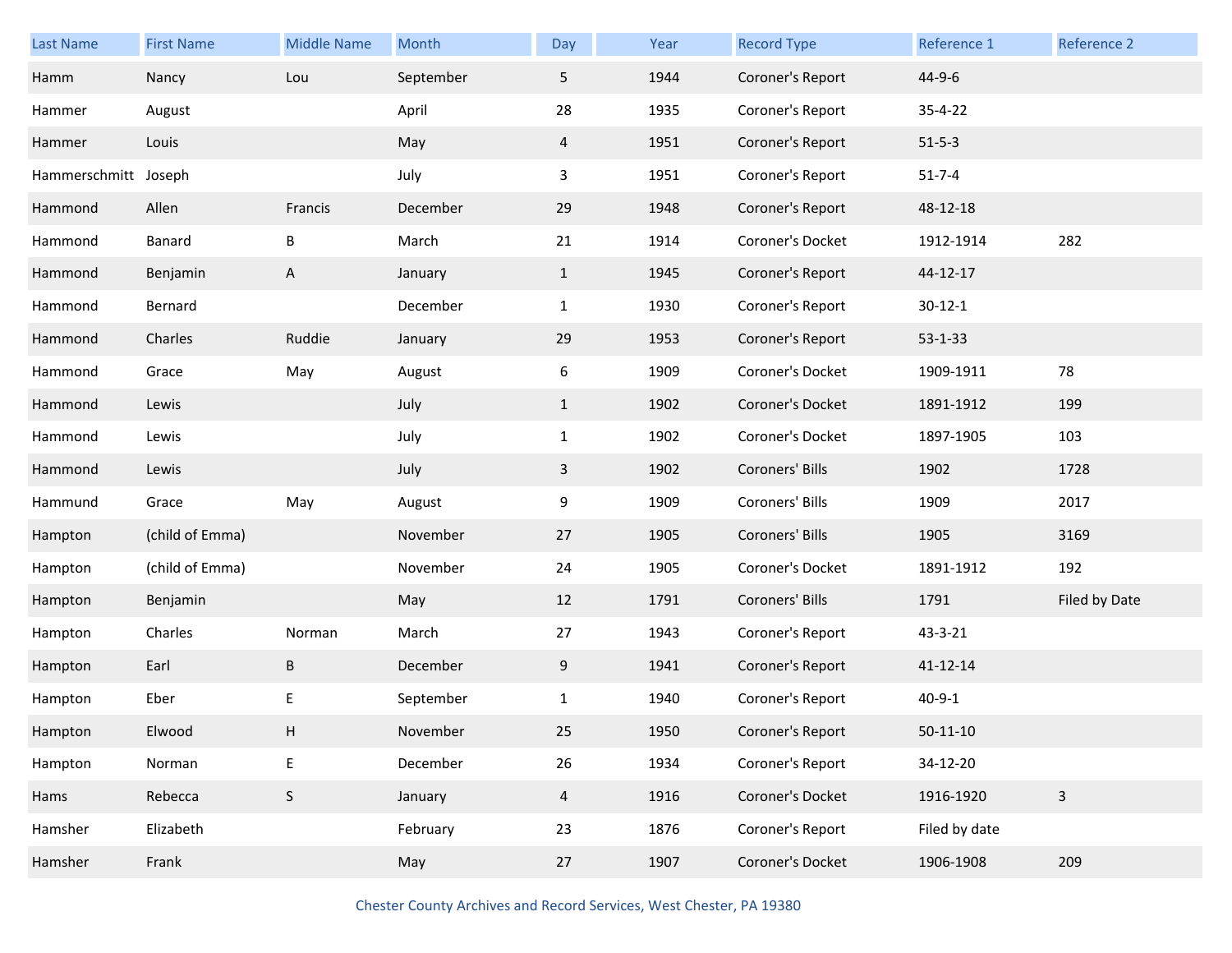| Last Name | First Name | Middle Name | Month | Day | Year | Record Type | Reference 1 | Reference 2 |
|---|---|---|---|---|---|---|---|---|
| Hamm | Nancy | Lou | September | 5 | 1944 | Coroner's Report | 44-9-6 | |
| Hammer | August | | April | 28 | 1935 | Coroner's Report | 35-4-22 | |
| Hammer | Louis | | May | 4 | 1951 | Coroner's Report | 51-5-3 | |
| Hammerschmitt | Joseph | | July | 3 | 1951 | Coroner's Report | 51-7-4 | |
| Hammond | Allen | Francis | December | 29 | 1948 | Coroner's Report | 48-12-18 | |
| Hammond | Banard | B | March | 21 | 1914 | Coroner's Docket | 1912-1914 | 282 |
| Hammond | Benjamin | A | January | 1 | 1945 | Coroner's Report | 44-12-17 | |
| Hammond | Bernard | | December | 1 | 1930 | Coroner's Report | 30-12-1 | |
| Hammond | Charles | Ruddie | January | 29 | 1953 | Coroner's Report | 53-1-33 | |
| Hammond | Grace | May | August | 6 | 1909 | Coroner's Docket | 1909-1911 | 78 |
| Hammond | Lewis | | July | 1 | 1902 | Coroner's Docket | 1891-1912 | 199 |
| Hammond | Lewis | | July | 1 | 1902 | Coroner's Docket | 1897-1905 | 103 |
| Hammond | Lewis | | July | 3 | 1902 | Coroners' Bills | 1902 | 1728 |
| Hammund | Grace | May | August | 9 | 1909 | Coroners' Bills | 1909 | 2017 |
| Hampton | (child of Emma) | | November | 27 | 1905 | Coroners' Bills | 1905 | 3169 |
| Hampton | (child of Emma) | | November | 24 | 1905 | Coroner's Docket | 1891-1912 | 192 |
| Hampton | Benjamin | | May | 12 | 1791 | Coroners' Bills | 1791 | Filed by Date |
| Hampton | Charles | Norman | March | 27 | 1943 | Coroner's Report | 43-3-21 | |
| Hampton | Earl | B | December | 9 | 1941 | Coroner's Report | 41-12-14 | |
| Hampton | Eber | E | September | 1 | 1940 | Coroner's Report | 40-9-1 | |
| Hampton | Elwood | H | November | 25 | 1950 | Coroner's Report | 50-11-10 | |
| Hampton | Norman | E | December | 26 | 1934 | Coroner's Report | 34-12-20 | |
| Hams | Rebecca | S | January | 4 | 1916 | Coroner's Docket | 1916-1920 | 3 |
| Hamsher | Elizabeth | | February | 23 | 1876 | Coroner's Report | Filed by date | |
| Hamsher | Frank | | May | 27 | 1907 | Coroner's Docket | 1906-1908 | 209 |

Chester County Archives and Record Services, West Chester, PA 19380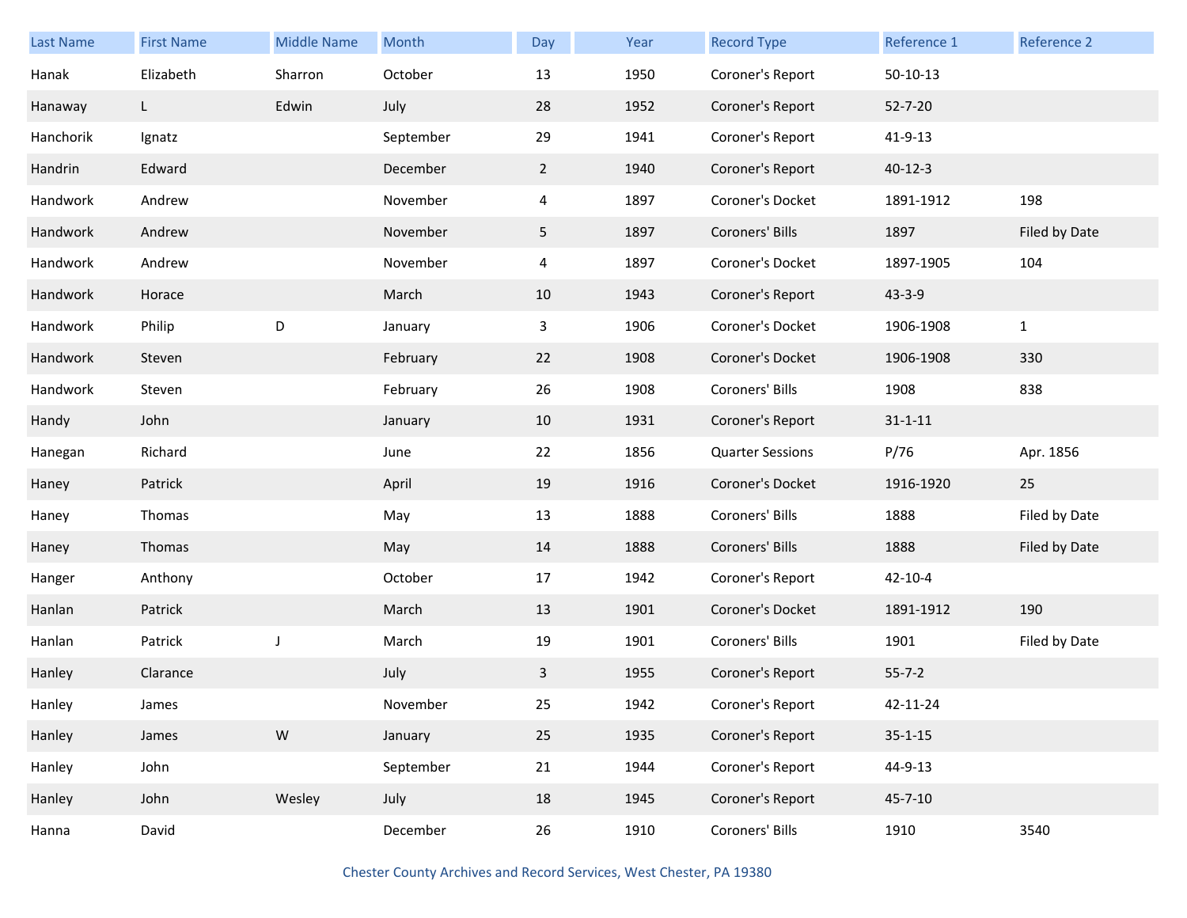| Last Name | First Name | Middle Name | Month | Day | Year | Record Type | Reference 1 | Reference 2 |
|---|---|---|---|---|---|---|---|---|
| Hanak | Elizabeth | Sharron | October | 13 | 1950 | Coroner's Report | 50-10-13 | |
| Hanaway | L | Edwin | July | 28 | 1952 | Coroner's Report | 52-7-20 | |
| Hanchorik | Ignatz | | September | 29 | 1941 | Coroner's Report | 41-9-13 | |
| Handrin | Edward | | December | 2 | 1940 | Coroner's Report | 40-12-3 | |
| Handwork | Andrew | | November | 4 | 1897 | Coroner's Docket | 1891-1912 | 198 |
| Handwork | Andrew | | November | 5 | 1897 | Coroners' Bills | 1897 | Filed by Date |
| Handwork | Andrew | | November | 4 | 1897 | Coroner's Docket | 1897-1905 | 104 |
| Handwork | Horace | | March | 10 | 1943 | Coroner's Report | 43-3-9 | |
| Handwork | Philip | D | January | 3 | 1906 | Coroner's Docket | 1906-1908 | 1 |
| Handwork | Steven | | February | 22 | 1908 | Coroner's Docket | 1906-1908 | 330 |
| Handwork | Steven | | February | 26 | 1908 | Coroners' Bills | 1908 | 838 |
| Handy | John | | January | 10 | 1931 | Coroner's Report | 31-1-11 | |
| Hanegan | Richard | | June | 22 | 1856 | Quarter Sessions | P/76 | Apr. 1856 |
| Haney | Patrick | | April | 19 | 1916 | Coroner's Docket | 1916-1920 | 25 |
| Haney | Thomas | | May | 13 | 1888 | Coroners' Bills | 1888 | Filed by Date |
| Haney | Thomas | | May | 14 | 1888 | Coroners' Bills | 1888 | Filed by Date |
| Hanger | Anthony | | October | 17 | 1942 | Coroner's Report | 42-10-4 | |
| Hanlan | Patrick | | March | 13 | 1901 | Coroner's Docket | 1891-1912 | 190 |
| Hanlan | Patrick | J | March | 19 | 1901 | Coroners' Bills | 1901 | Filed by Date |
| Hanley | Clarance | | July | 3 | 1955 | Coroner's Report | 55-7-2 | |
| Hanley | James | | November | 25 | 1942 | Coroner's Report | 42-11-24 | |
| Hanley | James | W | January | 25 | 1935 | Coroner's Report | 35-1-15 | |
| Hanley | John | | September | 21 | 1944 | Coroner's Report | 44-9-13 | |
| Hanley | John | Wesley | July | 18 | 1945 | Coroner's Report | 45-7-10 | |
| Hanna | David | | December | 26 | 1910 | Coroners' Bills | 1910 | 3540 |

Chester County Archives and Record Services, West Chester, PA 19380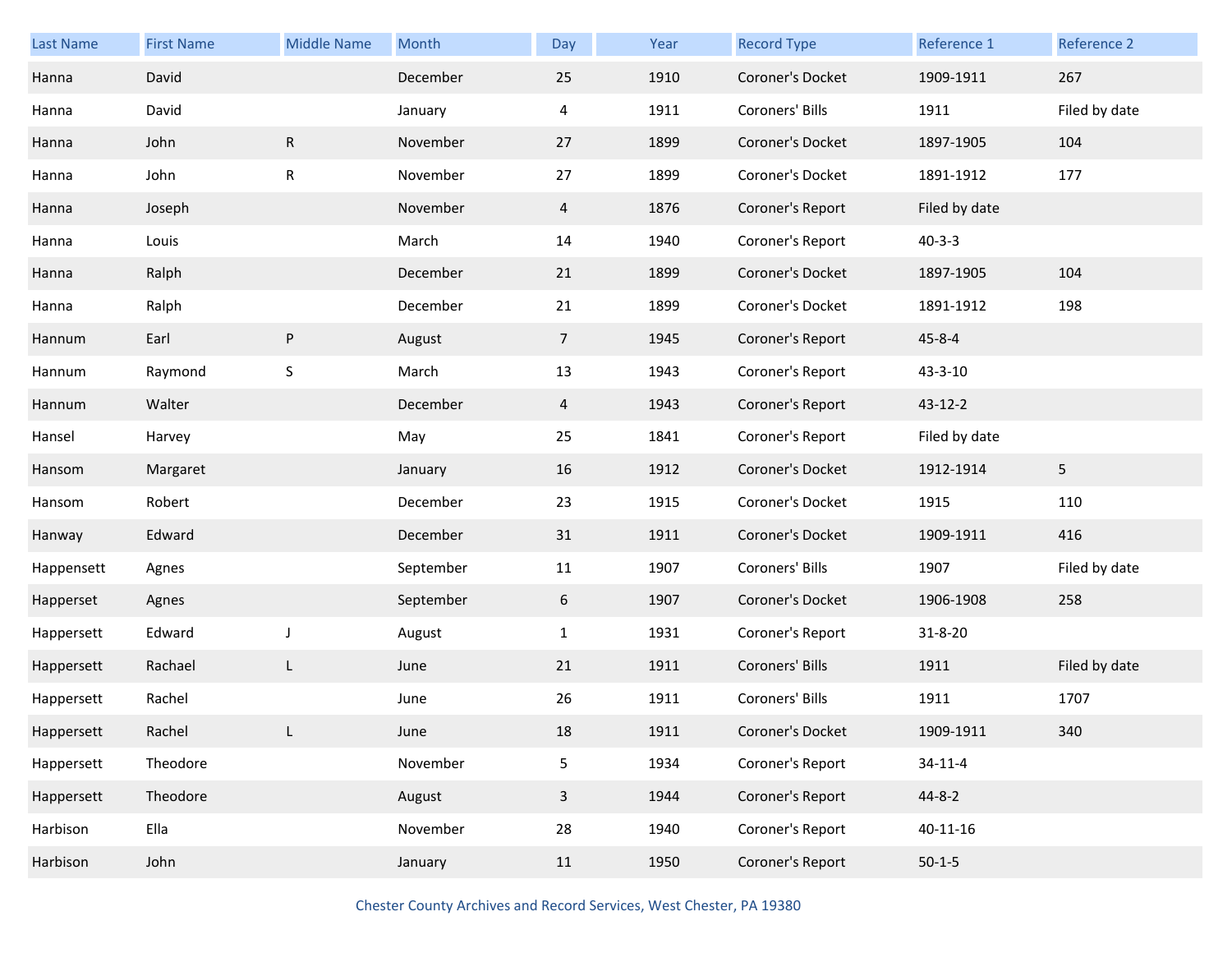| Last Name | First Name | Middle Name | Month | Day | Year | Record Type | Reference 1 | Reference 2 |
|---|---|---|---|---|---|---|---|---|
| Hanna | David | | December | 25 | 1910 | Coroner's Docket | 1909-1911 | 267 |
| Hanna | David | | January | 4 | 1911 | Coroners' Bills | 1911 | Filed by date |
| Hanna | John | R | November | 27 | 1899 | Coroner's Docket | 1897-1905 | 104 |
| Hanna | John | R | November | 27 | 1899 | Coroner's Docket | 1891-1912 | 177 |
| Hanna | Joseph | | November | 4 | 1876 | Coroner's Report | Filed by date | |
| Hanna | Louis | | March | 14 | 1940 | Coroner's Report | 40-3-3 | |
| Hanna | Ralph | | December | 21 | 1899 | Coroner's Docket | 1897-1905 | 104 |
| Hanna | Ralph | | December | 21 | 1899 | Coroner's Docket | 1891-1912 | 198 |
| Hannum | Earl | P | August | 7 | 1945 | Coroner's Report | 45-8-4 | |
| Hannum | Raymond | S | March | 13 | 1943 | Coroner's Report | 43-3-10 | |
| Hannum | Walter | | December | 4 | 1943 | Coroner's Report | 43-12-2 | |
| Hansel | Harvey | | May | 25 | 1841 | Coroner's Report | Filed by date | |
| Hansom | Margaret | | January | 16 | 1912 | Coroner's Docket | 1912-1914 | 5 |
| Hansom | Robert | | December | 23 | 1915 | Coroner's Docket | 1915 | 110 |
| Hanway | Edward | | December | 31 | 1911 | Coroner's Docket | 1909-1911 | 416 |
| Happensett | Agnes | | September | 11 | 1907 | Coroners' Bills | 1907 | Filed by date |
| Happerset | Agnes | | September | 6 | 1907 | Coroner's Docket | 1906-1908 | 258 |
| Happersett | Edward | J | August | 1 | 1931 | Coroner's Report | 31-8-20 | |
| Happersett | Rachael | L | June | 21 | 1911 | Coroners' Bills | 1911 | Filed by date |
| Happersett | Rachel | | June | 26 | 1911 | Coroners' Bills | 1911 | 1707 |
| Happersett | Rachel | L | June | 18 | 1911 | Coroner's Docket | 1909-1911 | 340 |
| Happersett | Theodore | | November | 5 | 1934 | Coroner's Report | 34-11-4 | |
| Happersett | Theodore | | August | 3 | 1944 | Coroner's Report | 44-8-2 | |
| Harbison | Ella | | November | 28 | 1940 | Coroner's Report | 40-11-16 | |
| Harbison | John | | January | 11 | 1950 | Coroner's Report | 50-1-5 | |

Chester County Archives and Record Services, West Chester, PA 19380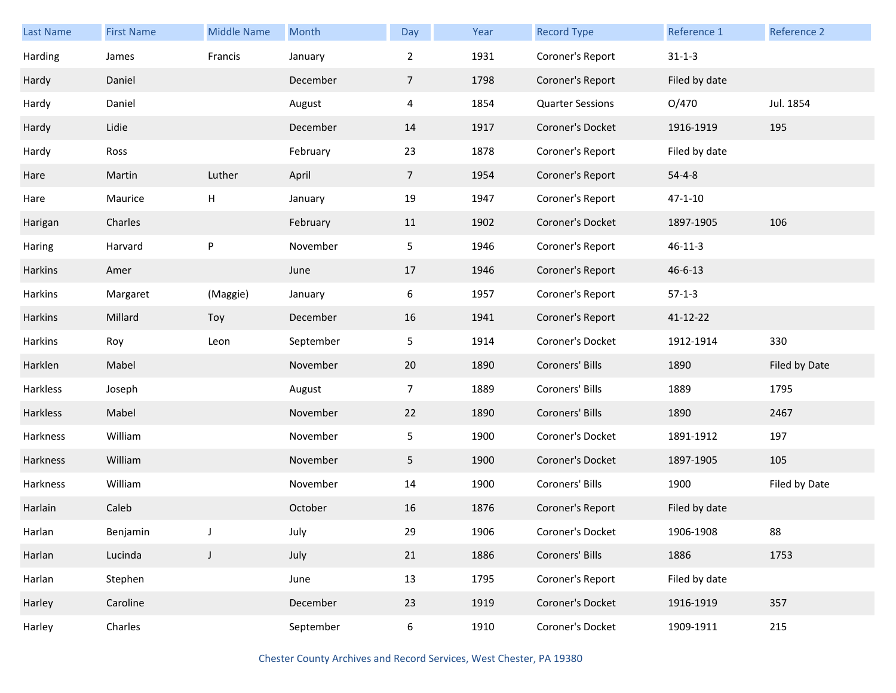| Last Name | First Name | Middle Name | Month | Day | Year | Record Type | Reference 1 | Reference 2 |
|---|---|---|---|---|---|---|---|---|
| Harding | James | Francis | January | 2 | 1931 | Coroner's Report | 31-1-3 | |
| Hardy | Daniel | | December | 7 | 1798 | Coroner's Report | Filed by date | |
| Hardy | Daniel | | August | 4 | 1854 | Quarter Sessions | O/470 | Jul. 1854 |
| Hardy | Lidie | | December | 14 | 1917 | Coroner's Docket | 1916-1919 | 195 |
| Hardy | Ross | | February | 23 | 1878 | Coroner's Report | Filed by date | |
| Hare | Martin | Luther | April | 7 | 1954 | Coroner's Report | 54-4-8 | |
| Hare | Maurice | H | January | 19 | 1947 | Coroner's Report | 47-1-10 | |
| Harigan | Charles | | February | 11 | 1902 | Coroner's Docket | 1897-1905 | 106 |
| Haring | Harvard | P | November | 5 | 1946 | Coroner's Report | 46-11-3 | |
| Harkins | Amer | | June | 17 | 1946 | Coroner's Report | 46-6-13 | |
| Harkins | Margaret | (Maggie) | January | 6 | 1957 | Coroner's Report | 57-1-3 | |
| Harkins | Millard | Toy | December | 16 | 1941 | Coroner's Report | 41-12-22 | |
| Harkins | Roy | Leon | September | 5 | 1914 | Coroner's Docket | 1912-1914 | 330 |
| Harklen | Mabel | | November | 20 | 1890 | Coroners' Bills | 1890 | Filed by Date |
| Harkless | Joseph | | August | 7 | 1889 | Coroners' Bills | 1889 | 1795 |
| Harkless | Mabel | | November | 22 | 1890 | Coroners' Bills | 1890 | 2467 |
| Harkness | William | | November | 5 | 1900 | Coroner's Docket | 1891-1912 | 197 |
| Harkness | William | | November | 5 | 1900 | Coroner's Docket | 1897-1905 | 105 |
| Harkness | William | | November | 14 | 1900 | Coroners' Bills | 1900 | Filed by Date |
| Harlain | Caleb | | October | 16 | 1876 | Coroner's Report | Filed by date | |
| Harlan | Benjamin | J | July | 29 | 1906 | Coroner's Docket | 1906-1908 | 88 |
| Harlan | Lucinda | J | July | 21 | 1886 | Coroners' Bills | 1886 | 1753 |
| Harlan | Stephen | | June | 13 | 1795 | Coroner's Report | Filed by date | |
| Harley | Caroline | | December | 23 | 1919 | Coroner's Docket | 1916-1919 | 357 |
| Harley | Charles | | September | 6 | 1910 | Coroner's Docket | 1909-1911 | 215 |

Chester County Archives and Record Services, West Chester, PA 19380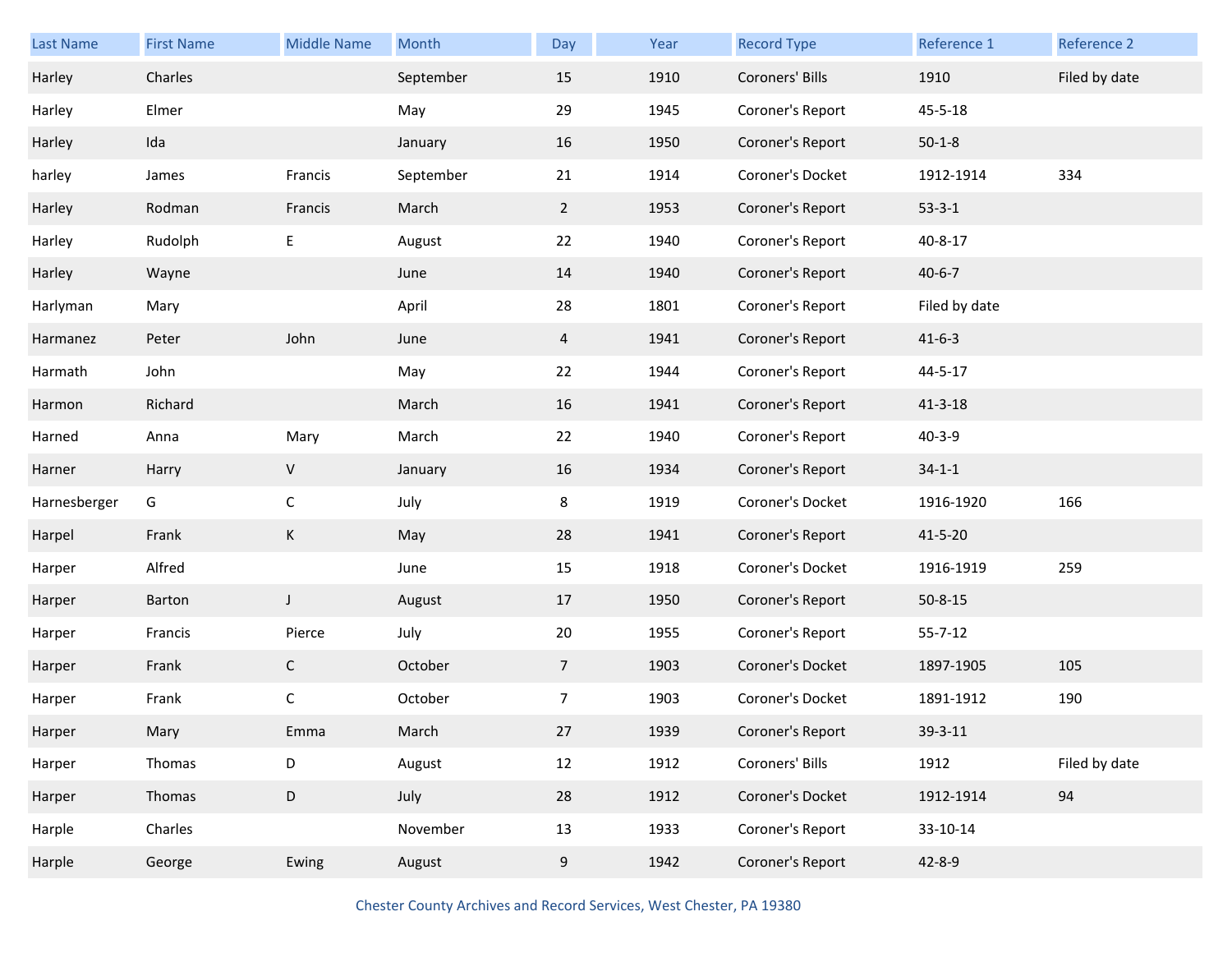| Last Name | First Name | Middle Name | Month | Day | Year | Record Type | Reference 1 | Reference 2 |
|---|---|---|---|---|---|---|---|---|
| Harley | Charles | | September | 15 | 1910 | Coroners' Bills | 1910 | Filed by date |
| Harley | Elmer | | May | 29 | 1945 | Coroner's Report | 45-5-18 | |
| Harley | Ida | | January | 16 | 1950 | Coroner's Report | 50-1-8 | |
| harley | James | Francis | September | 21 | 1914 | Coroner's Docket | 1912-1914 | 334 |
| Harley | Rodman | Francis | March | 2 | 1953 | Coroner's Report | 53-3-1 | |
| Harley | Rudolph | E | August | 22 | 1940 | Coroner's Report | 40-8-17 | |
| Harley | Wayne | | June | 14 | 1940 | Coroner's Report | 40-6-7 | |
| Harlyman | Mary | | April | 28 | 1801 | Coroner's Report | Filed by date | |
| Harmanez | Peter | John | June | 4 | 1941 | Coroner's Report | 41-6-3 | |
| Harmath | John | | May | 22 | 1944 | Coroner's Report | 44-5-17 | |
| Harmon | Richard | | March | 16 | 1941 | Coroner's Report | 41-3-18 | |
| Harned | Anna | Mary | March | 22 | 1940 | Coroner's Report | 40-3-9 | |
| Harner | Harry | V | January | 16 | 1934 | Coroner's Report | 34-1-1 | |
| Harnesberger | G | C | July | 8 | 1919 | Coroner's Docket | 1916-1920 | 166 |
| Harpel | Frank | K | May | 28 | 1941 | Coroner's Report | 41-5-20 | |
| Harper | Alfred | | June | 15 | 1918 | Coroner's Docket | 1916-1919 | 259 |
| Harper | Barton | J | August | 17 | 1950 | Coroner's Report | 50-8-15 | |
| Harper | Francis | Pierce | July | 20 | 1955 | Coroner's Report | 55-7-12 | |
| Harper | Frank | C | October | 7 | 1903 | Coroner's Docket | 1897-1905 | 105 |
| Harper | Frank | C | October | 7 | 1903 | Coroner's Docket | 1891-1912 | 190 |
| Harper | Mary | Emma | March | 27 | 1939 | Coroner's Report | 39-3-11 | |
| Harper | Thomas | D | August | 12 | 1912 | Coroners' Bills | 1912 | Filed by date |
| Harper | Thomas | D | July | 28 | 1912 | Coroner's Docket | 1912-1914 | 94 |
| Harple | Charles | | November | 13 | 1933 | Coroner's Report | 33-10-14 | |
| Harple | George | Ewing | August | 9 | 1942 | Coroner's Report | 42-8-9 | |

Chester County Archives and Record Services, West Chester, PA 19380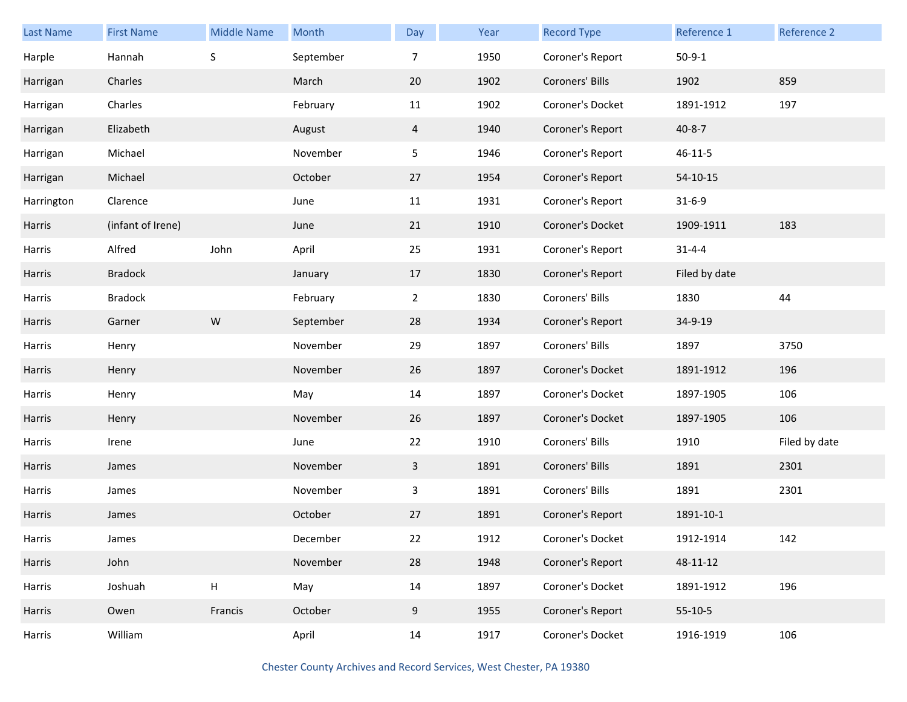| Last Name | First Name | Middle Name | Month | Day | Year | Record Type | Reference 1 | Reference 2 |
| --- | --- | --- | --- | --- | --- | --- | --- | --- |
| Harple | Hannah | S | September | 7 | 1950 | Coroner's Report | 50-9-1 | |
| Harrigan | Charles | | March | 20 | 1902 | Coroners' Bills | 1902 | 859 |
| Harrigan | Charles | | February | 11 | 1902 | Coroner's Docket | 1891-1912 | 197 |
| Harrigan | Elizabeth | | August | 4 | 1940 | Coroner's Report | 40-8-7 | |
| Harrigan | Michael | | November | 5 | 1946 | Coroner's Report | 46-11-5 | |
| Harrigan | Michael | | October | 27 | 1954 | Coroner's Report | 54-10-15 | |
| Harrington | Clarence | | June | 11 | 1931 | Coroner's Report | 31-6-9 | |
| Harris | (infant of Irene) | | June | 21 | 1910 | Coroner's Docket | 1909-1911 | 183 |
| Harris | Alfred | John | April | 25 | 1931 | Coroner's Report | 31-4-4 | |
| Harris | Bradock | | January | 17 | 1830 | Coroner's Report | Filed by date | |
| Harris | Bradock | | February | 2 | 1830 | Coroners' Bills | 1830 | 44 |
| Harris | Garner | W | September | 28 | 1934 | Coroner's Report | 34-9-19 | |
| Harris | Henry | | November | 29 | 1897 | Coroners' Bills | 1897 | 3750 |
| Harris | Henry | | November | 26 | 1897 | Coroner's Docket | 1891-1912 | 196 |
| Harris | Henry | | May | 14 | 1897 | Coroner's Docket | 1897-1905 | 106 |
| Harris | Henry | | November | 26 | 1897 | Coroner's Docket | 1897-1905 | 106 |
| Harris | Irene | | June | 22 | 1910 | Coroners' Bills | 1910 | Filed by date |
| Harris | James | | November | 3 | 1891 | Coroners' Bills | 1891 | 2301 |
| Harris | James | | November | 3 | 1891 | Coroners' Bills | 1891 | 2301 |
| Harris | James | | October | 27 | 1891 | Coroner's Report | 1891-10-1 | |
| Harris | James | | December | 22 | 1912 | Coroner's Docket | 1912-1914 | 142 |
| Harris | John | | November | 28 | 1948 | Coroner's Report | 48-11-12 | |
| Harris | Joshuah | H | May | 14 | 1897 | Coroner's Docket | 1891-1912 | 196 |
| Harris | Owen | Francis | October | 9 | 1955 | Coroner's Report | 55-10-5 | |
| Harris | William | | April | 14 | 1917 | Coroner's Docket | 1916-1919 | 106 |

Chester County Archives and Record Services, West Chester, PA 19380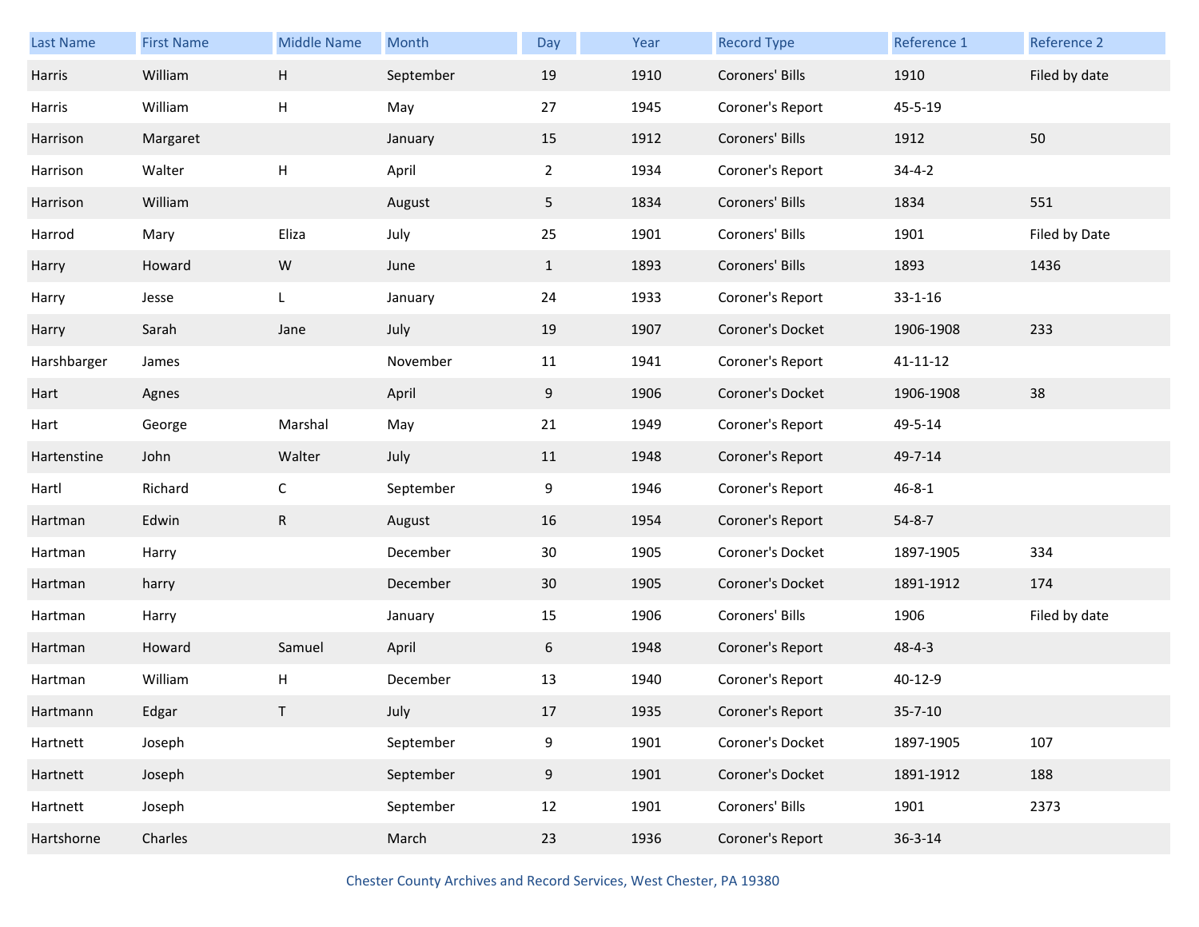| Last Name | First Name | Middle Name | Month | Day | Year | Record Type | Reference 1 | Reference 2 |
|---|---|---|---|---|---|---|---|---|
| Harris | William | H | September | 19 | 1910 | Coroners' Bills | 1910 | Filed by date |
| Harris | William | H | May | 27 | 1945 | Coroner's Report | 45-5-19 | |
| Harrison | Margaret | | January | 15 | 1912 | Coroners' Bills | 1912 | 50 |
| Harrison | Walter | H | April | 2 | 1934 | Coroner's Report | 34-4-2 | |
| Harrison | William | | August | 5 | 1834 | Coroners' Bills | 1834 | 551 |
| Harrod | Mary | Eliza | July | 25 | 1901 | Coroners' Bills | 1901 | Filed by Date |
| Harry | Howard | W | June | 1 | 1893 | Coroners' Bills | 1893 | 1436 |
| Harry | Jesse | L | January | 24 | 1933 | Coroner's Report | 33-1-16 | |
| Harry | Sarah | Jane | July | 19 | 1907 | Coroner's Docket | 1906-1908 | 233 |
| Harshbarger | James | | November | 11 | 1941 | Coroner's Report | 41-11-12 | |
| Hart | Agnes | | April | 9 | 1906 | Coroner's Docket | 1906-1908 | 38 |
| Hart | George | Marshal | May | 21 | 1949 | Coroner's Report | 49-5-14 | |
| Hartenstine | John | Walter | July | 11 | 1948 | Coroner's Report | 49-7-14 | |
| Hartl | Richard | C | September | 9 | 1946 | Coroner's Report | 46-8-1 | |
| Hartman | Edwin | R | August | 16 | 1954 | Coroner's Report | 54-8-7 | |
| Hartman | Harry | | December | 30 | 1905 | Coroner's Docket | 1897-1905 | 334 |
| Hartman | harry | | December | 30 | 1905 | Coroner's Docket | 1891-1912 | 174 |
| Hartman | Harry | | January | 15 | 1906 | Coroners' Bills | 1906 | Filed by date |
| Hartman | Howard | Samuel | April | 6 | 1948 | Coroner's Report | 48-4-3 | |
| Hartman | William | H | December | 13 | 1940 | Coroner's Report | 40-12-9 | |
| Hartmann | Edgar | T | July | 17 | 1935 | Coroner's Report | 35-7-10 | |
| Hartnett | Joseph | | September | 9 | 1901 | Coroner's Docket | 1897-1905 | 107 |
| Hartnett | Joseph | | September | 9 | 1901 | Coroner's Docket | 1891-1912 | 188 |
| Hartnett | Joseph | | September | 12 | 1901 | Coroners' Bills | 1901 | 2373 |
| Hartshorne | Charles | | March | 23 | 1936 | Coroner's Report | 36-3-14 | |

Chester County Archives and Record Services, West Chester, PA 19380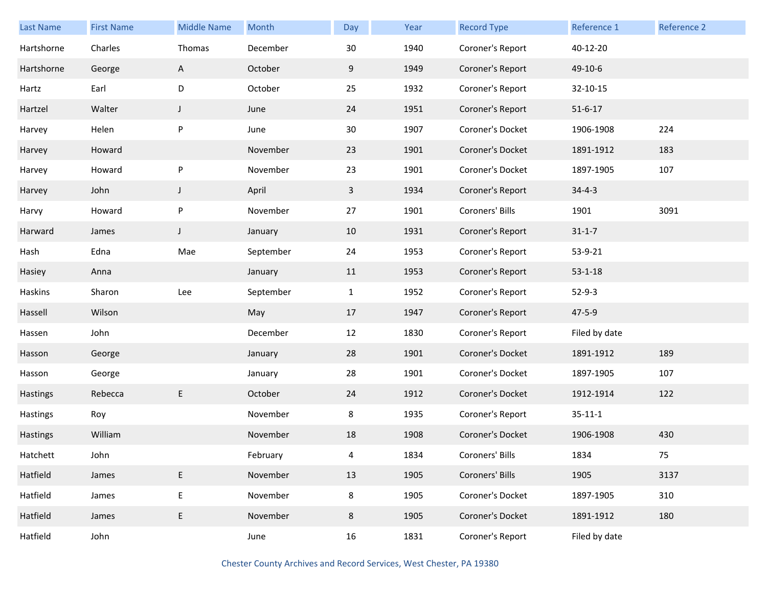| Last Name | First Name | Middle Name | Month | Day | Year | Record Type | Reference 1 | Reference 2 |
|---|---|---|---|---|---|---|---|---|
| Hartshorne | Charles | Thomas | December | 30 | 1940 | Coroner's Report | 40-12-20 | |
| Hartshorne | George | A | October | 9 | 1949 | Coroner's Report | 49-10-6 | |
| Hartz | Earl | D | October | 25 | 1932 | Coroner's Report | 32-10-15 | |
| Hartzel | Walter | J | June | 24 | 1951 | Coroner's Report | 51-6-17 | |
| Harvey | Helen | P | June | 30 | 1907 | Coroner's Docket | 1906-1908 | 224 |
| Harvey | Howard | | November | 23 | 1901 | Coroner's Docket | 1891-1912 | 183 |
| Harvey | Howard | P | November | 23 | 1901 | Coroner's Docket | 1897-1905 | 107 |
| Harvey | John | J | April | 3 | 1934 | Coroner's Report | 34-4-3 | |
| Harvy | Howard | P | November | 27 | 1901 | Coroners' Bills | 1901 | 3091 |
| Harward | James | J | January | 10 | 1931 | Coroner's Report | 31-1-7 | |
| Hash | Edna | Mae | September | 24 | 1953 | Coroner's Report | 53-9-21 | |
| Hasiey | Anna | | January | 11 | 1953 | Coroner's Report | 53-1-18 | |
| Haskins | Sharon | Lee | September | 1 | 1952 | Coroner's Report | 52-9-3 | |
| Hassell | Wilson | | May | 17 | 1947 | Coroner's Report | 47-5-9 | |
| Hassen | John | | December | 12 | 1830 | Coroner's Report | Filed by date | |
| Hasson | George | | January | 28 | 1901 | Coroner's Docket | 1891-1912 | 189 |
| Hasson | George | | January | 28 | 1901 | Coroner's Docket | 1897-1905 | 107 |
| Hastings | Rebecca | E | October | 24 | 1912 | Coroner's Docket | 1912-1914 | 122 |
| Hastings | Roy | | November | 8 | 1935 | Coroner's Report | 35-11-1 | |
| Hastings | William | | November | 18 | 1908 | Coroner's Docket | 1906-1908 | 430 |
| Hatchett | John | | February | 4 | 1834 | Coroners' Bills | 1834 | 75 |
| Hatfield | James | E | November | 13 | 1905 | Coroners' Bills | 1905 | 3137 |
| Hatfield | James | E | November | 8 | 1905 | Coroner's Docket | 1897-1905 | 310 |
| Hatfield | James | E | November | 8 | 1905 | Coroner's Docket | 1891-1912 | 180 |
| Hatfield | John | | June | 16 | 1831 | Coroner's Report | Filed by date | |

Chester County Archives and Record Services, West Chester, PA 19380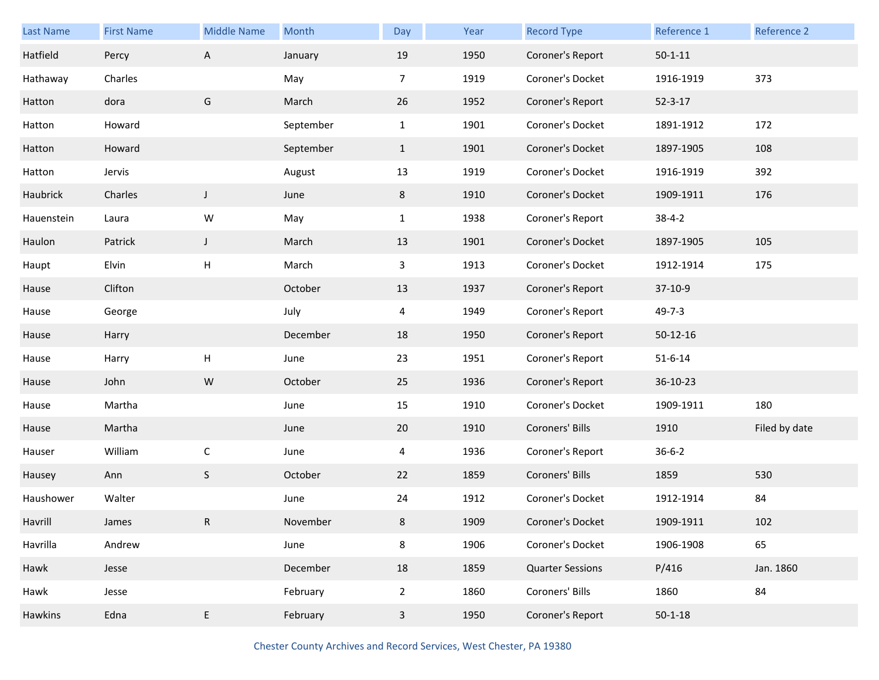| Last Name | First Name | Middle Name | Month | Day | Year | Record Type | Reference 1 | Reference 2 |
|---|---|---|---|---|---|---|---|---|
| Hatfield | Percy | A | January | 19 | 1950 | Coroner's Report | 50-1-11 | |
| Hathaway | Charles | | May | 7 | 1919 | Coroner's Docket | 1916-1919 | 373 |
| Hatton | dora | G | March | 26 | 1952 | Coroner's Report | 52-3-17 | |
| Hatton | Howard | | September | 1 | 1901 | Coroner's Docket | 1891-1912 | 172 |
| Hatton | Howard | | September | 1 | 1901 | Coroner's Docket | 1897-1905 | 108 |
| Hatton | Jervis | | August | 13 | 1919 | Coroner's Docket | 1916-1919 | 392 |
| Haubrick | Charles | J | June | 8 | 1910 | Coroner's Docket | 1909-1911 | 176 |
| Hauenstein | Laura | W | May | 1 | 1938 | Coroner's Report | 38-4-2 | |
| Haulon | Patrick | J | March | 13 | 1901 | Coroner's Docket | 1897-1905 | 105 |
| Haupt | Elvin | H | March | 3 | 1913 | Coroner's Docket | 1912-1914 | 175 |
| Hause | Clifton | | October | 13 | 1937 | Coroner's Report | 37-10-9 | |
| Hause | George | | July | 4 | 1949 | Coroner's Report | 49-7-3 | |
| Hause | Harry | | December | 18 | 1950 | Coroner's Report | 50-12-16 | |
| Hause | Harry | H | June | 23 | 1951 | Coroner's Report | 51-6-14 | |
| Hause | John | W | October | 25 | 1936 | Coroner's Report | 36-10-23 | |
| Hause | Martha | | June | 15 | 1910 | Coroner's Docket | 1909-1911 | 180 |
| Hause | Martha | | June | 20 | 1910 | Coroners' Bills | 1910 | Filed by date |
| Hauser | William | C | June | 4 | 1936 | Coroner's Report | 36-6-2 | |
| Hausey | Ann | S | October | 22 | 1859 | Coroners' Bills | 1859 | 530 |
| Haushower | Walter | | June | 24 | 1912 | Coroner's Docket | 1912-1914 | 84 |
| Havrill | James | R | November | 8 | 1909 | Coroner's Docket | 1909-1911 | 102 |
| Havrilla | Andrew | | June | 8 | 1906 | Coroner's Docket | 1906-1908 | 65 |
| Hawk | Jesse | | December | 18 | 1859 | Quarter Sessions | P/416 | Jan. 1860 |
| Hawk | Jesse | | February | 2 | 1860 | Coroners' Bills | 1860 | 84 |
| Hawkins | Edna | E | February | 3 | 1950 | Coroner's Report | 50-1-18 | |

Chester County Archives and Record Services, West Chester, PA 19380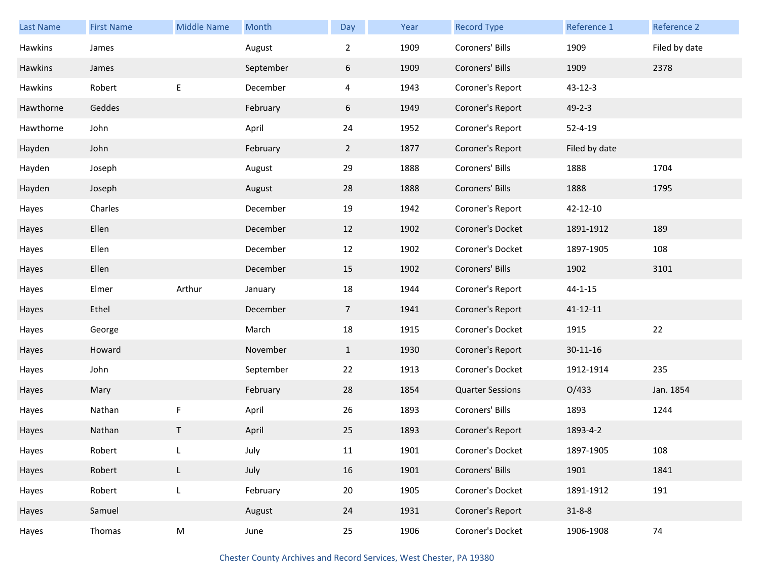| Last Name | First Name | Middle Name | Month | Day | Year | Record Type | Reference 1 | Reference 2 |
|---|---|---|---|---|---|---|---|---|
| Hawkins | James | | August | 2 | 1909 | Coroners' Bills | 1909 | Filed by date |
| Hawkins | James | | September | 6 | 1909 | Coroners' Bills | 1909 | 2378 |
| Hawkins | Robert | E | December | 4 | 1943 | Coroner's Report | 43-12-3 | |
| Hawthorne | Geddes | | February | 6 | 1949 | Coroner's Report | 49-2-3 | |
| Hawthorne | John | | April | 24 | 1952 | Coroner's Report | 52-4-19 | |
| Hayden | John | | February | 2 | 1877 | Coroner's Report | Filed by date | |
| Hayden | Joseph | | August | 29 | 1888 | Coroners' Bills | 1888 | 1704 |
| Hayden | Joseph | | August | 28 | 1888 | Coroners' Bills | 1888 | 1795 |
| Hayes | Charles | | December | 19 | 1942 | Coroner's Report | 42-12-10 | |
| Hayes | Ellen | | December | 12 | 1902 | Coroner's Docket | 1891-1912 | 189 |
| Hayes | Ellen | | December | 12 | 1902 | Coroner's Docket | 1897-1905 | 108 |
| Hayes | Ellen | | December | 15 | 1902 | Coroners' Bills | 1902 | 3101 |
| Hayes | Elmer | Arthur | January | 18 | 1944 | Coroner's Report | 44-1-15 | |
| Hayes | Ethel | | December | 7 | 1941 | Coroner's Report | 41-12-11 | |
| Hayes | George | | March | 18 | 1915 | Coroner's Docket | 1915 | 22 |
| Hayes | Howard | | November | 1 | 1930 | Coroner's Report | 30-11-16 | |
| Hayes | John | | September | 22 | 1913 | Coroner's Docket | 1912-1914 | 235 |
| Hayes | Mary | | February | 28 | 1854 | Quarter Sessions | O/433 | Jan. 1854 |
| Hayes | Nathan | F | April | 26 | 1893 | Coroners' Bills | 1893 | 1244 |
| Hayes | Nathan | T | April | 25 | 1893 | Coroner's Report | 1893-4-2 | |
| Hayes | Robert | L | July | 11 | 1901 | Coroner's Docket | 1897-1905 | 108 |
| Hayes | Robert | L | July | 16 | 1901 | Coroners' Bills | 1901 | 1841 |
| Hayes | Robert | L | February | 20 | 1905 | Coroner's Docket | 1891-1912 | 191 |
| Hayes | Samuel | | August | 24 | 1931 | Coroner's Report | 31-8-8 | |
| Hayes | Thomas | M | June | 25 | 1906 | Coroner's Docket | 1906-1908 | 74 |

Chester County Archives and Record Services, West Chester, PA 19380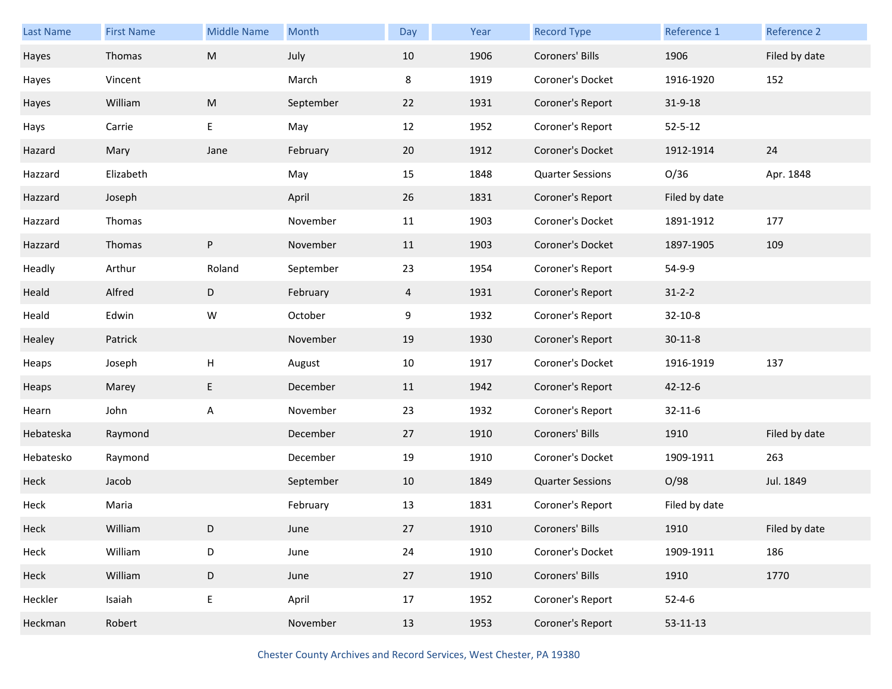| Last Name | First Name | Middle Name | Month | Day | Year | Record Type | Reference 1 | Reference 2 |
|---|---|---|---|---|---|---|---|---|
| Hayes | Thomas | M | July | 10 | 1906 | Coroners' Bills | 1906 | Filed by date |
| Hayes | Vincent | | March | 8 | 1919 | Coroner's Docket | 1916-1920 | 152 |
| Hayes | William | M | September | 22 | 1931 | Coroner's Report | 31-9-18 | |
| Hays | Carrie | E | May | 12 | 1952 | Coroner's Report | 52-5-12 | |
| Hazard | Mary | Jane | February | 20 | 1912 | Coroner's Docket | 1912-1914 | 24 |
| Hazzard | Elizabeth | | May | 15 | 1848 | Quarter Sessions | O/36 | Apr. 1848 |
| Hazzard | Joseph | | April | 26 | 1831 | Coroner's Report | Filed by date | |
| Hazzard | Thomas | | November | 11 | 1903 | Coroner's Docket | 1891-1912 | 177 |
| Hazzard | Thomas | P | November | 11 | 1903 | Coroner's Docket | 1897-1905 | 109 |
| Headly | Arthur | Roland | September | 23 | 1954 | Coroner's Report | 54-9-9 | |
| Heald | Alfred | D | February | 4 | 1931 | Coroner's Report | 31-2-2 | |
| Heald | Edwin | W | October | 9 | 1932 | Coroner's Report | 32-10-8 | |
| Healey | Patrick | | November | 19 | 1930 | Coroner's Report | 30-11-8 | |
| Heaps | Joseph | H | August | 10 | 1917 | Coroner's Docket | 1916-1919 | 137 |
| Heaps | Marey | E | December | 11 | 1942 | Coroner's Report | 42-12-6 | |
| Hearn | John | A | November | 23 | 1932 | Coroner's Report | 32-11-6 | |
| Hebateska | Raymond | | December | 27 | 1910 | Coroners' Bills | 1910 | Filed by date |
| Hebatesko | Raymond | | December | 19 | 1910 | Coroner's Docket | 1909-1911 | 263 |
| Heck | Jacob | | September | 10 | 1849 | Quarter Sessions | O/98 | Jul. 1849 |
| Heck | Maria | | February | 13 | 1831 | Coroner's Report | Filed by date | |
| Heck | William | D | June | 27 | 1910 | Coroners' Bills | 1910 | Filed by date |
| Heck | William | D | June | 24 | 1910 | Coroner's Docket | 1909-1911 | 186 |
| Heck | William | D | June | 27 | 1910 | Coroners' Bills | 1910 | 1770 |
| Heckler | Isaiah | E | April | 17 | 1952 | Coroner's Report | 52-4-6 | |
| Heckman | Robert | | November | 13 | 1953 | Coroner's Report | 53-11-13 | |

Chester County Archives and Record Services, West Chester, PA 19380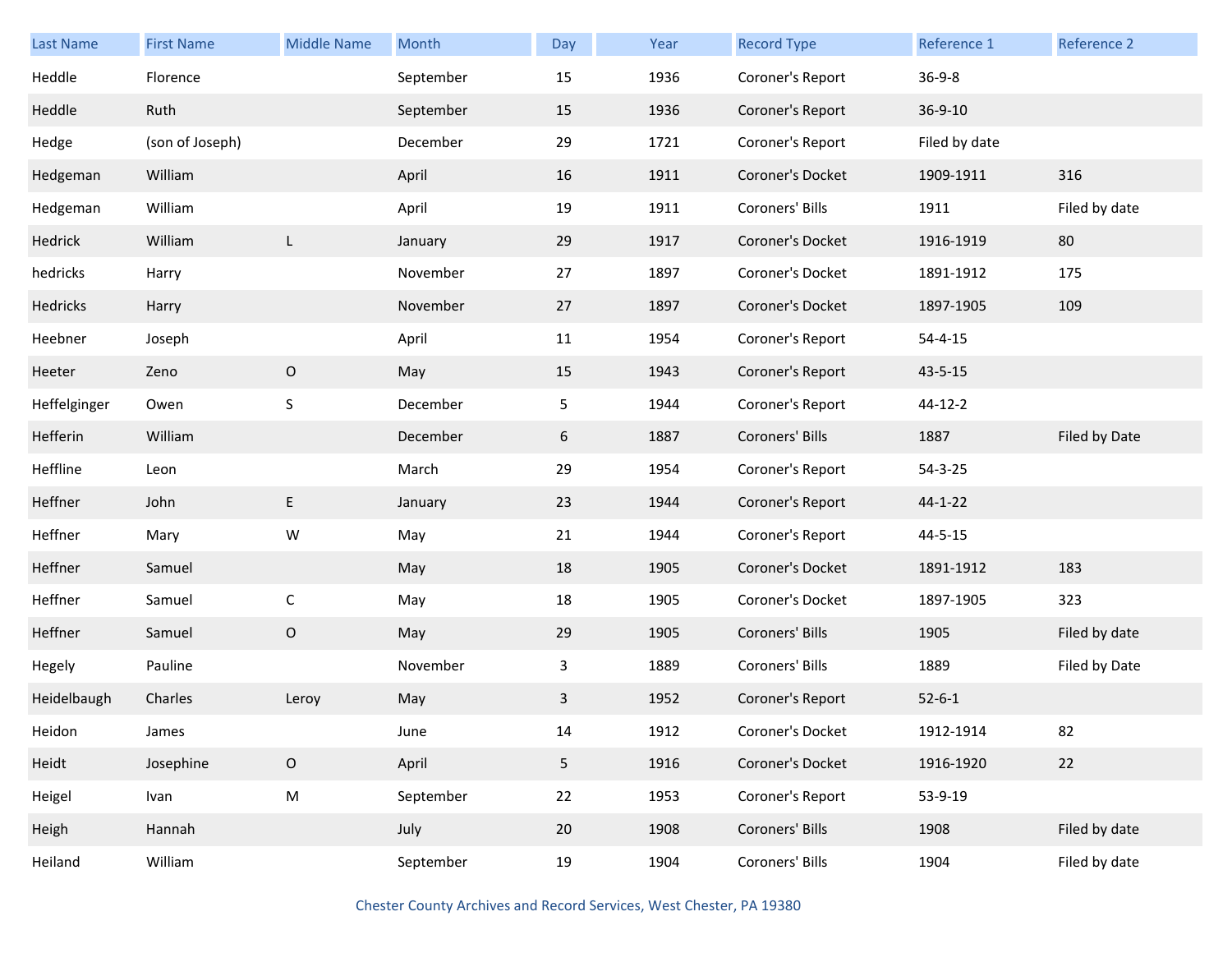| Last Name | First Name | Middle Name | Month | Day | Year | Record Type | Reference 1 | Reference 2 |
|---|---|---|---|---|---|---|---|---|
| Heddle | Florence | | September | 15 | 1936 | Coroner's Report | 36-9-8 | |
| Heddle | Ruth | | September | 15 | 1936 | Coroner's Report | 36-9-10 | |
| Hedge | (son of Joseph) | | December | 29 | 1721 | Coroner's Report | Filed by date | |
| Hedgeman | William | | April | 16 | 1911 | Coroner's Docket | 1909-1911 | 316 |
| Hedgeman | William | | April | 19 | 1911 | Coroners' Bills | 1911 | Filed by date |
| Hedrick | William | L | January | 29 | 1917 | Coroner's Docket | 1916-1919 | 80 |
| hedricks | Harry | | November | 27 | 1897 | Coroner's Docket | 1891-1912 | 175 |
| Hedricks | Harry | | November | 27 | 1897 | Coroner's Docket | 1897-1905 | 109 |
| Heebner | Joseph | | April | 11 | 1954 | Coroner's Report | 54-4-15 | |
| Heeter | Zeno | O | May | 15 | 1943 | Coroner's Report | 43-5-15 | |
| Heffelginger | Owen | S | December | 5 | 1944 | Coroner's Report | 44-12-2 | |
| Hefferin | William | | December | 6 | 1887 | Coroners' Bills | 1887 | Filed by Date |
| Heffline | Leon | | March | 29 | 1954 | Coroner's Report | 54-3-25 | |
| Heffner | John | E | January | 23 | 1944 | Coroner's Report | 44-1-22 | |
| Heffner | Mary | W | May | 21 | 1944 | Coroner's Report | 44-5-15 | |
| Heffner | Samuel | | May | 18 | 1905 | Coroner's Docket | 1891-1912 | 183 |
| Heffner | Samuel | C | May | 18 | 1905 | Coroner's Docket | 1897-1905 | 323 |
| Heffner | Samuel | O | May | 29 | 1905 | Coroners' Bills | 1905 | Filed by date |
| Hegely | Pauline | | November | 3 | 1889 | Coroners' Bills | 1889 | Filed by Date |
| Heidelbaugh | Charles | Leroy | May | 3 | 1952 | Coroner's Report | 52-6-1 | |
| Heidon | James | | June | 14 | 1912 | Coroner's Docket | 1912-1914 | 82 |
| Heidt | Josephine | O | April | 5 | 1916 | Coroner's Docket | 1916-1920 | 22 |
| Heigel | Ivan | M | September | 22 | 1953 | Coroner's Report | 53-9-19 | |
| Heigh | Hannah | | July | 20 | 1908 | Coroners' Bills | 1908 | Filed by date |
| Heiland | William | | September | 19 | 1904 | Coroners' Bills | 1904 | Filed by date |

Chester County Archives and Record Services, West Chester, PA 19380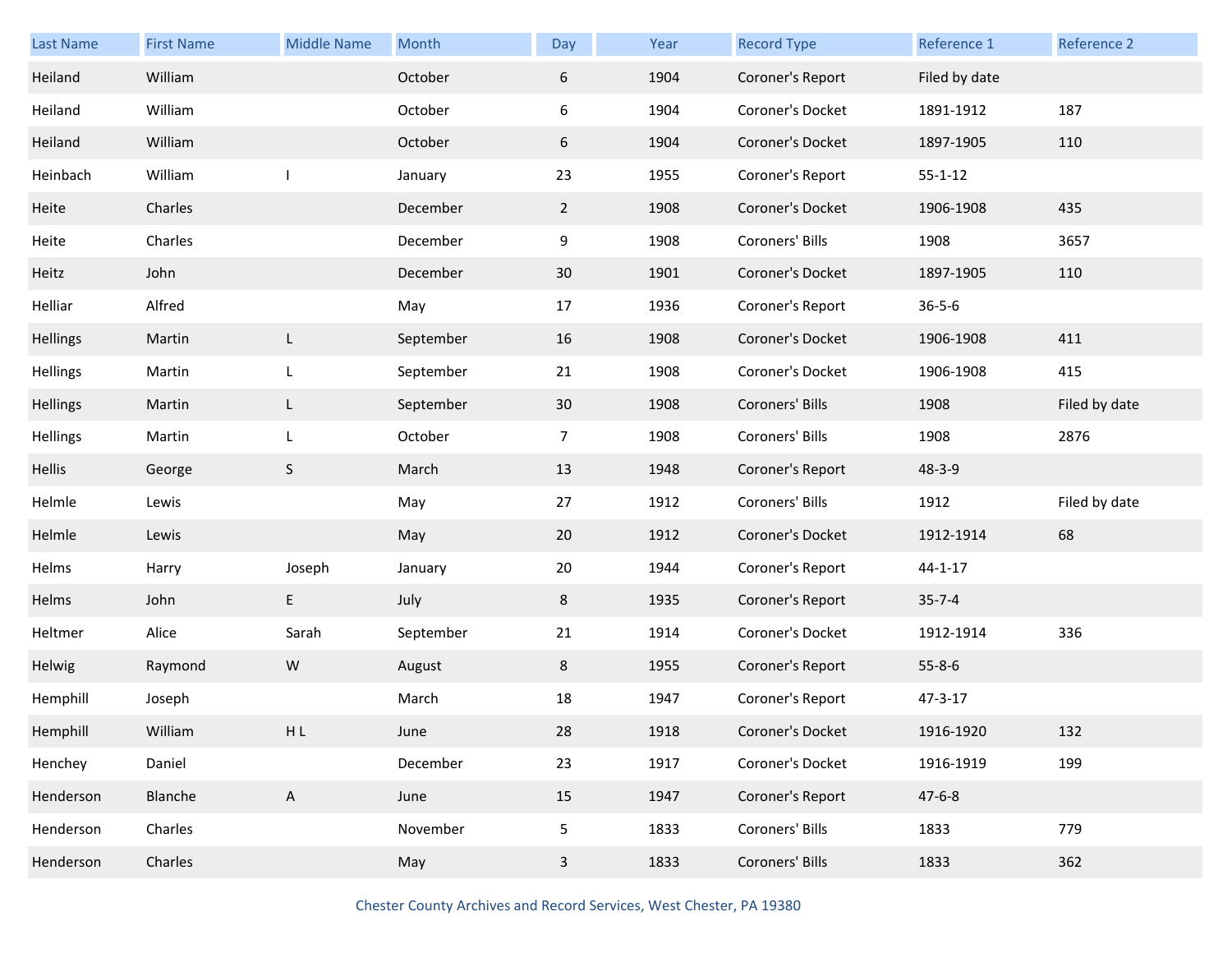| Last Name | First Name | Middle Name | Month | Day | Year | Record Type | Reference 1 | Reference 2 |
|---|---|---|---|---|---|---|---|---|
| Heiland | William | | October | 6 | 1904 | Coroner's Report | Filed by date | |
| Heiland | William | | October | 6 | 1904 | Coroner's Docket | 1891-1912 | 187 |
| Heiland | William | | October | 6 | 1904 | Coroner's Docket | 1897-1905 | 110 |
| Heinbach | William | I | January | 23 | 1955 | Coroner's Report | 55-1-12 | |
| Heite | Charles | | December | 2 | 1908 | Coroner's Docket | 1906-1908 | 435 |
| Heite | Charles | | December | 9 | 1908 | Coroners' Bills | 1908 | 3657 |
| Heitz | John | | December | 30 | 1901 | Coroner's Docket | 1897-1905 | 110 |
| Helliar | Alfred | | May | 17 | 1936 | Coroner's Report | 36-5-6 | |
| Hellings | Martin | L | September | 16 | 1908 | Coroner's Docket | 1906-1908 | 411 |
| Hellings | Martin | L | September | 21 | 1908 | Coroner's Docket | 1906-1908 | 415 |
| Hellings | Martin | L | September | 30 | 1908 | Coroners' Bills | 1908 | Filed by date |
| Hellings | Martin | L | October | 7 | 1908 | Coroners' Bills | 1908 | 2876 |
| Hellis | George | S | March | 13 | 1948 | Coroner's Report | 48-3-9 | |
| Helmle | Lewis | | May | 27 | 1912 | Coroners' Bills | 1912 | Filed by date |
| Helmle | Lewis | | May | 20 | 1912 | Coroner's Docket | 1912-1914 | 68 |
| Helms | Harry | Joseph | January | 20 | 1944 | Coroner's Report | 44-1-17 | |
| Helms | John | E | July | 8 | 1935 | Coroner's Report | 35-7-4 | |
| Heltmer | Alice | Sarah | September | 21 | 1914 | Coroner's Docket | 1912-1914 | 336 |
| Helwig | Raymond | W | August | 8 | 1955 | Coroner's Report | 55-8-6 | |
| Hemphill | Joseph | | March | 18 | 1947 | Coroner's Report | 47-3-17 | |
| Hemphill | William | H L | June | 28 | 1918 | Coroner's Docket | 1916-1920 | 132 |
| Henchey | Daniel | | December | 23 | 1917 | Coroner's Docket | 1916-1919 | 199 |
| Henderson | Blanche | A | June | 15 | 1947 | Coroner's Report | 47-6-8 | |
| Henderson | Charles | | November | 5 | 1833 | Coroners' Bills | 1833 | 779 |
| Henderson | Charles | | May | 3 | 1833 | Coroners' Bills | 1833 | 362 |

Chester County Archives and Record Services, West Chester, PA 19380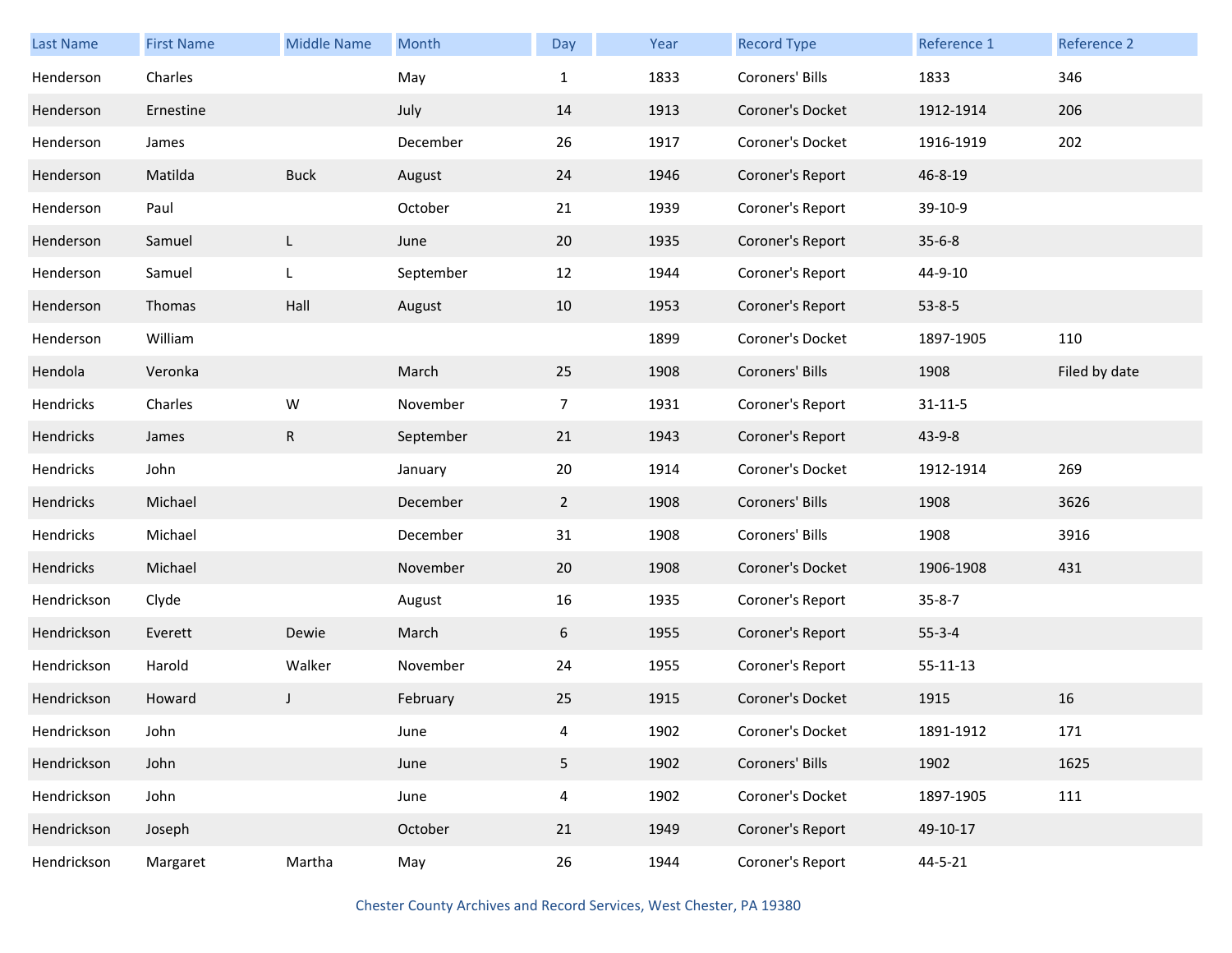| Last Name | First Name | Middle Name | Month | Day | Year | Record Type | Reference 1 | Reference 2 |
|---|---|---|---|---|---|---|---|---|
| Henderson | Charles | | May | 1 | 1833 | Coroners' Bills | 1833 | 346 |
| Henderson | Ernestine | | July | 14 | 1913 | Coroner's Docket | 1912-1914 | 206 |
| Henderson | James | | December | 26 | 1917 | Coroner's Docket | 1916-1919 | 202 |
| Henderson | Matilda | Buck | August | 24 | 1946 | Coroner's Report | 46-8-19 | |
| Henderson | Paul | | October | 21 | 1939 | Coroner's Report | 39-10-9 | |
| Henderson | Samuel | L | June | 20 | 1935 | Coroner's Report | 35-6-8 | |
| Henderson | Samuel | L | September | 12 | 1944 | Coroner's Report | 44-9-10 | |
| Henderson | Thomas | Hall | August | 10 | 1953 | Coroner's Report | 53-8-5 | |
| Henderson | William | | | | 1899 | Coroner's Docket | 1897-1905 | 110 |
| Hendola | Veronka | | March | 25 | 1908 | Coroners' Bills | 1908 | Filed by date |
| Hendricks | Charles | W | November | 7 | 1931 | Coroner's Report | 31-11-5 | |
| Hendricks | James | R | September | 21 | 1943 | Coroner's Report | 43-9-8 | |
| Hendricks | John | | January | 20 | 1914 | Coroner's Docket | 1912-1914 | 269 |
| Hendricks | Michael | | December | 2 | 1908 | Coroners' Bills | 1908 | 3626 |
| Hendricks | Michael | | December | 31 | 1908 | Coroners' Bills | 1908 | 3916 |
| Hendricks | Michael | | November | 20 | 1908 | Coroner's Docket | 1906-1908 | 431 |
| Hendrickson | Clyde | | August | 16 | 1935 | Coroner's Report | 35-8-7 | |
| Hendrickson | Everett | Dewie | March | 6 | 1955 | Coroner's Report | 55-3-4 | |
| Hendrickson | Harold | Walker | November | 24 | 1955 | Coroner's Report | 55-11-13 | |
| Hendrickson | Howard | J | February | 25 | 1915 | Coroner's Docket | 1915 | 16 |
| Hendrickson | John | | June | 4 | 1902 | Coroner's Docket | 1891-1912 | 171 |
| Hendrickson | John | | June | 5 | 1902 | Coroners' Bills | 1902 | 1625 |
| Hendrickson | John | | June | 4 | 1902 | Coroner's Docket | 1897-1905 | 111 |
| Hendrickson | Joseph | | October | 21 | 1949 | Coroner's Report | 49-10-17 | |
| Hendrickson | Margaret | Martha | May | 26 | 1944 | Coroner's Report | 44-5-21 | |

Chester County Archives and Record Services, West Chester, PA 19380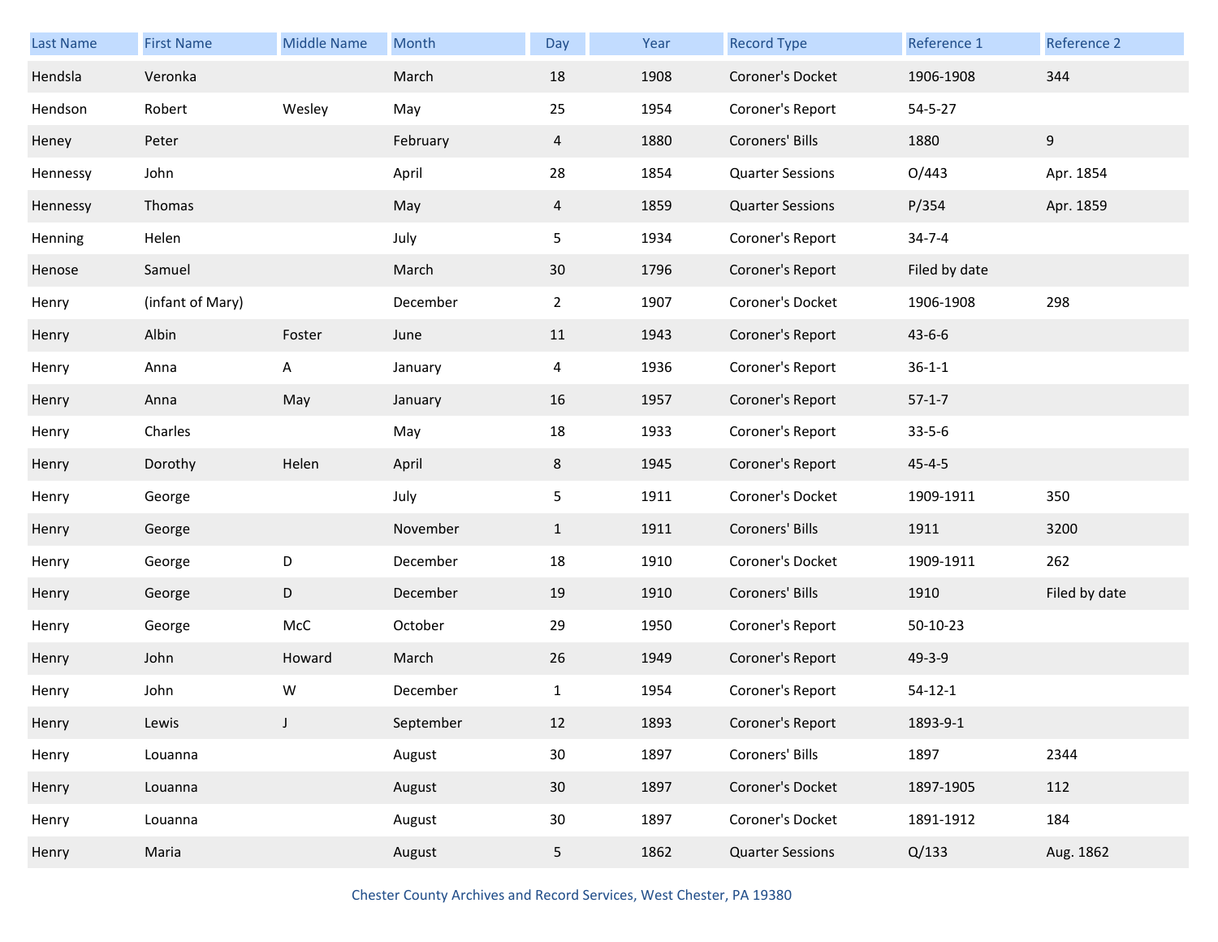| Last Name | First Name | Middle Name | Month | Day | Year | Record Type | Reference 1 | Reference 2 |
|---|---|---|---|---|---|---|---|---|
| Hendsla | Veronka | | March | 18 | 1908 | Coroner's Docket | 1906-1908 | 344 |
| Hendson | Robert | Wesley | May | 25 | 1954 | Coroner's Report | 54-5-27 | |
| Heney | Peter | | February | 4 | 1880 | Coroners' Bills | 1880 | 9 |
| Hennessy | John | | April | 28 | 1854 | Quarter Sessions | O/443 | Apr. 1854 |
| Hennessy | Thomas | | May | 4 | 1859 | Quarter Sessions | P/354 | Apr. 1859 |
| Henning | Helen | | July | 5 | 1934 | Coroner's Report | 34-7-4 | |
| Henose | Samuel | | March | 30 | 1796 | Coroner's Report | Filed by date | |
| Henry | (infant of Mary) | | December | 2 | 1907 | Coroner's Docket | 1906-1908 | 298 |
| Henry | Albin | Foster | June | 11 | 1943 | Coroner's Report | 43-6-6 | |
| Henry | Anna | A | January | 4 | 1936 | Coroner's Report | 36-1-1 | |
| Henry | Anna | May | January | 16 | 1957 | Coroner's Report | 57-1-7 | |
| Henry | Charles | | May | 18 | 1933 | Coroner's Report | 33-5-6 | |
| Henry | Dorothy | Helen | April | 8 | 1945 | Coroner's Report | 45-4-5 | |
| Henry | George | | July | 5 | 1911 | Coroner's Docket | 1909-1911 | 350 |
| Henry | George | | November | 1 | 1911 | Coroners' Bills | 1911 | 3200 |
| Henry | George | D | December | 18 | 1910 | Coroner's Docket | 1909-1911 | 262 |
| Henry | George | D | December | 19 | 1910 | Coroners' Bills | 1910 | Filed by date |
| Henry | George | McC | October | 29 | 1950 | Coroner's Report | 50-10-23 | |
| Henry | John | Howard | March | 26 | 1949 | Coroner's Report | 49-3-9 | |
| Henry | John | W | December | 1 | 1954 | Coroner's Report | 54-12-1 | |
| Henry | Lewis | J | September | 12 | 1893 | Coroner's Report | 1893-9-1 | |
| Henry | Louanna | | August | 30 | 1897 | Coroners' Bills | 1897 | 2344 |
| Henry | Louanna | | August | 30 | 1897 | Coroner's Docket | 1897-1905 | 112 |
| Henry | Louanna | | August | 30 | 1897 | Coroner's Docket | 1891-1912 | 184 |
| Henry | Maria | | August | 5 | 1862 | Quarter Sessions | Q/133 | Aug. 1862 |

Chester County Archives and Record Services, West Chester, PA 19380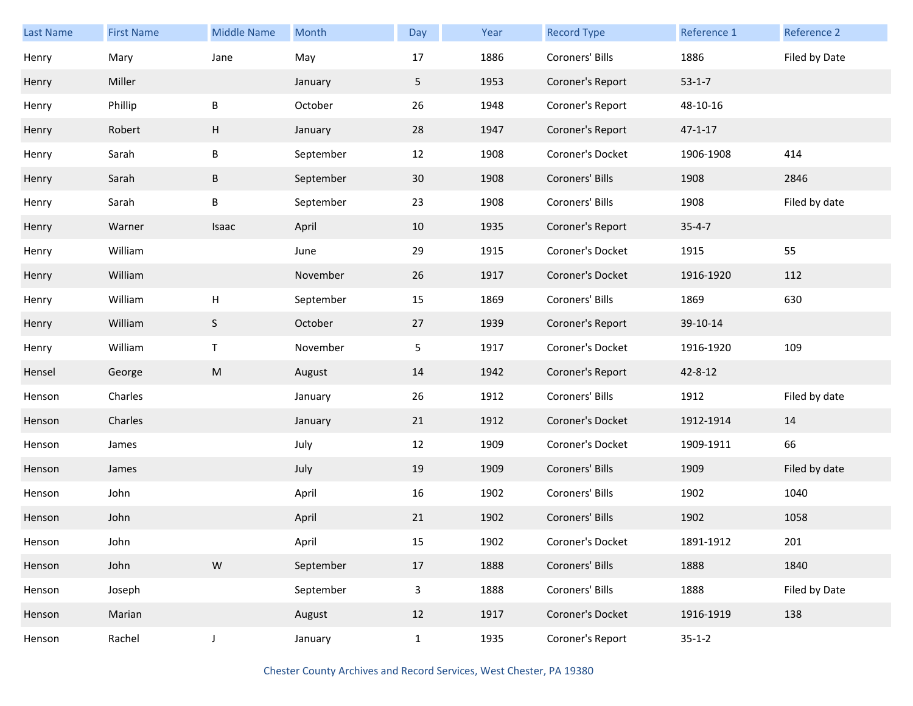| Last Name | First Name | Middle Name | Month | Day | Year | Record Type | Reference 1 | Reference 2 |
|---|---|---|---|---|---|---|---|---|
| Henry | Mary | Jane | May | 17 | 1886 | Coroners' Bills | 1886 | Filed by Date |
| Henry | Miller | | January | 5 | 1953 | Coroner's Report | 53-1-7 | |
| Henry | Phillip | B | October | 26 | 1948 | Coroner's Report | 48-10-16 | |
| Henry | Robert | H | January | 28 | 1947 | Coroner's Report | 47-1-17 | |
| Henry | Sarah | B | September | 12 | 1908 | Coroner's Docket | 1906-1908 | 414 |
| Henry | Sarah | B | September | 30 | 1908 | Coroners' Bills | 1908 | 2846 |
| Henry | Sarah | B | September | 23 | 1908 | Coroners' Bills | 1908 | Filed by date |
| Henry | Warner | Isaac | April | 10 | 1935 | Coroner's Report | 35-4-7 | |
| Henry | William | | June | 29 | 1915 | Coroner's Docket | 1915 | 55 |
| Henry | William | | November | 26 | 1917 | Coroner's Docket | 1916-1920 | 112 |
| Henry | William | H | September | 15 | 1869 | Coroners' Bills | 1869 | 630 |
| Henry | William | S | October | 27 | 1939 | Coroner's Report | 39-10-14 | |
| Henry | William | T | November | 5 | 1917 | Coroner's Docket | 1916-1920 | 109 |
| Hensel | George | M | August | 14 | 1942 | Coroner's Report | 42-8-12 | |
| Henson | Charles | | January | 26 | 1912 | Coroners' Bills | 1912 | Filed by date |
| Henson | Charles | | January | 21 | 1912 | Coroner's Docket | 1912-1914 | 14 |
| Henson | James | | July | 12 | 1909 | Coroner's Docket | 1909-1911 | 66 |
| Henson | James | | July | 19 | 1909 | Coroners' Bills | 1909 | Filed by date |
| Henson | John | | April | 16 | 1902 | Coroners' Bills | 1902 | 1040 |
| Henson | John | | April | 21 | 1902 | Coroners' Bills | 1902 | 1058 |
| Henson | John | | April | 15 | 1902 | Coroner's Docket | 1891-1912 | 201 |
| Henson | John | W | September | 17 | 1888 | Coroners' Bills | 1888 | 1840 |
| Henson | Joseph | | September | 3 | 1888 | Coroners' Bills | 1888 | Filed by Date |
| Henson | Marian | | August | 12 | 1917 | Coroner's Docket | 1916-1919 | 138 |
| Henson | Rachel | J | January | 1 | 1935 | Coroner's Report | 35-1-2 | |

Chester County Archives and Record Services, West Chester, PA 19380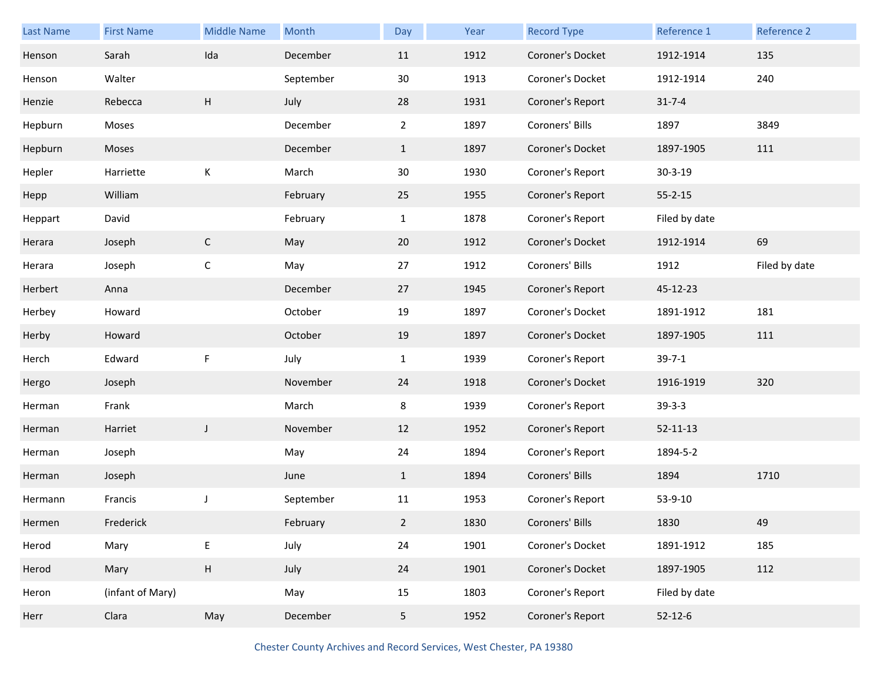| Last Name | First Name | Middle Name | Month | Day | Year | Record Type | Reference 1 | Reference 2 |
|---|---|---|---|---|---|---|---|---|
| Henson | Sarah | Ida | December | 11 | 1912 | Coroner's Docket | 1912-1914 | 135 |
| Henson | Walter | | September | 30 | 1913 | Coroner's Docket | 1912-1914 | 240 |
| Henzie | Rebecca | H | July | 28 | 1931 | Coroner's Report | 31-7-4 | |
| Hepburn | Moses | | December | 2 | 1897 | Coroners' Bills | 1897 | 3849 |
| Hepburn | Moses | | December | 1 | 1897 | Coroner's Docket | 1897-1905 | 111 |
| Hepler | Harriette | K | March | 30 | 1930 | Coroner's Report | 30-3-19 | |
| Hepp | William | | February | 25 | 1955 | Coroner's Report | 55-2-15 | |
| Heppart | David | | February | 1 | 1878 | Coroner's Report | Filed by date | |
| Herara | Joseph | C | May | 20 | 1912 | Coroner's Docket | 1912-1914 | 69 |
| Herara | Joseph | C | May | 27 | 1912 | Coroners' Bills | 1912 | Filed by date |
| Herbert | Anna | | December | 27 | 1945 | Coroner's Report | 45-12-23 | |
| Herbey | Howard | | October | 19 | 1897 | Coroner's Docket | 1891-1912 | 181 |
| Herby | Howard | | October | 19 | 1897 | Coroner's Docket | 1897-1905 | 111 |
| Herch | Edward | F | July | 1 | 1939 | Coroner's Report | 39-7-1 | |
| Hergo | Joseph | | November | 24 | 1918 | Coroner's Docket | 1916-1919 | 320 |
| Herman | Frank | | March | 8 | 1939 | Coroner's Report | 39-3-3 | |
| Herman | Harriet | J | November | 12 | 1952 | Coroner's Report | 52-11-13 | |
| Herman | Joseph | | May | 24 | 1894 | Coroner's Report | 1894-5-2 | |
| Herman | Joseph | | June | 1 | 1894 | Coroners' Bills | 1894 | 1710 |
| Hermann | Francis | J | September | 11 | 1953 | Coroner's Report | 53-9-10 | |
| Hermen | Frederick | | February | 2 | 1830 | Coroners' Bills | 1830 | 49 |
| Herod | Mary | E | July | 24 | 1901 | Coroner's Docket | 1891-1912 | 185 |
| Herod | Mary | H | July | 24 | 1901 | Coroner's Docket | 1897-1905 | 112 |
| Heron | (infant of Mary) | | May | 15 | 1803 | Coroner's Report | Filed by date | |
| Herr | Clara | May | December | 5 | 1952 | Coroner's Report | 52-12-6 | |

Chester County Archives and Record Services, West Chester, PA 19380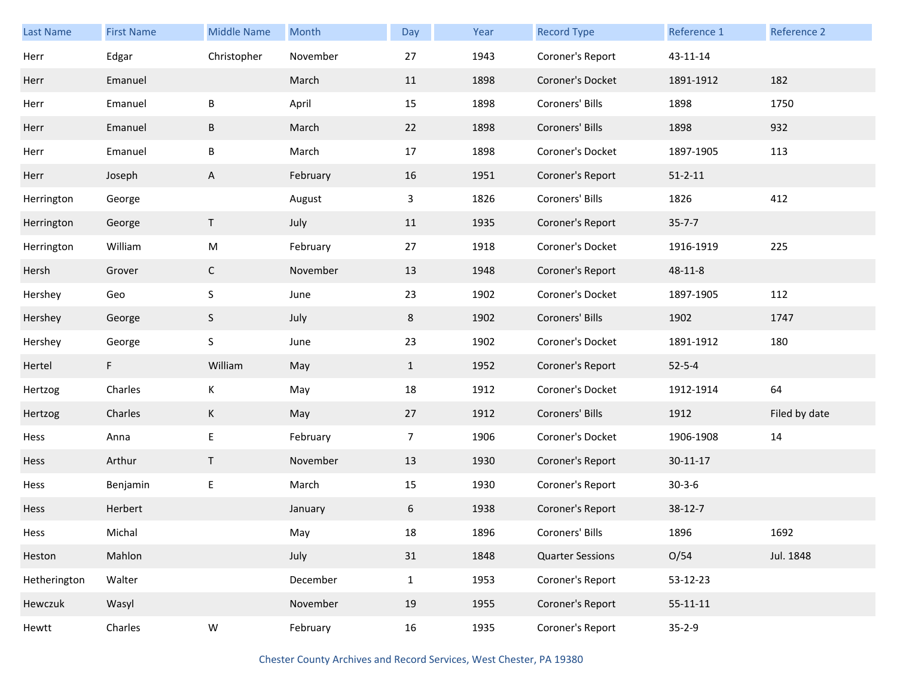| Last Name | First Name | Middle Name | Month | Day | Year | Record Type | Reference 1 | Reference 2 |
|---|---|---|---|---|---|---|---|---|
| Herr | Edgar | Christopher | November | 27 | 1943 | Coroner's Report | 43-11-14 | |
| Herr | Emanuel | | March | 11 | 1898 | Coroner's Docket | 1891-1912 | 182 |
| Herr | Emanuel | B | April | 15 | 1898 | Coroners' Bills | 1898 | 1750 |
| Herr | Emanuel | B | March | 22 | 1898 | Coroners' Bills | 1898 | 932 |
| Herr | Emanuel | B | March | 17 | 1898 | Coroner's Docket | 1897-1905 | 113 |
| Herr | Joseph | A | February | 16 | 1951 | Coroner's Report | 51-2-11 | |
| Herrington | George | | August | 3 | 1826 | Coroners' Bills | 1826 | 412 |
| Herrington | George | T | July | 11 | 1935 | Coroner's Report | 35-7-7 | |
| Herrington | William | M | February | 27 | 1918 | Coroner's Docket | 1916-1919 | 225 |
| Hersh | Grover | C | November | 13 | 1948 | Coroner's Report | 48-11-8 | |
| Hershey | Geo | S | June | 23 | 1902 | Coroner's Docket | 1897-1905 | 112 |
| Hershey | George | S | July | 8 | 1902 | Coroners' Bills | 1902 | 1747 |
| Hershey | George | S | June | 23 | 1902 | Coroner's Docket | 1891-1912 | 180 |
| Hertel | F | William | May | 1 | 1952 | Coroner's Report | 52-5-4 | |
| Hertzog | Charles | K | May | 18 | 1912 | Coroner's Docket | 1912-1914 | 64 |
| Hertzog | Charles | K | May | 27 | 1912 | Coroners' Bills | 1912 | Filed by date |
| Hess | Anna | E | February | 7 | 1906 | Coroner's Docket | 1906-1908 | 14 |
| Hess | Arthur | T | November | 13 | 1930 | Coroner's Report | 30-11-17 | |
| Hess | Benjamin | E | March | 15 | 1930 | Coroner's Report | 30-3-6 | |
| Hess | Herbert | | January | 6 | 1938 | Coroner's Report | 38-12-7 | |
| Hess | Michal | | May | 18 | 1896 | Coroners' Bills | 1896 | 1692 |
| Heston | Mahlon | | July | 31 | 1848 | Quarter Sessions | O/54 | Jul. 1848 |
| Hetherington | Walter | | December | 1 | 1953 | Coroner's Report | 53-12-23 | |
| Hewczuk | Wasyl | | November | 19 | 1955 | Coroner's Report | 55-11-11 | |
| Hewtt | Charles | W | February | 16 | 1935 | Coroner's Report | 35-2-9 | |

Chester County Archives and Record Services, West Chester, PA 19380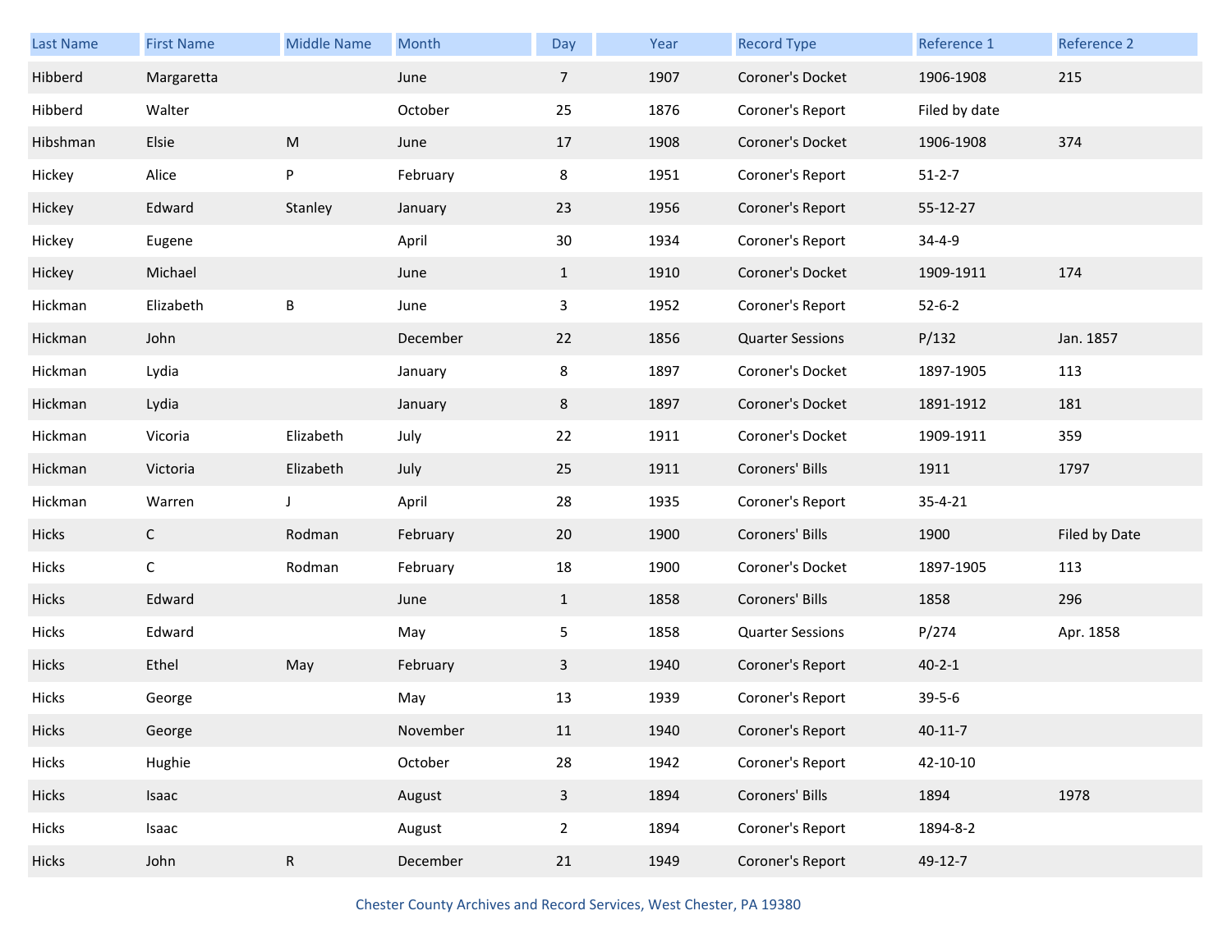| Last Name | First Name | Middle Name | Month | Day | Year | Record Type | Reference 1 | Reference 2 |
|---|---|---|---|---|---|---|---|---|
| Hibberd | Margaretta | | June | 7 | 1907 | Coroner's Docket | 1906-1908 | 215 |
| Hibberd | Walter | | October | 25 | 1876 | Coroner's Report | Filed by date | |
| Hibshman | Elsie | M | June | 17 | 1908 | Coroner's Docket | 1906-1908 | 374 |
| Hickey | Alice | P | February | 8 | 1951 | Coroner's Report | 51-2-7 | |
| Hickey | Edward | Stanley | January | 23 | 1956 | Coroner's Report | 55-12-27 | |
| Hickey | Eugene | | April | 30 | 1934 | Coroner's Report | 34-4-9 | |
| Hickey | Michael | | June | 1 | 1910 | Coroner's Docket | 1909-1911 | 174 |
| Hickman | Elizabeth | B | June | 3 | 1952 | Coroner's Report | 52-6-2 | |
| Hickman | John | | December | 22 | 1856 | Quarter Sessions | P/132 | Jan. 1857 |
| Hickman | Lydia | | January | 8 | 1897 | Coroner's Docket | 1897-1905 | 113 |
| Hickman | Lydia | | January | 8 | 1897 | Coroner's Docket | 1891-1912 | 181 |
| Hickman | Vicoria | Elizabeth | July | 22 | 1911 | Coroner's Docket | 1909-1911 | 359 |
| Hickman | Victoria | Elizabeth | July | 25 | 1911 | Coroners' Bills | 1911 | 1797 |
| Hickman | Warren | J | April | 28 | 1935 | Coroner's Report | 35-4-21 | |
| Hicks | C | Rodman | February | 20 | 1900 | Coroners' Bills | 1900 | Filed by Date |
| Hicks | C | Rodman | February | 18 | 1900 | Coroner's Docket | 1897-1905 | 113 |
| Hicks | Edward | | June | 1 | 1858 | Coroners' Bills | 1858 | 296 |
| Hicks | Edward | | May | 5 | 1858 | Quarter Sessions | P/274 | Apr. 1858 |
| Hicks | Ethel | May | February | 3 | 1940 | Coroner's Report | 40-2-1 | |
| Hicks | George | | May | 13 | 1939 | Coroner's Report | 39-5-6 | |
| Hicks | George | | November | 11 | 1940 | Coroner's Report | 40-11-7 | |
| Hicks | Hughie | | October | 28 | 1942 | Coroner's Report | 42-10-10 | |
| Hicks | Isaac | | August | 3 | 1894 | Coroners' Bills | 1894 | 1978 |
| Hicks | Isaac | | August | 2 | 1894 | Coroner's Report | 1894-8-2 | |
| Hicks | John | R | December | 21 | 1949 | Coroner's Report | 49-12-7 | |

Chester County Archives and Record Services, West Chester, PA 19380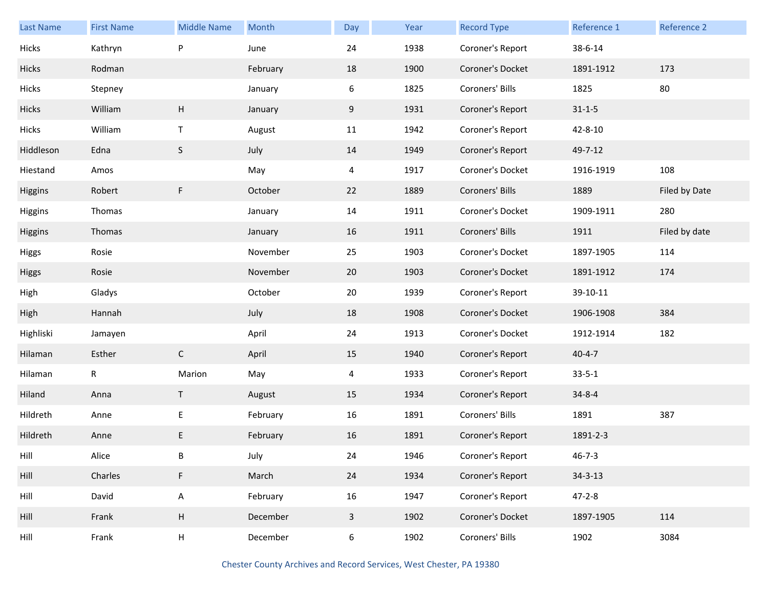| Last Name | First Name | Middle Name | Month | Day | Year | Record Type | Reference 1 | Reference 2 |
| --- | --- | --- | --- | --- | --- | --- | --- | --- |
| Hicks | Kathryn | P | June | 24 | 1938 | Coroner's Report | 38-6-14 | |
| Hicks | Rodman | | February | 18 | 1900 | Coroner's Docket | 1891-1912 | 173 |
| Hicks | Stepney | | January | 6 | 1825 | Coroners' Bills | 1825 | 80 |
| Hicks | William | H | January | 9 | 1931 | Coroner's Report | 31-1-5 | |
| Hicks | William | T | August | 11 | 1942 | Coroner's Report | 42-8-10 | |
| Hiddleson | Edna | S | July | 14 | 1949 | Coroner's Report | 49-7-12 | |
| Hiestand | Amos | | May | 4 | 1917 | Coroner's Docket | 1916-1919 | 108 |
| Higgins | Robert | F | October | 22 | 1889 | Coroners' Bills | 1889 | Filed by Date |
| Higgins | Thomas | | January | 14 | 1911 | Coroner's Docket | 1909-1911 | 280 |
| Higgins | Thomas | | January | 16 | 1911 | Coroners' Bills | 1911 | Filed by date |
| Higgs | Rosie | | November | 25 | 1903 | Coroner's Docket | 1897-1905 | 114 |
| Higgs | Rosie | | November | 20 | 1903 | Coroner's Docket | 1891-1912 | 174 |
| High | Gladys | | October | 20 | 1939 | Coroner's Report | 39-10-11 | |
| High | Hannah | | July | 18 | 1908 | Coroner's Docket | 1906-1908 | 384 |
| Highliski | Jamayen | | April | 24 | 1913 | Coroner's Docket | 1912-1914 | 182 |
| Hilaman | Esther | C | April | 15 | 1940 | Coroner's Report | 40-4-7 | |
| Hilaman | R | Marion | May | 4 | 1933 | Coroner's Report | 33-5-1 | |
| Hiland | Anna | T | August | 15 | 1934 | Coroner's Report | 34-8-4 | |
| Hildreth | Anne | E | February | 16 | 1891 | Coroners' Bills | 1891 | 387 |
| Hildreth | Anne | E | February | 16 | 1891 | Coroner's Report | 1891-2-3 | |
| Hill | Alice | B | July | 24 | 1946 | Coroner's Report | 46-7-3 | |
| Hill | Charles | F | March | 24 | 1934 | Coroner's Report | 34-3-13 | |
| Hill | David | A | February | 16 | 1947 | Coroner's Report | 47-2-8 | |
| Hill | Frank | H | December | 3 | 1902 | Coroner's Docket | 1897-1905 | 114 |
| Hill | Frank | H | December | 6 | 1902 | Coroners' Bills | 1902 | 3084 |

Chester County Archives and Record Services, West Chester, PA 19380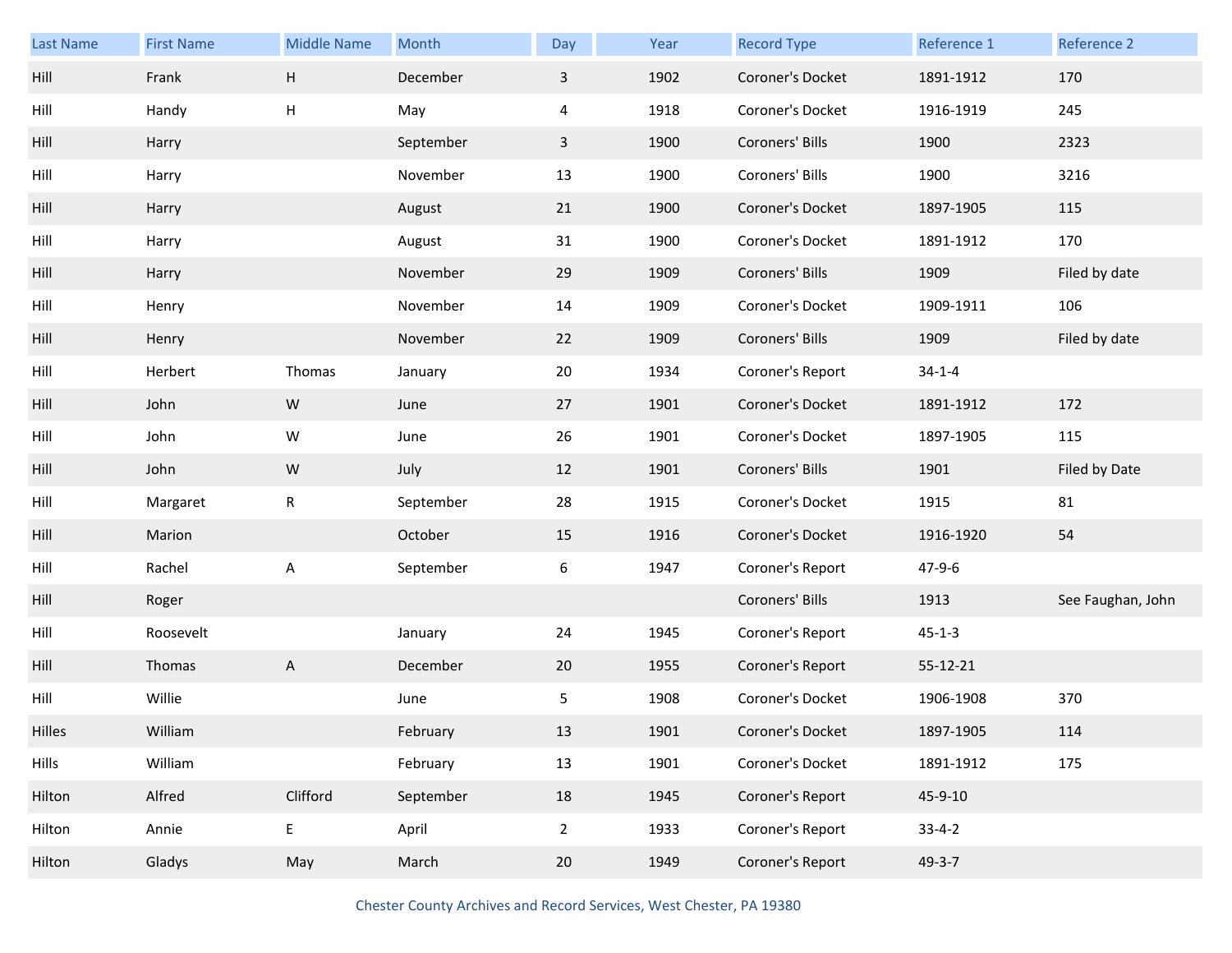| Last Name | First Name | Middle Name | Month | Day | Year | Record Type | Reference 1 | Reference 2 |
|---|---|---|---|---|---|---|---|---|
| Hill | Frank | H | December | 3 | 1902 | Coroner's Docket | 1891-1912 | 170 |
| Hill | Handy | H | May | 4 | 1918 | Coroner's Docket | 1916-1919 | 245 |
| Hill | Harry | | September | 3 | 1900 | Coroners' Bills | 1900 | 2323 |
| Hill | Harry | | November | 13 | 1900 | Coroners' Bills | 1900 | 3216 |
| Hill | Harry | | August | 21 | 1900 | Coroner's Docket | 1897-1905 | 115 |
| Hill | Harry | | August | 31 | 1900 | Coroner's Docket | 1891-1912 | 170 |
| Hill | Harry | | November | 29 | 1909 | Coroners' Bills | 1909 | Filed by date |
| Hill | Henry | | November | 14 | 1909 | Coroner's Docket | 1909-1911 | 106 |
| Hill | Henry | | November | 22 | 1909 | Coroners' Bills | 1909 | Filed by date |
| Hill | Herbert | Thomas | January | 20 | 1934 | Coroner's Report | 34-1-4 | |
| Hill | John | W | June | 27 | 1901 | Coroner's Docket | 1891-1912 | 172 |
| Hill | John | W | June | 26 | 1901 | Coroner's Docket | 1897-1905 | 115 |
| Hill | John | W | July | 12 | 1901 | Coroners' Bills | 1901 | Filed by Date |
| Hill | Margaret | R | September | 28 | 1915 | Coroner's Docket | 1915 | 81 |
| Hill | Marion | | October | 15 | 1916 | Coroner's Docket | 1916-1920 | 54 |
| Hill | Rachel | A | September | 6 | 1947 | Coroner's Report | 47-9-6 | |
| Hill | Roger | | | | | Coroners' Bills | 1913 | See Faughan, John |
| Hill | Roosevelt | | January | 24 | 1945 | Coroner's Report | 45-1-3 | |
| Hill | Thomas | A | December | 20 | 1955 | Coroner's Report | 55-12-21 | |
| Hill | Willie | | June | 5 | 1908 | Coroner's Docket | 1906-1908 | 370 |
| Hilles | William | | February | 13 | 1901 | Coroner's Docket | 1897-1905 | 114 |
| Hills | William | | February | 13 | 1901 | Coroner's Docket | 1891-1912 | 175 |
| Hilton | Alfred | Clifford | September | 18 | 1945 | Coroner's Report | 45-9-10 | |
| Hilton | Annie | E | April | 2 | 1933 | Coroner's Report | 33-4-2 | |
| Hilton | Gladys | May | March | 20 | 1949 | Coroner's Report | 49-3-7 | |

Chester County Archives and Record Services, West Chester, PA 19380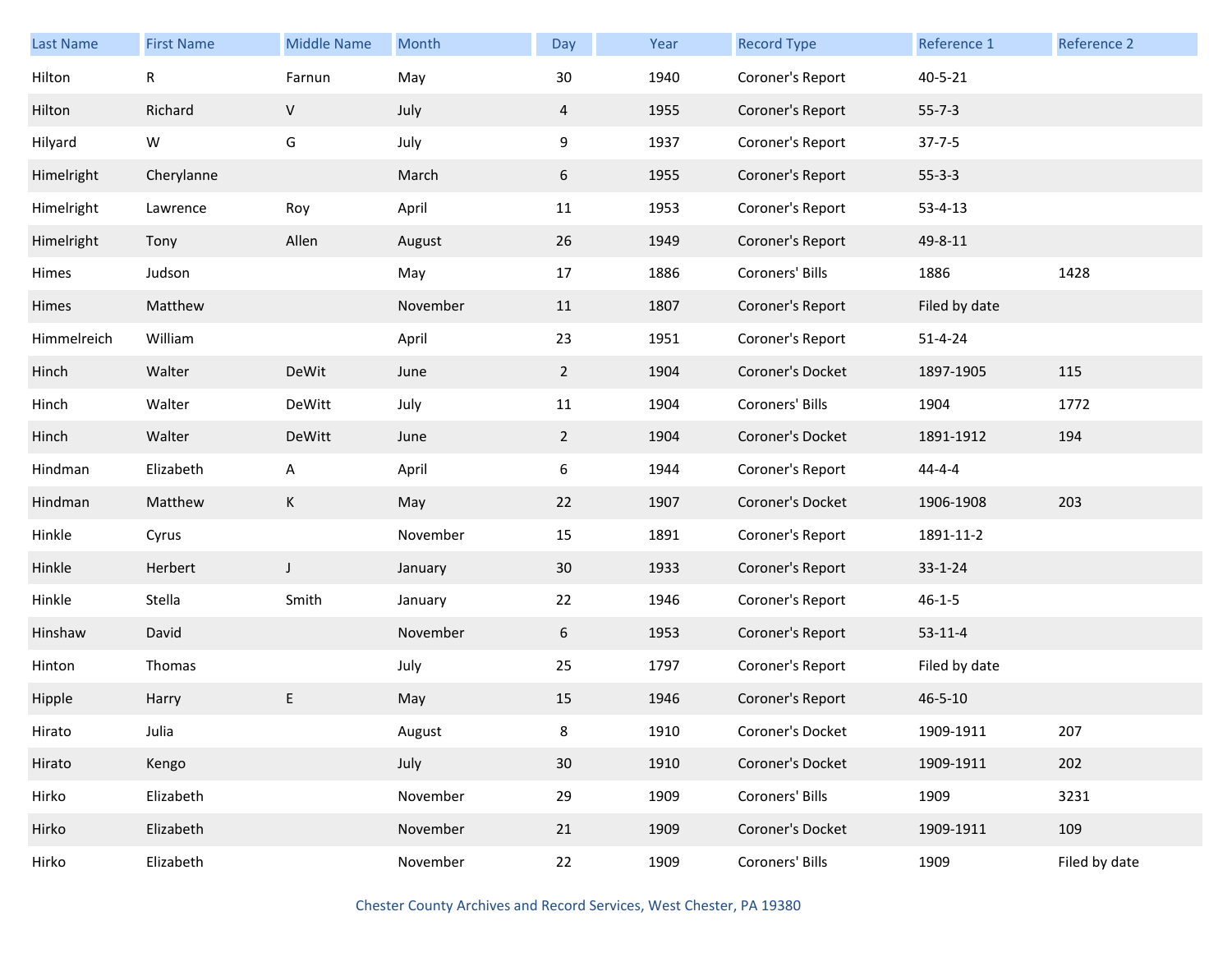| Last Name | First Name | Middle Name | Month | Day | Year | Record Type | Reference 1 | Reference 2 |
|---|---|---|---|---|---|---|---|---|
| Hilton | R | Farnun | May | 30 | 1940 | Coroner's Report | 40-5-21 | |
| Hilton | Richard | V | July | 4 | 1955 | Coroner's Report | 55-7-3 | |
| Hilyard | W | G | July | 9 | 1937 | Coroner's Report | 37-7-5 | |
| Himelright | Cherylanne | | March | 6 | 1955 | Coroner's Report | 55-3-3 | |
| Himelright | Lawrence | Roy | April | 11 | 1953 | Coroner's Report | 53-4-13 | |
| Himelright | Tony | Allen | August | 26 | 1949 | Coroner's Report | 49-8-11 | |
| Himes | Judson | | May | 17 | 1886 | Coroners' Bills | 1886 | 1428 |
| Himes | Matthew | | November | 11 | 1807 | Coroner's Report | Filed by date | |
| Himmelreich | William | | April | 23 | 1951 | Coroner's Report | 51-4-24 | |
| Hinch | Walter | DeWit | June | 2 | 1904 | Coroner's Docket | 1897-1905 | 115 |
| Hinch | Walter | DeWitt | July | 11 | 1904 | Coroners' Bills | 1904 | 1772 |
| Hinch | Walter | DeWitt | June | 2 | 1904 | Coroner's Docket | 1891-1912 | 194 |
| Hindman | Elizabeth | A | April | 6 | 1944 | Coroner's Report | 44-4-4 | |
| Hindman | Matthew | K | May | 22 | 1907 | Coroner's Docket | 1906-1908 | 203 |
| Hinkle | Cyrus | | November | 15 | 1891 | Coroner's Report | 1891-11-2 | |
| Hinkle | Herbert | J | January | 30 | 1933 | Coroner's Report | 33-1-24 | |
| Hinkle | Stella | Smith | January | 22 | 1946 | Coroner's Report | 46-1-5 | |
| Hinshaw | David | | November | 6 | 1953 | Coroner's Report | 53-11-4 | |
| Hinton | Thomas | | July | 25 | 1797 | Coroner's Report | Filed by date | |
| Hipple | Harry | E | May | 15 | 1946 | Coroner's Report | 46-5-10 | |
| Hirato | Julia | | August | 8 | 1910 | Coroner's Docket | 1909-1911 | 207 |
| Hirato | Kengo | | July | 30 | 1910 | Coroner's Docket | 1909-1911 | 202 |
| Hirko | Elizabeth | | November | 29 | 1909 | Coroners' Bills | 1909 | 3231 |
| Hirko | Elizabeth | | November | 21 | 1909 | Coroner's Docket | 1909-1911 | 109 |
| Hirko | Elizabeth | | November | 22 | 1909 | Coroners' Bills | 1909 | Filed by date |

Chester County Archives and Record Services, West Chester, PA 19380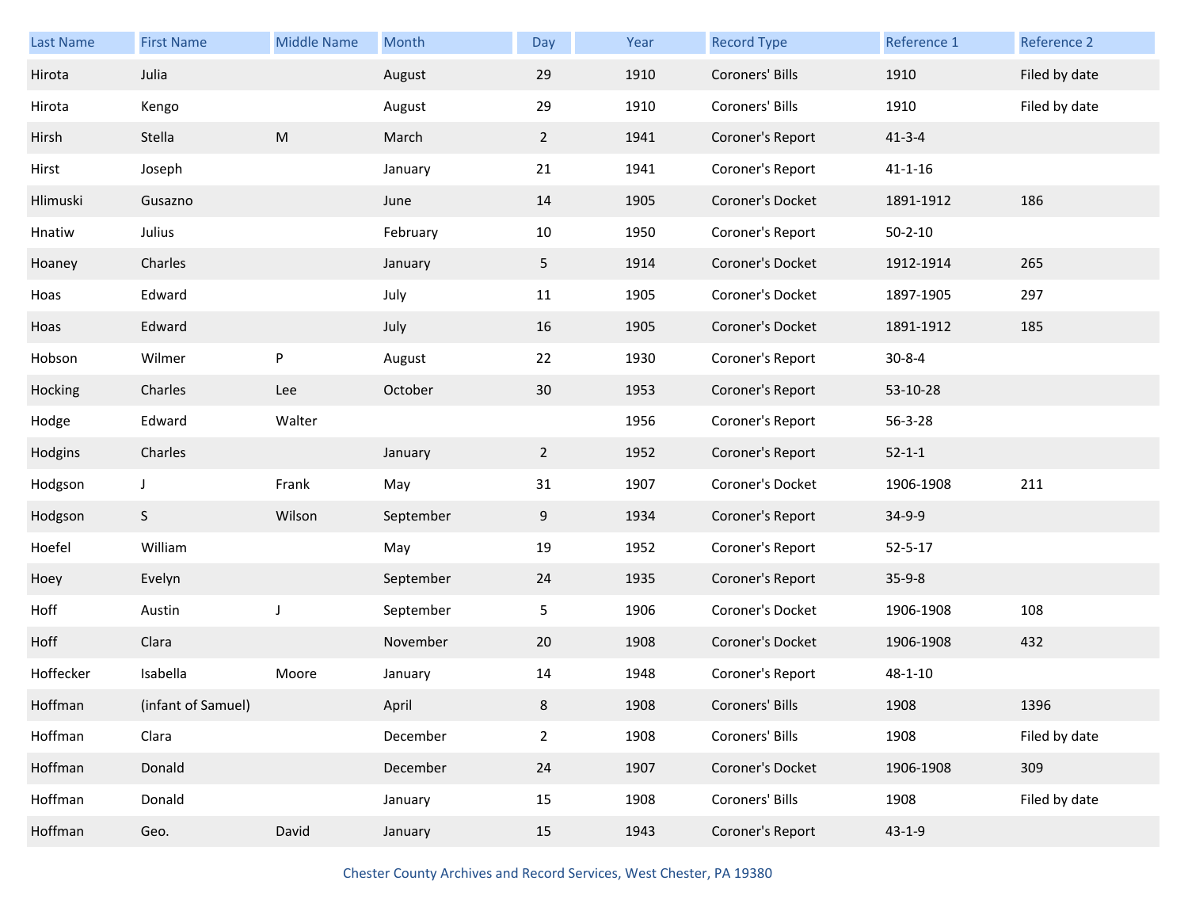| Last Name | First Name | Middle Name | Month | Day | Year | Record Type | Reference 1 | Reference 2 |
|---|---|---|---|---|---|---|---|---|
| Hirota | Julia | | August | 29 | 1910 | Coroners' Bills | 1910 | Filed by date |
| Hirota | Kengo | | August | 29 | 1910 | Coroners' Bills | 1910 | Filed by date |
| Hirsh | Stella | M | March | 2 | 1941 | Coroner's Report | 41-3-4 | |
| Hirst | Joseph | | January | 21 | 1941 | Coroner's Report | 41-1-16 | |
| Hlimuski | Gusazno | | June | 14 | 1905 | Coroner's Docket | 1891-1912 | 186 |
| Hnatiw | Julius | | February | 10 | 1950 | Coroner's Report | 50-2-10 | |
| Hoaney | Charles | | January | 5 | 1914 | Coroner's Docket | 1912-1914 | 265 |
| Hoas | Edward | | July | 11 | 1905 | Coroner's Docket | 1897-1905 | 297 |
| Hoas | Edward | | July | 16 | 1905 | Coroner's Docket | 1891-1912 | 185 |
| Hobson | Wilmer | P | August | 22 | 1930 | Coroner's Report | 30-8-4 | |
| Hocking | Charles | Lee | October | 30 | 1953 | Coroner's Report | 53-10-28 | |
| Hodge | Edward | Walter | | | 1956 | Coroner's Report | 56-3-28 | |
| Hodgins | Charles | | January | 2 | 1952 | Coroner's Report | 52-1-1 | |
| Hodgson | J | Frank | May | 31 | 1907 | Coroner's Docket | 1906-1908 | 211 |
| Hodgson | S | Wilson | September | 9 | 1934 | Coroner's Report | 34-9-9 | |
| Hoefel | William | | May | 19 | 1952 | Coroner's Report | 52-5-17 | |
| Hoey | Evelyn | | September | 24 | 1935 | Coroner's Report | 35-9-8 | |
| Hoff | Austin | J | September | 5 | 1906 | Coroner's Docket | 1906-1908 | 108 |
| Hoff | Clara | | November | 20 | 1908 | Coroner's Docket | 1906-1908 | 432 |
| Hoffecker | Isabella | Moore | January | 14 | 1948 | Coroner's Report | 48-1-10 | |
| Hoffman | (infant of Samuel) | | April | 8 | 1908 | Coroners' Bills | 1908 | 1396 |
| Hoffman | Clara | | December | 2 | 1908 | Coroners' Bills | 1908 | Filed by date |
| Hoffman | Donald | | December | 24 | 1907 | Coroner's Docket | 1906-1908 | 309 |
| Hoffman | Donald | | January | 15 | 1908 | Coroners' Bills | 1908 | Filed by date |
| Hoffman | Geo. | David | January | 15 | 1943 | Coroner's Report | 43-1-9 | |

Chester County Archives and Record Services, West Chester, PA 19380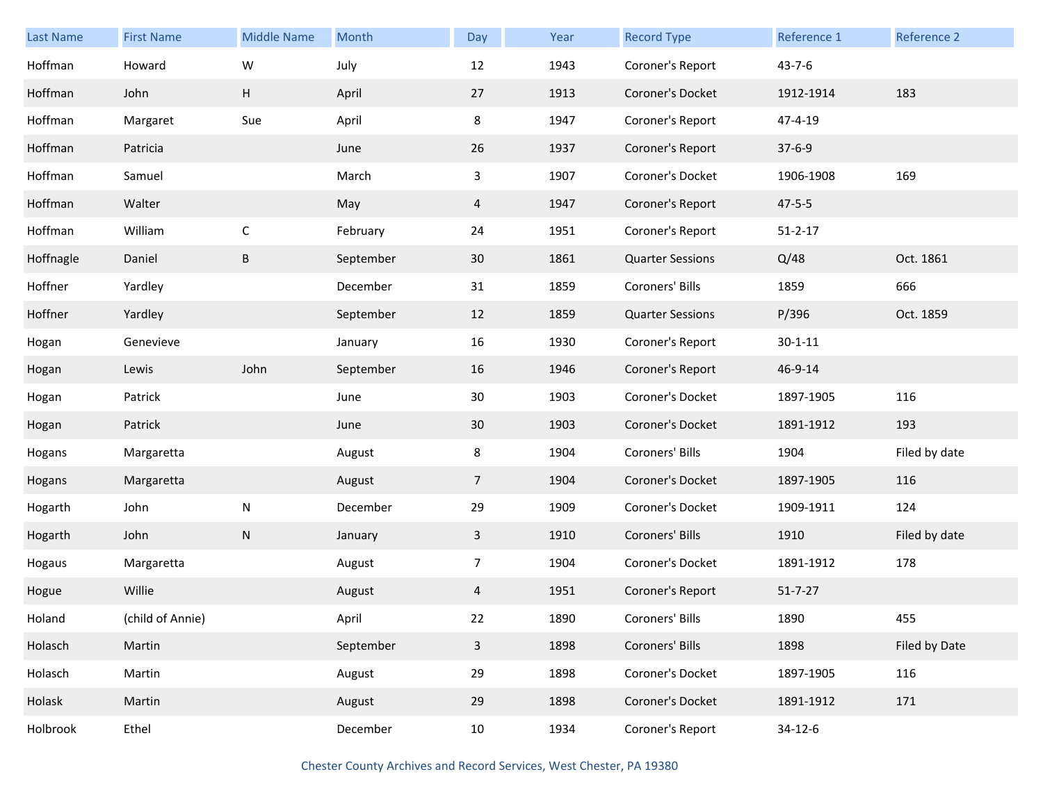| Last Name | First Name | Middle Name | Month | Day | Year | Record Type | Reference 1 | Reference 2 |
|---|---|---|---|---|---|---|---|---|
| Hoffman | Howard | W | July | 12 | 1943 | Coroner's Report | 43-7-6 | |
| Hoffman | John | H | April | 27 | 1913 | Coroner's Docket | 1912-1914 | 183 |
| Hoffman | Margaret | Sue | April | 8 | 1947 | Coroner's Report | 47-4-19 | |
| Hoffman | Patricia | | June | 26 | 1937 | Coroner's Report | 37-6-9 | |
| Hoffman | Samuel | | March | 3 | 1907 | Coroner's Docket | 1906-1908 | 169 |
| Hoffman | Walter | | May | 4 | 1947 | Coroner's Report | 47-5-5 | |
| Hoffman | William | C | February | 24 | 1951 | Coroner's Report | 51-2-17 | |
| Hoffnagle | Daniel | B | September | 30 | 1861 | Quarter Sessions | Q/48 | Oct. 1861 |
| Hoffner | Yardley | | December | 31 | 1859 | Coroners' Bills | 1859 | 666 |
| Hoffner | Yardley | | September | 12 | 1859 | Quarter Sessions | P/396 | Oct. 1859 |
| Hogan | Genevieve | | January | 16 | 1930 | Coroner's Report | 30-1-11 | |
| Hogan | Lewis | John | September | 16 | 1946 | Coroner's Report | 46-9-14 | |
| Hogan | Patrick | | June | 30 | 1903 | Coroner's Docket | 1897-1905 | 116 |
| Hogan | Patrick | | June | 30 | 1903 | Coroner's Docket | 1891-1912 | 193 |
| Hogans | Margaretta | | August | 8 | 1904 | Coroners' Bills | 1904 | Filed by date |
| Hogans | Margaretta | | August | 7 | 1904 | Coroner's Docket | 1897-1905 | 116 |
| Hogarth | John | N | December | 29 | 1909 | Coroner's Docket | 1909-1911 | 124 |
| Hogarth | John | N | January | 3 | 1910 | Coroners' Bills | 1910 | Filed by date |
| Hogaus | Margaretta | | August | 7 | 1904 | Coroner's Docket | 1891-1912 | 178 |
| Hogue | Willie | | August | 4 | 1951 | Coroner's Report | 51-7-27 | |
| Holand | (child of Annie) | | April | 22 | 1890 | Coroners' Bills | 1890 | 455 |
| Holasch | Martin | | September | 3 | 1898 | Coroners' Bills | 1898 | Filed by Date |
| Holasch | Martin | | August | 29 | 1898 | Coroner's Docket | 1897-1905 | 116 |
| Holask | Martin | | August | 29 | 1898 | Coroner's Docket | 1891-1912 | 171 |
| Holbrook | Ethel | | December | 10 | 1934 | Coroner's Report | 34-12-6 | |

Chester County Archives and Record Services, West Chester, PA 19380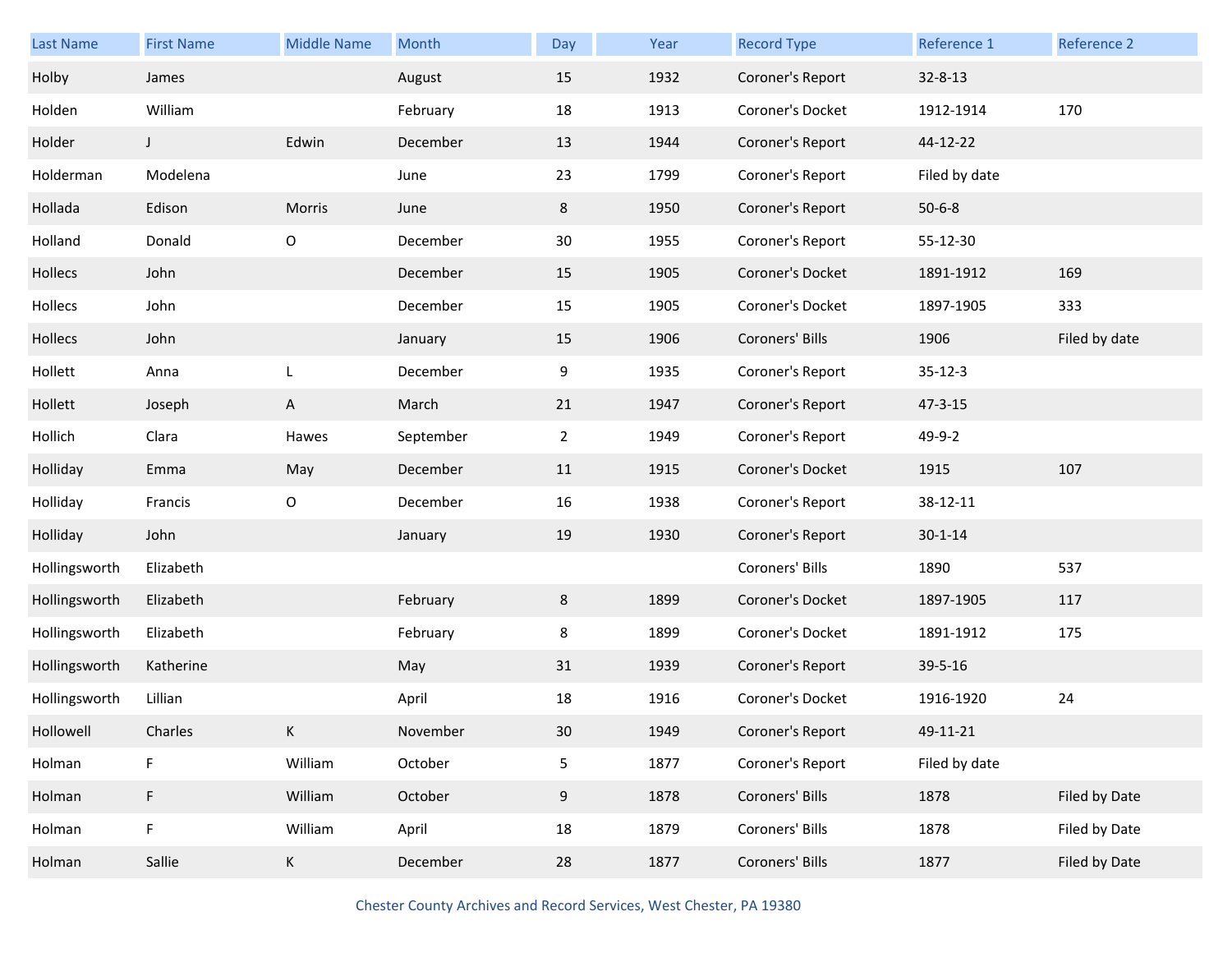| Last Name | First Name | Middle Name | Month | Day | Year | Record Type | Reference 1 | Reference 2 |
|---|---|---|---|---|---|---|---|---|
| Holby | James | | August | 15 | 1932 | Coroner's Report | 32-8-13 | |
| Holden | William | | February | 18 | 1913 | Coroner's Docket | 1912-1914 | 170 |
| Holder | J | Edwin | December | 13 | 1944 | Coroner's Report | 44-12-22 | |
| Holderman | Modelena | | June | 23 | 1799 | Coroner's Report | Filed by date | |
| Hollada | Edison | Morris | June | 8 | 1950 | Coroner's Report | 50-6-8 | |
| Holland | Donald | O | December | 30 | 1955 | Coroner's Report | 55-12-30 | |
| Hollecs | John | | December | 15 | 1905 | Coroner's Docket | 1891-1912 | 169 |
| Hollecs | John | | December | 15 | 1905 | Coroner's Docket | 1897-1905 | 333 |
| Hollecs | John | | January | 15 | 1906 | Coroners' Bills | 1906 | Filed by date |
| Hollett | Anna | L | December | 9 | 1935 | Coroner's Report | 35-12-3 | |
| Hollett | Joseph | A | March | 21 | 1947 | Coroner's Report | 47-3-15 | |
| Hollich | Clara | Hawes | September | 2 | 1949 | Coroner's Report | 49-9-2 | |
| Holliday | Emma | May | December | 11 | 1915 | Coroner's Docket | 1915 | 107 |
| Holliday | Francis | O | December | 16 | 1938 | Coroner's Report | 38-12-11 | |
| Holliday | John | | January | 19 | 1930 | Coroner's Report | 30-1-14 | |
| Hollingsworth | Elizabeth | | | | | Coroners' Bills | 1890 | 537 |
| Hollingsworth | Elizabeth | | February | 8 | 1899 | Coroner's Docket | 1897-1905 | 117 |
| Hollingsworth | Elizabeth | | February | 8 | 1899 | Coroner's Docket | 1891-1912 | 175 |
| Hollingsworth | Katherine | | May | 31 | 1939 | Coroner's Report | 39-5-16 | |
| Hollingsworth | Lillian | | April | 18 | 1916 | Coroner's Docket | 1916-1920 | 24 |
| Hollowell | Charles | K | November | 30 | 1949 | Coroner's Report | 49-11-21 | |
| Holman | F | William | October | 5 | 1877 | Coroner's Report | Filed by date | |
| Holman | F | William | October | 9 | 1878 | Coroners' Bills | 1878 | Filed by Date |
| Holman | F | William | April | 18 | 1879 | Coroners' Bills | 1878 | Filed by Date |
| Holman | Sallie | K | December | 28 | 1877 | Coroners' Bills | 1877 | Filed by Date |

Chester County Archives and Record Services, West Chester, PA 19380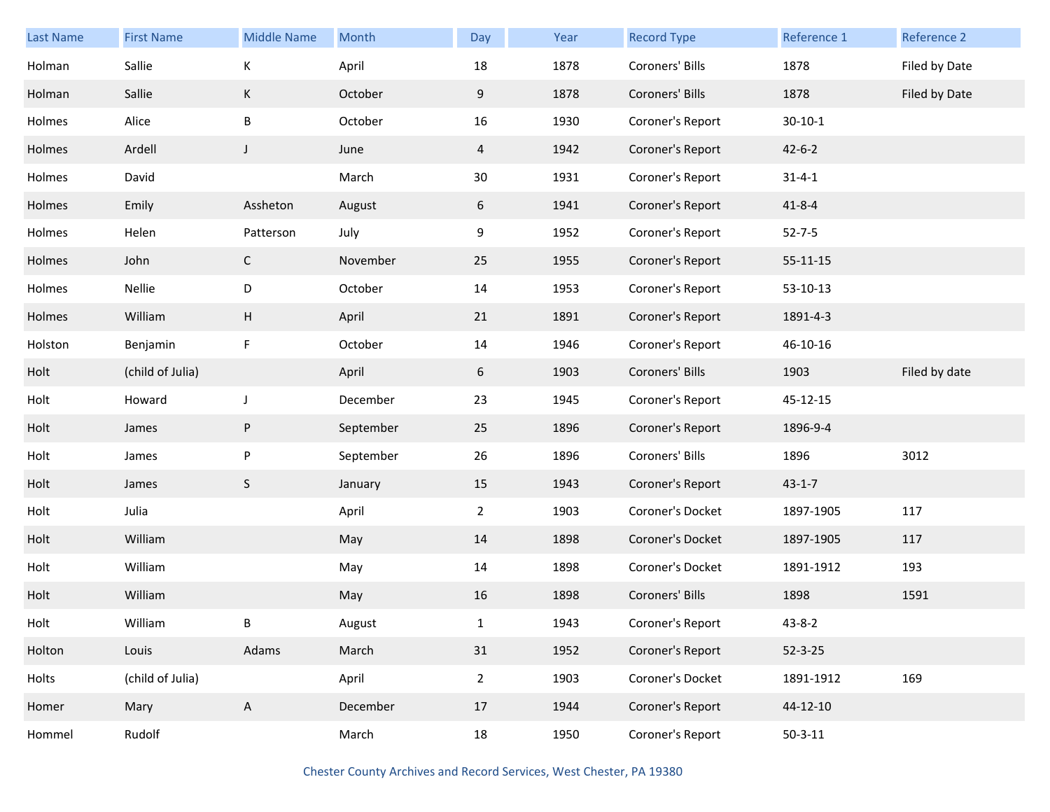| Last Name | First Name | Middle Name | Month | Day | Year | Record Type | Reference 1 | Reference 2 |
|---|---|---|---|---|---|---|---|---|
| Holman | Sallie | K | April | 18 | 1878 | Coroners' Bills | 1878 | Filed by Date |
| Holman | Sallie | K | October | 9 | 1878 | Coroners' Bills | 1878 | Filed by Date |
| Holmes | Alice | B | October | 16 | 1930 | Coroner's Report | 30-10-1 | |
| Holmes | Ardell | J | June | 4 | 1942 | Coroner's Report | 42-6-2 | |
| Holmes | David | | March | 30 | 1931 | Coroner's Report | 31-4-1 | |
| Holmes | Emily | Assheton | August | 6 | 1941 | Coroner's Report | 41-8-4 | |
| Holmes | Helen | Patterson | July | 9 | 1952 | Coroner's Report | 52-7-5 | |
| Holmes | John | C | November | 25 | 1955 | Coroner's Report | 55-11-15 | |
| Holmes | Nellie | D | October | 14 | 1953 | Coroner's Report | 53-10-13 | |
| Holmes | William | H | April | 21 | 1891 | Coroner's Report | 1891-4-3 | |
| Holston | Benjamin | F | October | 14 | 1946 | Coroner's Report | 46-10-16 | |
| Holt | (child of Julia) | | April | 6 | 1903 | Coroners' Bills | 1903 | Filed by date |
| Holt | Howard | J | December | 23 | 1945 | Coroner's Report | 45-12-15 | |
| Holt | James | P | September | 25 | 1896 | Coroner's Report | 1896-9-4 | |
| Holt | James | P | September | 26 | 1896 | Coroners' Bills | 1896 | 3012 |
| Holt | James | S | January | 15 | 1943 | Coroner's Report | 43-1-7 | |
| Holt | Julia | | April | 2 | 1903 | Coroner's Docket | 1897-1905 | 117 |
| Holt | William | | May | 14 | 1898 | Coroner's Docket | 1897-1905 | 117 |
| Holt | William | | May | 14 | 1898 | Coroner's Docket | 1891-1912 | 193 |
| Holt | William | | May | 16 | 1898 | Coroners' Bills | 1898 | 1591 |
| Holt | William | B | August | 1 | 1943 | Coroner's Report | 43-8-2 | |
| Holton | Louis | Adams | March | 31 | 1952 | Coroner's Report | 52-3-25 | |
| Holts | (child of Julia) | | April | 2 | 1903 | Coroner's Docket | 1891-1912 | 169 |
| Homer | Mary | A | December | 17 | 1944 | Coroner's Report | 44-12-10 | |
| Hommel | Rudolf | | March | 18 | 1950 | Coroner's Report | 50-3-11 | |

Chester County Archives and Record Services, West Chester, PA 19380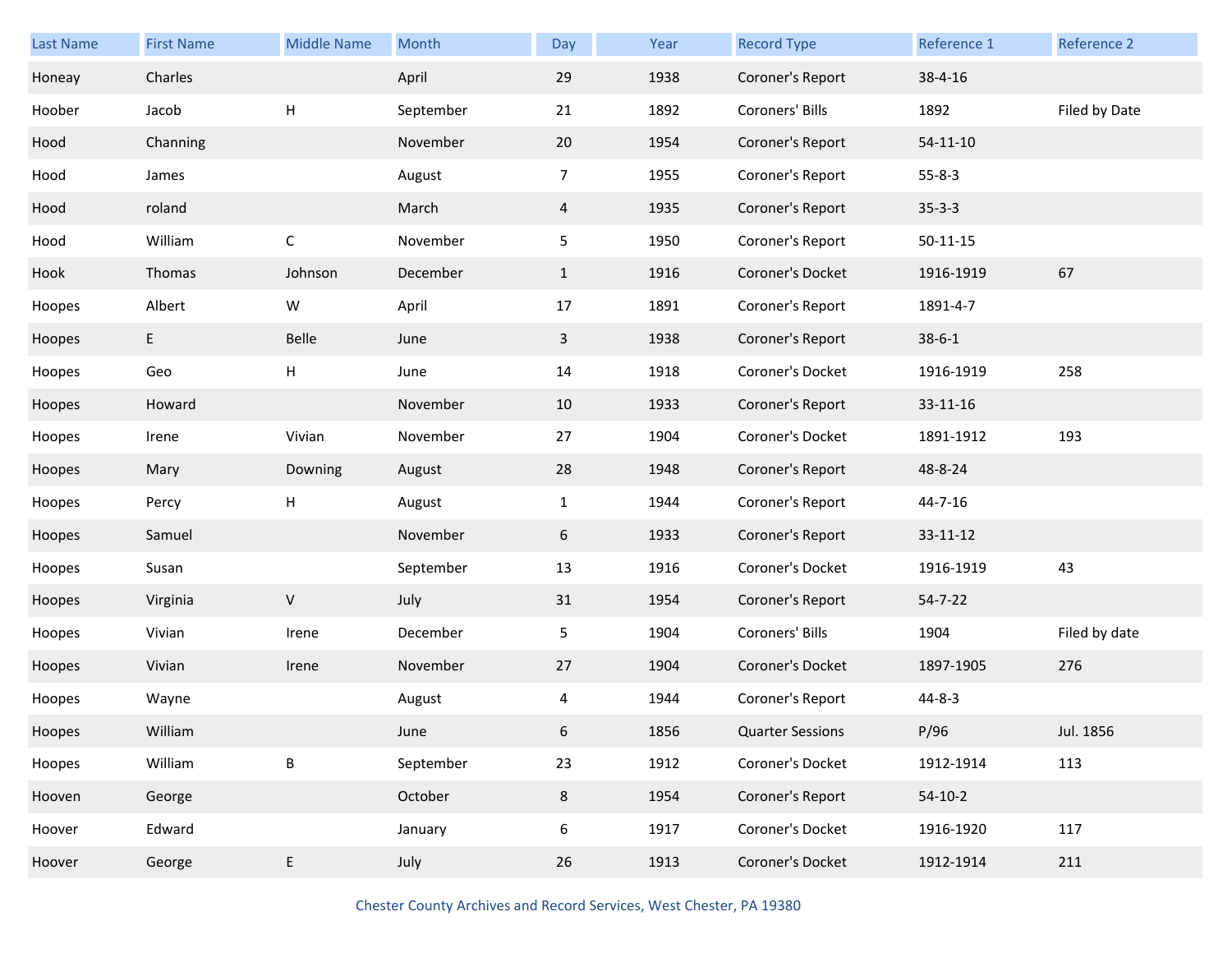| Last Name | First Name | Middle Name | Month | Day | Year | Record Type | Reference 1 | Reference 2 |
|---|---|---|---|---|---|---|---|---|
| Honeay | Charles | | April | 29 | 1938 | Coroner's Report | 38-4-16 | |
| Hoober | Jacob | H | September | 21 | 1892 | Coroners' Bills | 1892 | Filed by Date |
| Hood | Channing | | November | 20 | 1954 | Coroner's Report | 54-11-10 | |
| Hood | James | | August | 7 | 1955 | Coroner's Report | 55-8-3 | |
| Hood | roland | | March | 4 | 1935 | Coroner's Report | 35-3-3 | |
| Hood | William | C | November | 5 | 1950 | Coroner's Report | 50-11-15 | |
| Hook | Thomas | Johnson | December | 1 | 1916 | Coroner's Docket | 1916-1919 | 67 |
| Hoopes | Albert | W | April | 17 | 1891 | Coroner's Report | 1891-4-7 | |
| Hoopes | E | Belle | June | 3 | 1938 | Coroner's Report | 38-6-1 | |
| Hoopes | Geo | H | June | 14 | 1918 | Coroner's Docket | 1916-1919 | 258 |
| Hoopes | Howard | | November | 10 | 1933 | Coroner's Report | 33-11-16 | |
| Hoopes | Irene | Vivian | November | 27 | 1904 | Coroner's Docket | 1891-1912 | 193 |
| Hoopes | Mary | Downing | August | 28 | 1948 | Coroner's Report | 48-8-24 | |
| Hoopes | Percy | H | August | 1 | 1944 | Coroner's Report | 44-7-16 | |
| Hoopes | Samuel | | November | 6 | 1933 | Coroner's Report | 33-11-12 | |
| Hoopes | Susan | | September | 13 | 1916 | Coroner's Docket | 1916-1919 | 43 |
| Hoopes | Virginia | V | July | 31 | 1954 | Coroner's Report | 54-7-22 | |
| Hoopes | Vivian | Irene | December | 5 | 1904 | Coroners' Bills | 1904 | Filed by date |
| Hoopes | Vivian | Irene | November | 27 | 1904 | Coroner's Docket | 1897-1905 | 276 |
| Hoopes | Wayne | | August | 4 | 1944 | Coroner's Report | 44-8-3 | |
| Hoopes | William | | June | 6 | 1856 | Quarter Sessions | P/96 | Jul. 1856 |
| Hoopes | William | B | September | 23 | 1912 | Coroner's Docket | 1912-1914 | 113 |
| Hooven | George | | October | 8 | 1954 | Coroner's Report | 54-10-2 | |
| Hoover | Edward | | January | 6 | 1917 | Coroner's Docket | 1916-1920 | 117 |
| Hoover | George | E | July | 26 | 1913 | Coroner's Docket | 1912-1914 | 211 |

Chester County Archives and Record Services, West Chester, PA 19380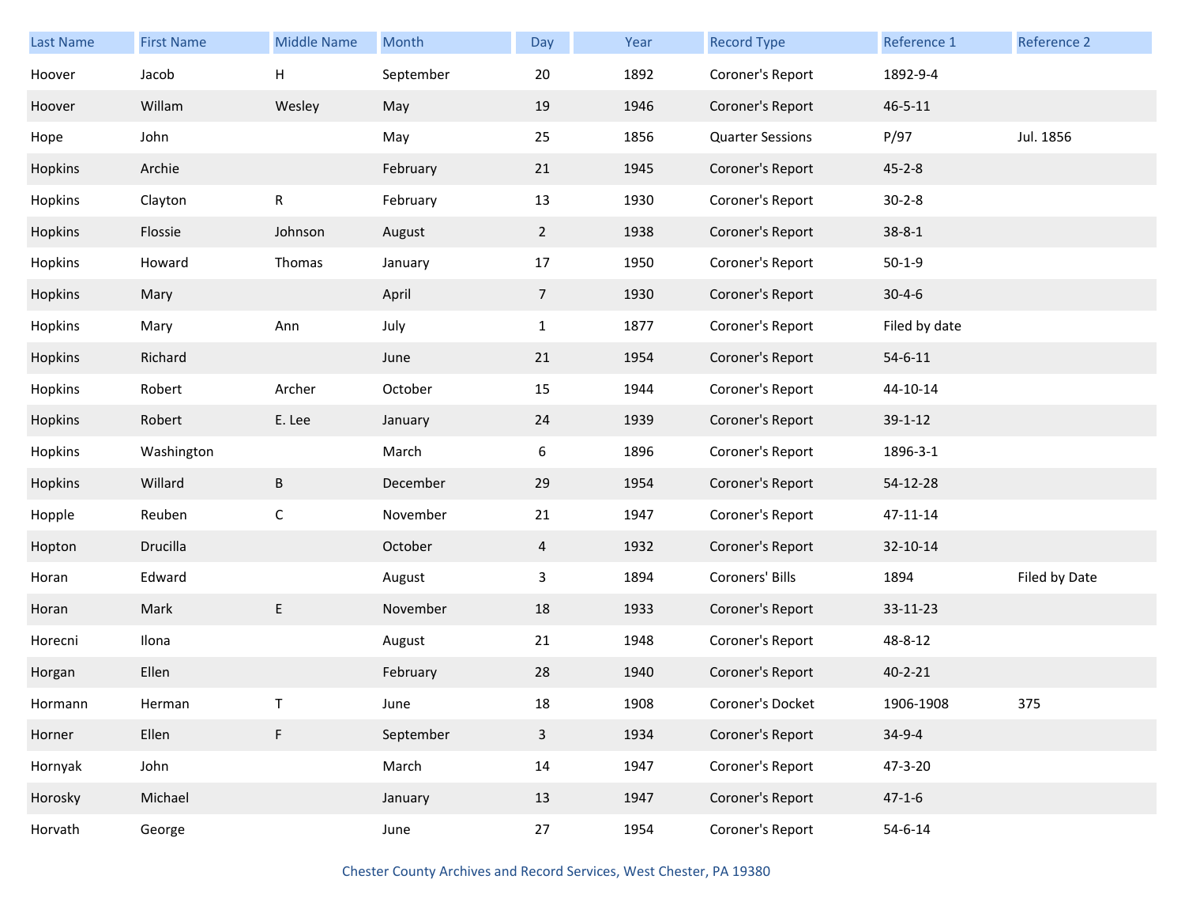| Last Name | First Name | Middle Name | Month | Day | Year | Record Type | Reference 1 | Reference 2 |
|---|---|---|---|---|---|---|---|---|
| Hoover | Jacob | H | September | 20 | 1892 | Coroner's Report | 1892-9-4 | |
| Hoover | Willam | Wesley | May | 19 | 1946 | Coroner's Report | 46-5-11 | |
| Hope | John | | May | 25 | 1856 | Quarter Sessions | P/97 | Jul. 1856 |
| Hopkins | Archie | | February | 21 | 1945 | Coroner's Report | 45-2-8 | |
| Hopkins | Clayton | R | February | 13 | 1930 | Coroner's Report | 30-2-8 | |
| Hopkins | Flossie | Johnson | August | 2 | 1938 | Coroner's Report | 38-8-1 | |
| Hopkins | Howard | Thomas | January | 17 | 1950 | Coroner's Report | 50-1-9 | |
| Hopkins | Mary | | April | 7 | 1930 | Coroner's Report | 30-4-6 | |
| Hopkins | Mary | Ann | July | 1 | 1877 | Coroner's Report | Filed by date | |
| Hopkins | Richard | | June | 21 | 1954 | Coroner's Report | 54-6-11 | |
| Hopkins | Robert | Archer | October | 15 | 1944 | Coroner's Report | 44-10-14 | |
| Hopkins | Robert | E. Lee | January | 24 | 1939 | Coroner's Report | 39-1-12 | |
| Hopkins | Washington | | March | 6 | 1896 | Coroner's Report | 1896-3-1 | |
| Hopkins | Willard | B | December | 29 | 1954 | Coroner's Report | 54-12-28 | |
| Hopple | Reuben | C | November | 21 | 1947 | Coroner's Report | 47-11-14 | |
| Hopton | Drucilla | | October | 4 | 1932 | Coroner's Report | 32-10-14 | |
| Horan | Edward | | August | 3 | 1894 | Coroners' Bills | 1894 | Filed by Date |
| Horan | Mark | E | November | 18 | 1933 | Coroner's Report | 33-11-23 | |
| Horecni | Ilona | | August | 21 | 1948 | Coroner's Report | 48-8-12 | |
| Horgan | Ellen | | February | 28 | 1940 | Coroner's Report | 40-2-21 | |
| Hormann | Herman | T | June | 18 | 1908 | Coroner's Docket | 1906-1908 | 375 |
| Horner | Ellen | F | September | 3 | 1934 | Coroner's Report | 34-9-4 | |
| Hornyak | John | | March | 14 | 1947 | Coroner's Report | 47-3-20 | |
| Horosky | Michael | | January | 13 | 1947 | Coroner's Report | 47-1-6 | |
| Horvath | George | | June | 27 | 1954 | Coroner's Report | 54-6-14 | |

Chester County Archives and Record Services, West Chester, PA 19380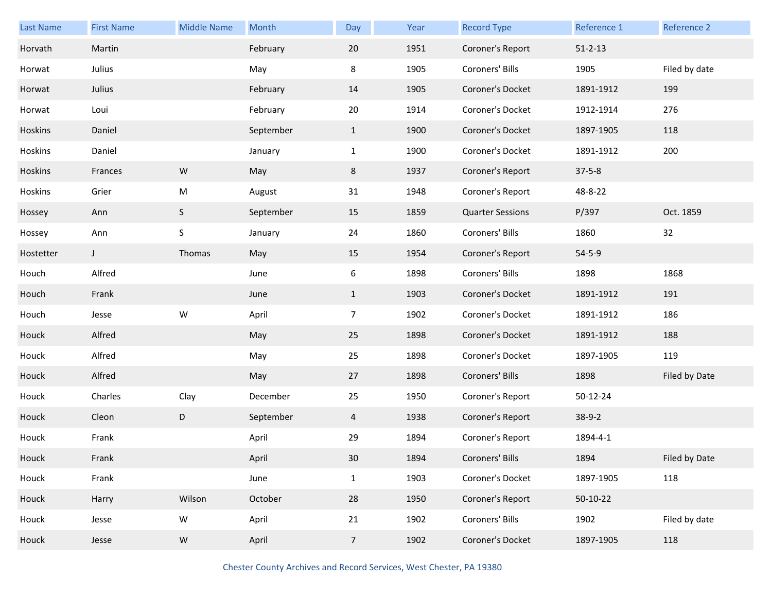| Last Name | First Name | Middle Name | Month | Day | Year | Record Type | Reference 1 | Reference 2 |
|---|---|---|---|---|---|---|---|---|
| Horvath | Martin | | February | 20 | 1951 | Coroner's Report | 51-2-13 | |
| Horwat | Julius | | May | 8 | 1905 | Coroners' Bills | 1905 | Filed by date |
| Horwat | Julius | | February | 14 | 1905 | Coroner's Docket | 1891-1912 | 199 |
| Horwat | Loui | | February | 20 | 1914 | Coroner's Docket | 1912-1914 | 276 |
| Hoskins | Daniel | | September | 1 | 1900 | Coroner's Docket | 1897-1905 | 118 |
| Hoskins | Daniel | | January | 1 | 1900 | Coroner's Docket | 1891-1912 | 200 |
| Hoskins | Frances | W | May | 8 | 1937 | Coroner's Report | 37-5-8 | |
| Hoskins | Grier | M | August | 31 | 1948 | Coroner's Report | 48-8-22 | |
| Hossey | Ann | S | September | 15 | 1859 | Quarter Sessions | P/397 | Oct. 1859 |
| Hossey | Ann | S | January | 24 | 1860 | Coroners' Bills | 1860 | 32 |
| Hostetter | J | Thomas | May | 15 | 1954 | Coroner's Report | 54-5-9 | |
| Houch | Alfred | | June | 6 | 1898 | Coroners' Bills | 1898 | 1868 |
| Houch | Frank | | June | 1 | 1903 | Coroner's Docket | 1891-1912 | 191 |
| Houch | Jesse | W | April | 7 | 1902 | Coroner's Docket | 1891-1912 | 186 |
| Houck | Alfred | | May | 25 | 1898 | Coroner's Docket | 1891-1912 | 188 |
| Houck | Alfred | | May | 25 | 1898 | Coroner's Docket | 1897-1905 | 119 |
| Houck | Alfred | | May | 27 | 1898 | Coroners' Bills | 1898 | Filed by Date |
| Houck | Charles | Clay | December | 25 | 1950 | Coroner's Report | 50-12-24 | |
| Houck | Cleon | D | September | 4 | 1938 | Coroner's Report | 38-9-2 | |
| Houck | Frank | | April | 29 | 1894 | Coroner's Report | 1894-4-1 | |
| Houck | Frank | | April | 30 | 1894 | Coroners' Bills | 1894 | Filed by Date |
| Houck | Frank | | June | 1 | 1903 | Coroner's Docket | 1897-1905 | 118 |
| Houck | Harry | Wilson | October | 28 | 1950 | Coroner's Report | 50-10-22 | |
| Houck | Jesse | W | April | 21 | 1902 | Coroners' Bills | 1902 | Filed by date |
| Houck | Jesse | W | April | 7 | 1902 | Coroner's Docket | 1897-1905 | 118 |

Chester County Archives and Record Services, West Chester, PA 19380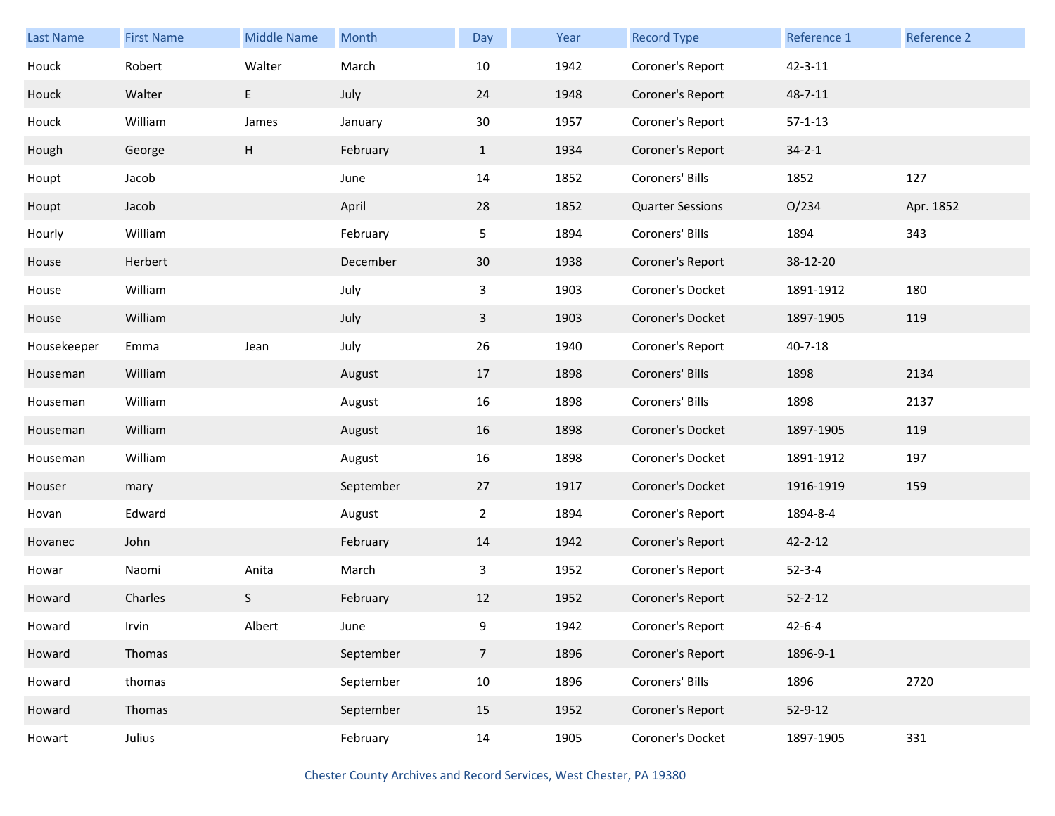| Last Name | First Name | Middle Name | Month | Day | Year | Record Type | Reference 1 | Reference 2 |
|---|---|---|---|---|---|---|---|---|
| Houck | Robert | Walter | March | 10 | 1942 | Coroner's Report | 42-3-11 | |
| Houck | Walter | E | July | 24 | 1948 | Coroner's Report | 48-7-11 | |
| Houck | William | James | January | 30 | 1957 | Coroner's Report | 57-1-13 | |
| Hough | George | H | February | 1 | 1934 | Coroner's Report | 34-2-1 | |
| Houpt | Jacob | | June | 14 | 1852 | Coroners' Bills | 1852 | 127 |
| Houpt | Jacob | | April | 28 | 1852 | Quarter Sessions | O/234 | Apr. 1852 |
| Hourly | William | | February | 5 | 1894 | Coroners' Bills | 1894 | 343 |
| House | Herbert | | December | 30 | 1938 | Coroner's Report | 38-12-20 | |
| House | William | | July | 3 | 1903 | Coroner's Docket | 1891-1912 | 180 |
| House | William | | July | 3 | 1903 | Coroner's Docket | 1897-1905 | 119 |
| Housekeeper | Emma | Jean | July | 26 | 1940 | Coroner's Report | 40-7-18 | |
| Houseman | William | | August | 17 | 1898 | Coroners' Bills | 1898 | 2134 |
| Houseman | William | | August | 16 | 1898 | Coroners' Bills | 1898 | 2137 |
| Houseman | William | | August | 16 | 1898 | Coroner's Docket | 1897-1905 | 119 |
| Houseman | William | | August | 16 | 1898 | Coroner's Docket | 1891-1912 | 197 |
| Houser | mary | | September | 27 | 1917 | Coroner's Docket | 1916-1919 | 159 |
| Hovan | Edward | | August | 2 | 1894 | Coroner's Report | 1894-8-4 | |
| Hovanec | John | | February | 14 | 1942 | Coroner's Report | 42-2-12 | |
| Howar | Naomi | Anita | March | 3 | 1952 | Coroner's Report | 52-3-4 | |
| Howard | Charles | S | February | 12 | 1952 | Coroner's Report | 52-2-12 | |
| Howard | Irvin | Albert | June | 9 | 1942 | Coroner's Report | 42-6-4 | |
| Howard | Thomas | | September | 7 | 1896 | Coroner's Report | 1896-9-1 | |
| Howard | thomas | | September | 10 | 1896 | Coroners' Bills | 1896 | 2720 |
| Howard | Thomas | | September | 15 | 1952 | Coroner's Report | 52-9-12 | |
| Howart | Julius | | February | 14 | 1905 | Coroner's Docket | 1897-1905 | 331 |

Chester County Archives and Record Services, West Chester, PA 19380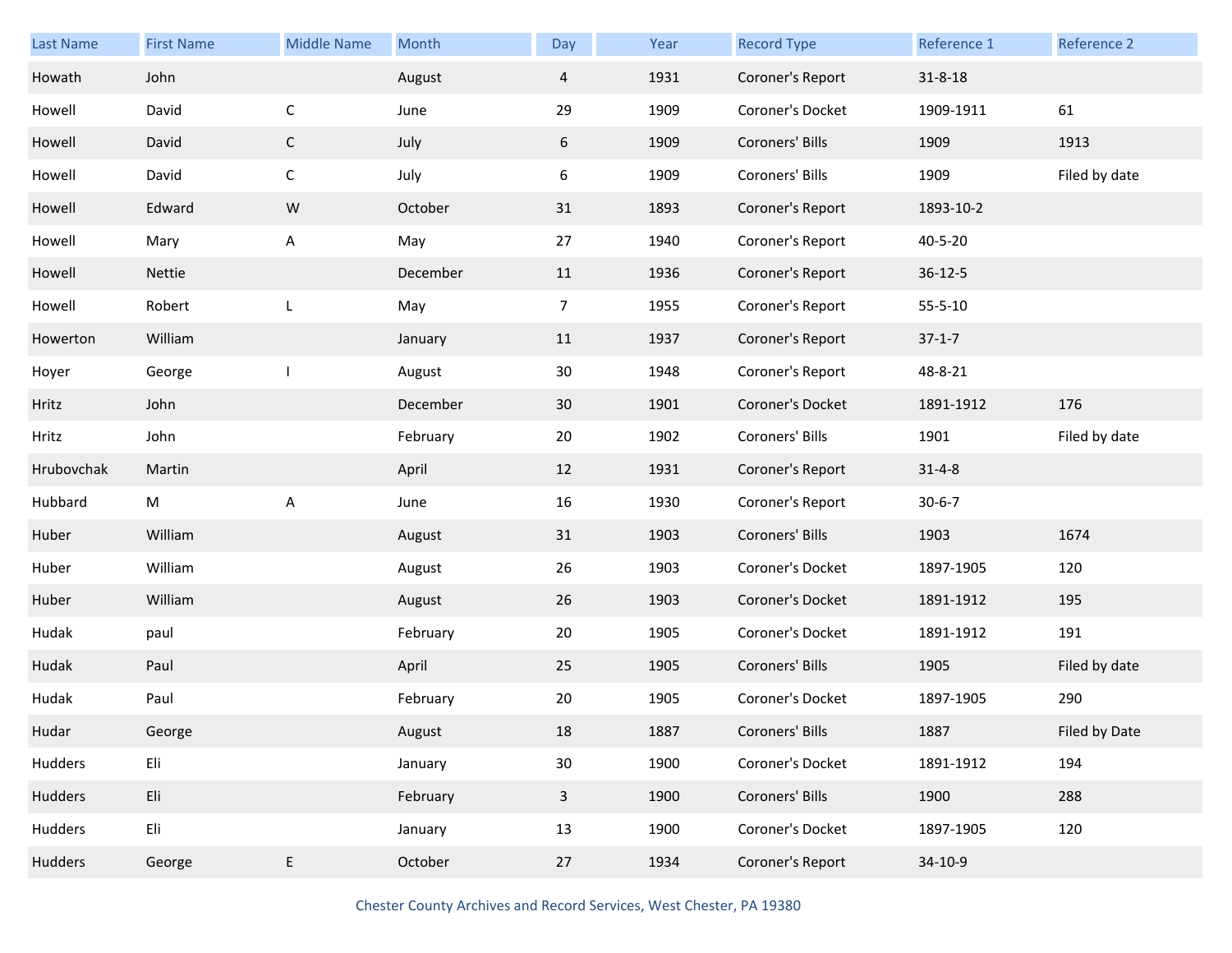| Last Name | First Name | Middle Name | Month | Day | Year | Record Type | Reference 1 | Reference 2 |
|---|---|---|---|---|---|---|---|---|
| Howath | John | | August | 4 | 1931 | Coroner's Report | 31-8-18 | |
| Howell | David | C | June | 29 | 1909 | Coroner's Docket | 1909-1911 | 61 |
| Howell | David | C | July | 6 | 1909 | Coroners' Bills | 1909 | 1913 |
| Howell | David | C | July | 6 | 1909 | Coroners' Bills | 1909 | Filed by date |
| Howell | Edward | W | October | 31 | 1893 | Coroner's Report | 1893-10-2 | |
| Howell | Mary | A | May | 27 | 1940 | Coroner's Report | 40-5-20 | |
| Howell | Nettie | | December | 11 | 1936 | Coroner's Report | 36-12-5 | |
| Howell | Robert | L | May | 7 | 1955 | Coroner's Report | 55-5-10 | |
| Howerton | William | | January | 11 | 1937 | Coroner's Report | 37-1-7 | |
| Hoyer | George | I | August | 30 | 1948 | Coroner's Report | 48-8-21 | |
| Hritz | John | | December | 30 | 1901 | Coroner's Docket | 1891-1912 | 176 |
| Hritz | John | | February | 20 | 1902 | Coroners' Bills | 1901 | Filed by date |
| Hrubovchak | Martin | | April | 12 | 1931 | Coroner's Report | 31-4-8 | |
| Hubbard | M | A | June | 16 | 1930 | Coroner's Report | 30-6-7 | |
| Huber | William | | August | 31 | 1903 | Coroners' Bills | 1903 | 1674 |
| Huber | William | | August | 26 | 1903 | Coroner's Docket | 1897-1905 | 120 |
| Huber | William | | August | 26 | 1903 | Coroner's Docket | 1891-1912 | 195 |
| Hudak | paul | | February | 20 | 1905 | Coroner's Docket | 1891-1912 | 191 |
| Hudak | Paul | | April | 25 | 1905 | Coroners' Bills | 1905 | Filed by date |
| Hudak | Paul | | February | 20 | 1905 | Coroner's Docket | 1897-1905 | 290 |
| Hudar | George | | August | 18 | 1887 | Coroners' Bills | 1887 | Filed by Date |
| Hudders | Eli | | January | 30 | 1900 | Coroner's Docket | 1891-1912 | 194 |
| Hudders | Eli | | February | 3 | 1900 | Coroners' Bills | 1900 | 288 |
| Hudders | Eli | | January | 13 | 1900 | Coroner's Docket | 1897-1905 | 120 |
| Hudders | George | E | October | 27 | 1934 | Coroner's Report | 34-10-9 | |

Chester County Archives and Record Services, West Chester, PA 19380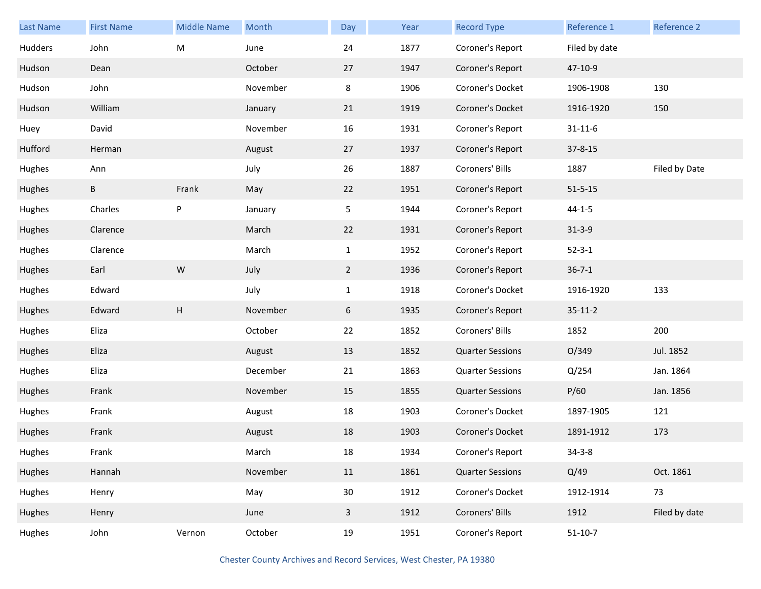| Last Name | First Name | Middle Name | Month | Day | Year | Record Type | Reference 1 | Reference 2 |
|---|---|---|---|---|---|---|---|---|
| Hudders | John | M | June | 24 | 1877 | Coroner's Report | Filed by date | |
| Hudson | Dean | | October | 27 | 1947 | Coroner's Report | 47-10-9 | |
| Hudson | John | | November | 8 | 1906 | Coroner's Docket | 1906-1908 | 130 |
| Hudson | William | | January | 21 | 1919 | Coroner's Docket | 1916-1920 | 150 |
| Huey | David | | November | 16 | 1931 | Coroner's Report | 31-11-6 | |
| Hufford | Herman | | August | 27 | 1937 | Coroner's Report | 37-8-15 | |
| Hughes | Ann | | July | 26 | 1887 | Coroners' Bills | 1887 | Filed by Date |
| Hughes | B | Frank | May | 22 | 1951 | Coroner's Report | 51-5-15 | |
| Hughes | Charles | P | January | 5 | 1944 | Coroner's Report | 44-1-5 | |
| Hughes | Clarence | | March | 22 | 1931 | Coroner's Report | 31-3-9 | |
| Hughes | Clarence | | March | 1 | 1952 | Coroner's Report | 52-3-1 | |
| Hughes | Earl | W | July | 2 | 1936 | Coroner's Report | 36-7-1 | |
| Hughes | Edward | | July | 1 | 1918 | Coroner's Docket | 1916-1920 | 133 |
| Hughes | Edward | H | November | 6 | 1935 | Coroner's Report | 35-11-2 | |
| Hughes | Eliza | | October | 22 | 1852 | Coroners' Bills | 1852 | 200 |
| Hughes | Eliza | | August | 13 | 1852 | Quarter Sessions | O/349 | Jul. 1852 |
| Hughes | Eliza | | December | 21 | 1863 | Quarter Sessions | Q/254 | Jan. 1864 |
| Hughes | Frank | | November | 15 | 1855 | Quarter Sessions | P/60 | Jan. 1856 |
| Hughes | Frank | | August | 18 | 1903 | Coroner's Docket | 1897-1905 | 121 |
| Hughes | Frank | | August | 18 | 1903 | Coroner's Docket | 1891-1912 | 173 |
| Hughes | Frank | | March | 18 | 1934 | Coroner's Report | 34-3-8 | |
| Hughes | Hannah | | November | 11 | 1861 | Quarter Sessions | Q/49 | Oct. 1861 |
| Hughes | Henry | | May | 30 | 1912 | Coroner's Docket | 1912-1914 | 73 |
| Hughes | Henry | | June | 3 | 1912 | Coroners' Bills | 1912 | Filed by date |
| Hughes | John | Vernon | October | 19 | 1951 | Coroner's Report | 51-10-7 | |

Chester County Archives and Record Services, West Chester, PA 19380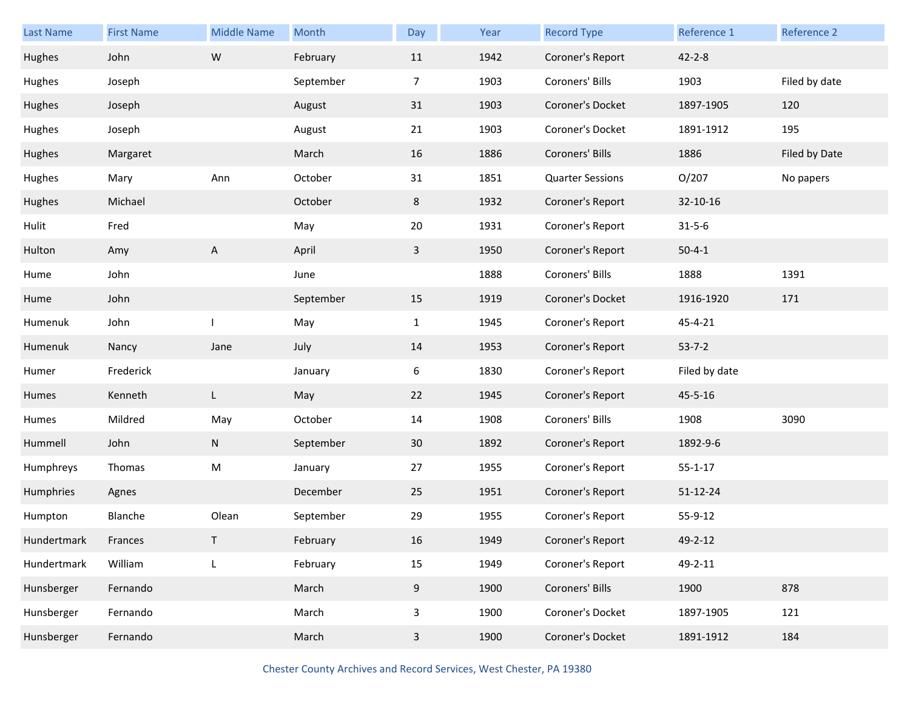| Last Name | First Name | Middle Name | Month | Day | Year | Record Type | Reference 1 | Reference 2 |
|---|---|---|---|---|---|---|---|---|
| Hughes | John | W | February | 11 | 1942 | Coroner's Report | 42-2-8 | |
| Hughes | Joseph | | September | 7 | 1903 | Coroners' Bills | 1903 | Filed by date |
| Hughes | Joseph | | August | 31 | 1903 | Coroner's Docket | 1897-1905 | 120 |
| Hughes | Joseph | | August | 21 | 1903 | Coroner's Docket | 1891-1912 | 195 |
| Hughes | Margaret | | March | 16 | 1886 | Coroners' Bills | 1886 | Filed by Date |
| Hughes | Mary | Ann | October | 31 | 1851 | Quarter Sessions | O/207 | No papers |
| Hughes | Michael | | October | 8 | 1932 | Coroner's Report | 32-10-16 | |
| Hulit | Fred | | May | 20 | 1931 | Coroner's Report | 31-5-6 | |
| Hulton | Amy | A | April | 3 | 1950 | Coroner's Report | 50-4-1 | |
| Hume | John | | June | | 1888 | Coroners' Bills | 1888 | 1391 |
| Hume | John | | September | 15 | 1919 | Coroner's Docket | 1916-1920 | 171 |
| Humenuk | John | I | May | 1 | 1945 | Coroner's Report | 45-4-21 | |
| Humenuk | Nancy | Jane | July | 14 | 1953 | Coroner's Report | 53-7-2 | |
| Humer | Frederick | | January | 6 | 1830 | Coroner's Report | Filed by date | |
| Humes | Kenneth | L | May | 22 | 1945 | Coroner's Report | 45-5-16 | |
| Humes | Mildred | May | October | 14 | 1908 | Coroners' Bills | 1908 | 3090 |
| Hummell | John | N | September | 30 | 1892 | Coroner's Report | 1892-9-6 | |
| Humphreys | Thomas | M | January | 27 | 1955 | Coroner's Report | 55-1-17 | |
| Humphries | Agnes | | December | 25 | 1951 | Coroner's Report | 51-12-24 | |
| Humpton | Blanche | Olean | September | 29 | 1955 | Coroner's Report | 55-9-12 | |
| Hundertmark | Frances | T | February | 16 | 1949 | Coroner's Report | 49-2-12 | |
| Hundertmark | William | L | February | 15 | 1949 | Coroner's Report | 49-2-11 | |
| Hunsberger | Fernando | | March | 9 | 1900 | Coroners' Bills | 1900 | 878 |
| Hunsberger | Fernando | | March | 3 | 1900 | Coroner's Docket | 1897-1905 | 121 |
| Hunsberger | Fernando | | March | 3 | 1900 | Coroner's Docket | 1891-1912 | 184 |

Chester County Archives and Record Services, West Chester, PA 19380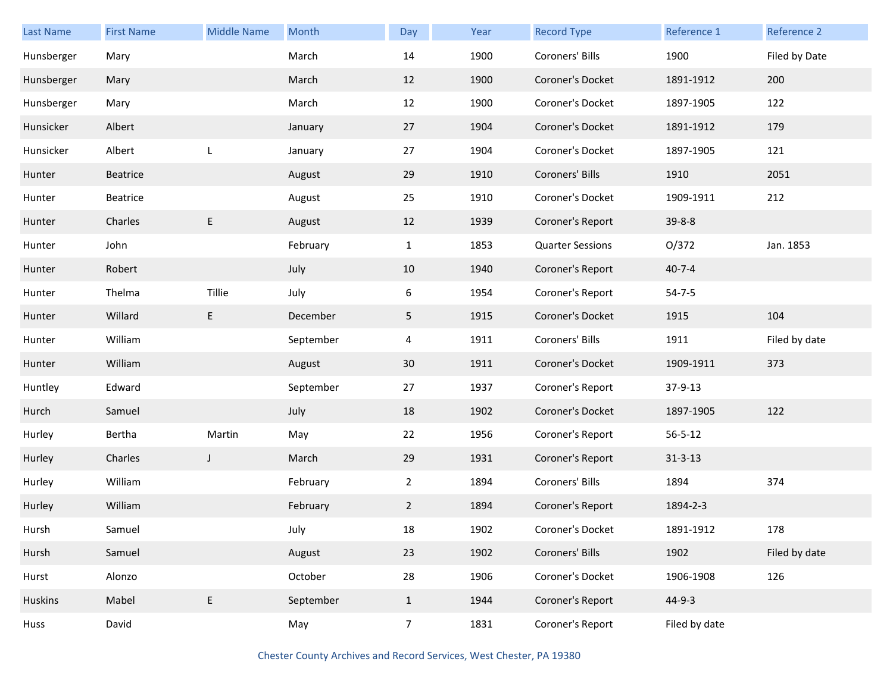| Last Name | First Name | Middle Name | Month | Day | Year | Record Type | Reference 1 | Reference 2 |
|---|---|---|---|---|---|---|---|---|
| Hunsberger | Mary | | March | 14 | 1900 | Coroners' Bills | 1900 | Filed by Date |
| Hunsberger | Mary | | March | 12 | 1900 | Coroner's Docket | 1891-1912 | 200 |
| Hunsberger | Mary | | March | 12 | 1900 | Coroner's Docket | 1897-1905 | 122 |
| Hunsicker | Albert | | January | 27 | 1904 | Coroner's Docket | 1891-1912 | 179 |
| Hunsicker | Albert | L | January | 27 | 1904 | Coroner's Docket | 1897-1905 | 121 |
| Hunter | Beatrice | | August | 29 | 1910 | Coroners' Bills | 1910 | 2051 |
| Hunter | Beatrice | | August | 25 | 1910 | Coroner's Docket | 1909-1911 | 212 |
| Hunter | Charles | E | August | 12 | 1939 | Coroner's Report | 39-8-8 | |
| Hunter | John | | February | 1 | 1853 | Quarter Sessions | O/372 | Jan. 1853 |
| Hunter | Robert | | July | 10 | 1940 | Coroner's Report | 40-7-4 | |
| Hunter | Thelma | Tillie | July | 6 | 1954 | Coroner's Report | 54-7-5 | |
| Hunter | Willard | E | December | 5 | 1915 | Coroner's Docket | 1915 | 104 |
| Hunter | William | | September | 4 | 1911 | Coroners' Bills | 1911 | Filed by date |
| Hunter | William | | August | 30 | 1911 | Coroner's Docket | 1909-1911 | 373 |
| Huntley | Edward | | September | 27 | 1937 | Coroner's Report | 37-9-13 | |
| Hurch | Samuel | | July | 18 | 1902 | Coroner's Docket | 1897-1905 | 122 |
| Hurley | Bertha | Martin | May | 22 | 1956 | Coroner's Report | 56-5-12 | |
| Hurley | Charles | J | March | 29 | 1931 | Coroner's Report | 31-3-13 | |
| Hurley | William | | February | 2 | 1894 | Coroners' Bills | 1894 | 374 |
| Hurley | William | | February | 2 | 1894 | Coroner's Report | 1894-2-3 | |
| Hursh | Samuel | | July | 18 | 1902 | Coroner's Docket | 1891-1912 | 178 |
| Hursh | Samuel | | August | 23 | 1902 | Coroners' Bills | 1902 | Filed by date |
| Hurst | Alonzo | | October | 28 | 1906 | Coroner's Docket | 1906-1908 | 126 |
| Huskins | Mabel | E | September | 1 | 1944 | Coroner's Report | 44-9-3 | |
| Huss | David | | May | 7 | 1831 | Coroner's Report | Filed by date | |

Chester County Archives and Record Services, West Chester, PA 19380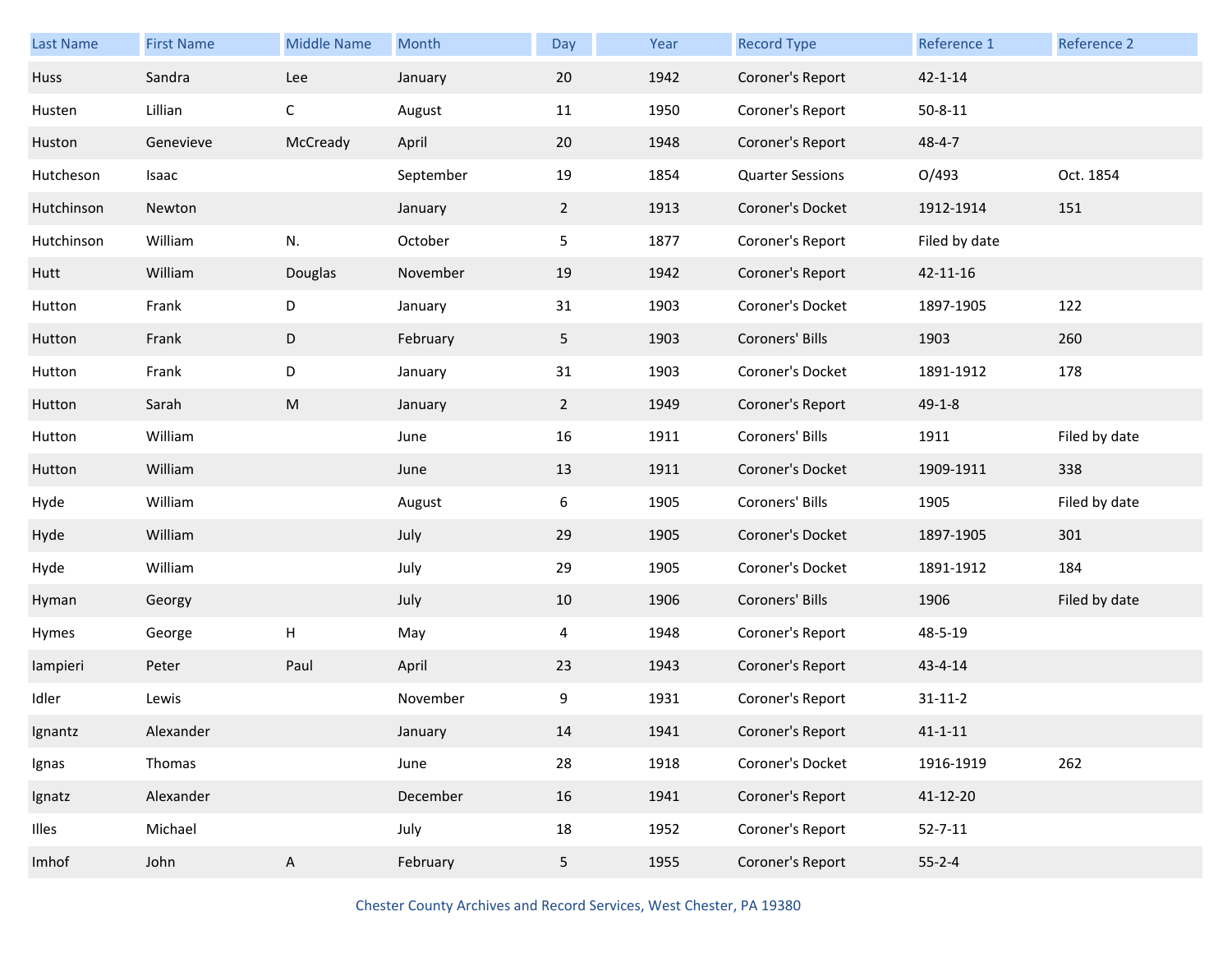| Last Name | First Name | Middle Name | Month | Day | Year | Record Type | Reference 1 | Reference 2 |
|---|---|---|---|---|---|---|---|---|
| Huss | Sandra | Lee | January | 20 | 1942 | Coroner's Report | 42-1-14 | |
| Husten | Lillian | C | August | 11 | 1950 | Coroner's Report | 50-8-11 | |
| Huston | Genevieve | McCready | April | 20 | 1948 | Coroner's Report | 48-4-7 | |
| Hutcheson | Isaac | | September | 19 | 1854 | Quarter Sessions | O/493 | Oct. 1854 |
| Hutchinson | Newton | | January | 2 | 1913 | Coroner's Docket | 1912-1914 | 151 |
| Hutchinson | William | N. | October | 5 | 1877 | Coroner's Report | Filed by date | |
| Hutt | William | Douglas | November | 19 | 1942 | Coroner's Report | 42-11-16 | |
| Hutton | Frank | D | January | 31 | 1903 | Coroner's Docket | 1897-1905 | 122 |
| Hutton | Frank | D | February | 5 | 1903 | Coroners' Bills | 1903 | 260 |
| Hutton | Frank | D | January | 31 | 1903 | Coroner's Docket | 1891-1912 | 178 |
| Hutton | Sarah | M | January | 2 | 1949 | Coroner's Report | 49-1-8 | |
| Hutton | William | | June | 16 | 1911 | Coroners' Bills | 1911 | Filed by date |
| Hutton | William | | June | 13 | 1911 | Coroner's Docket | 1909-1911 | 338 |
| Hyde | William | | August | 6 | 1905 | Coroners' Bills | 1905 | Filed by date |
| Hyde | William | | July | 29 | 1905 | Coroner's Docket | 1897-1905 | 301 |
| Hyde | William | | July | 29 | 1905 | Coroner's Docket | 1891-1912 | 184 |
| Hyman | Georgy | | July | 10 | 1906 | Coroners' Bills | 1906 | Filed by date |
| Hymes | George | H | May | 4 | 1948 | Coroner's Report | 48-5-19 | |
| Iampieri | Peter | Paul | April | 23 | 1943 | Coroner's Report | 43-4-14 | |
| Idler | Lewis | | November | 9 | 1931 | Coroner's Report | 31-11-2 | |
| Ignantz | Alexander | | January | 14 | 1941 | Coroner's Report | 41-1-11 | |
| Ignas | Thomas | | June | 28 | 1918 | Coroner's Docket | 1916-1919 | 262 |
| Ignatz | Alexander | | December | 16 | 1941 | Coroner's Report | 41-12-20 | |
| Illes | Michael | | July | 18 | 1952 | Coroner's Report | 52-7-11 | |
| Imhof | John | A | February | 5 | 1955 | Coroner's Report | 55-2-4 | |

Chester County Archives and Record Services, West Chester, PA 19380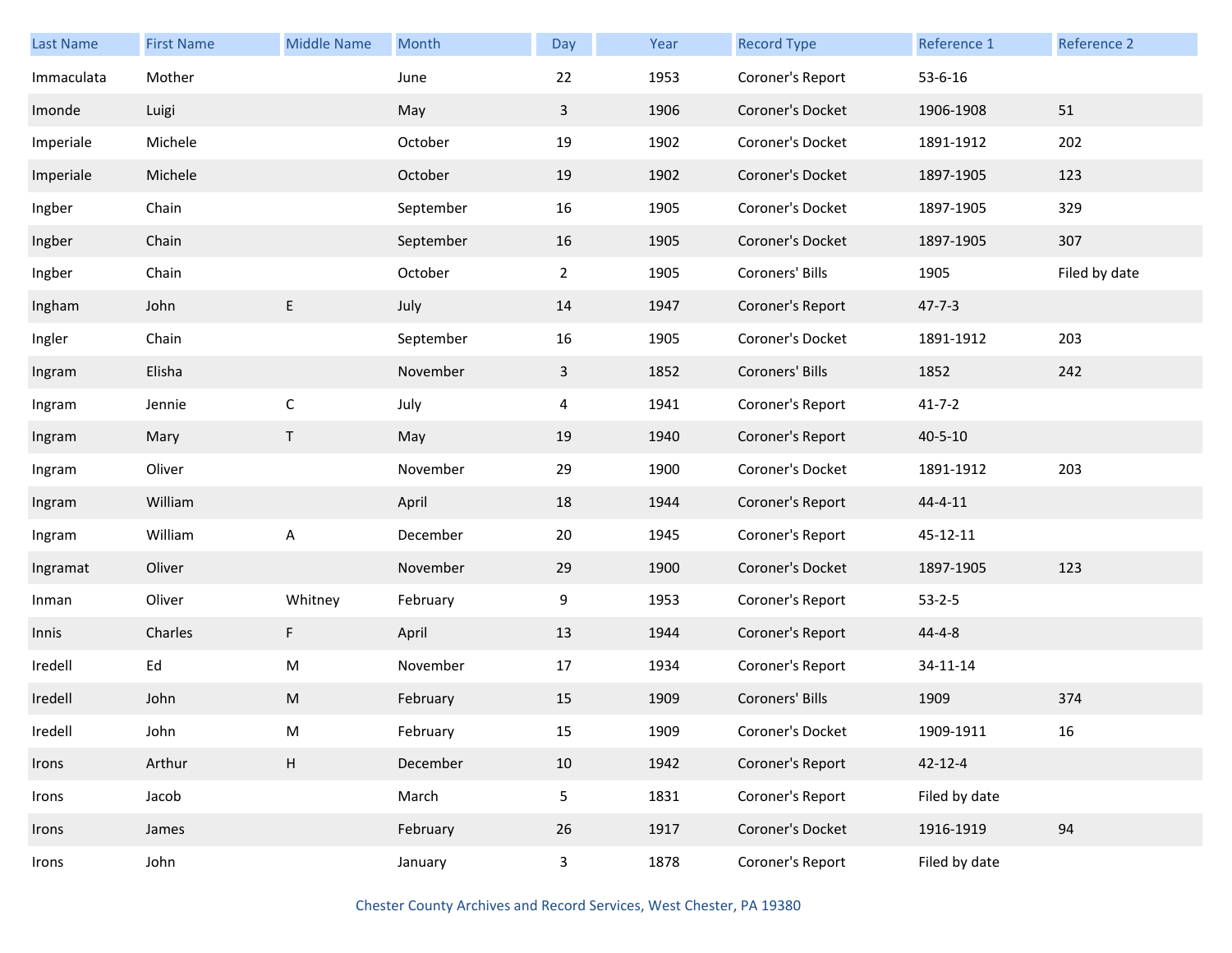| Last Name | First Name | Middle Name | Month | Day | Year | Record Type | Reference 1 | Reference 2 |
|---|---|---|---|---|---|---|---|---|
| Immaculata | Mother | | June | 22 | 1953 | Coroner's Report | 53-6-16 | |
| Imonde | Luigi | | May | 3 | 1906 | Coroner's Docket | 1906-1908 | 51 |
| Imperiale | Michele | | October | 19 | 1902 | Coroner's Docket | 1891-1912 | 202 |
| Imperiale | Michele | | October | 19 | 1902 | Coroner's Docket | 1897-1905 | 123 |
| Ingber | Chain | | September | 16 | 1905 | Coroner's Docket | 1897-1905 | 329 |
| Ingber | Chain | | September | 16 | 1905 | Coroner's Docket | 1897-1905 | 307 |
| Ingber | Chain | | October | 2 | 1905 | Coroners' Bills | 1905 | Filed by date |
| Ingham | John | E | July | 14 | 1947 | Coroner's Report | 47-7-3 | |
| Ingler | Chain | | September | 16 | 1905 | Coroner's Docket | 1891-1912 | 203 |
| Ingram | Elisha | | November | 3 | 1852 | Coroners' Bills | 1852 | 242 |
| Ingram | Jennie | C | July | 4 | 1941 | Coroner's Report | 41-7-2 | |
| Ingram | Mary | T | May | 19 | 1940 | Coroner's Report | 40-5-10 | |
| Ingram | Oliver | | November | 29 | 1900 | Coroner's Docket | 1891-1912 | 203 |
| Ingram | William | | April | 18 | 1944 | Coroner's Report | 44-4-11 | |
| Ingram | William | A | December | 20 | 1945 | Coroner's Report | 45-12-11 | |
| Ingramat | Oliver | | November | 29 | 1900 | Coroner's Docket | 1897-1905 | 123 |
| Inman | Oliver | Whitney | February | 9 | 1953 | Coroner's Report | 53-2-5 | |
| Innis | Charles | F | April | 13 | 1944 | Coroner's Report | 44-4-8 | |
| Iredell | Ed | M | November | 17 | 1934 | Coroner's Report | 34-11-14 | |
| Iredell | John | M | February | 15 | 1909 | Coroners' Bills | 1909 | 374 |
| Iredell | John | M | February | 15 | 1909 | Coroner's Docket | 1909-1911 | 16 |
| Irons | Arthur | H | December | 10 | 1942 | Coroner's Report | 42-12-4 | |
| Irons | Jacob | | March | 5 | 1831 | Coroner's Report | Filed by date | |
| Irons | James | | February | 26 | 1917 | Coroner's Docket | 1916-1919 | 94 |
| Irons | John | | January | 3 | 1878 | Coroner's Report | Filed by date | |

Chester County Archives and Record Services, West Chester, PA 19380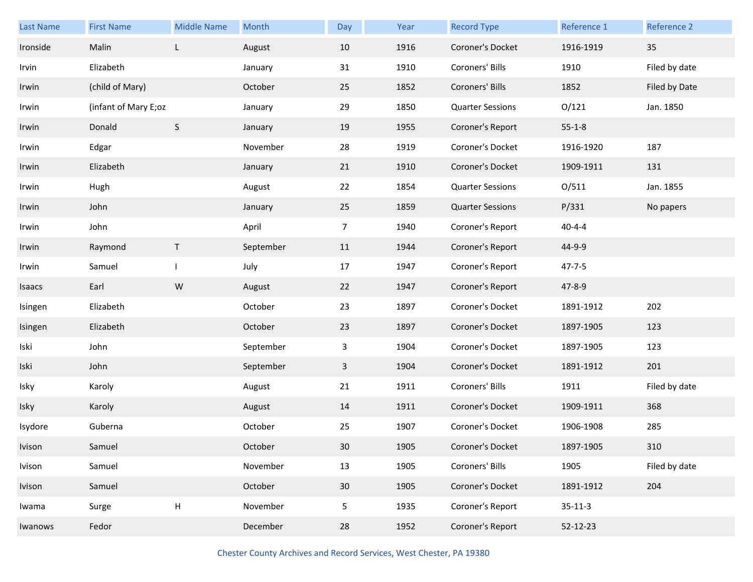| Last Name | First Name | Middle Name | Month | Day | Year | Record Type | Reference 1 | Reference 2 |
|---|---|---|---|---|---|---|---|---|
| Ironside | Malin | L | August | 10 | 1916 | Coroner's Docket | 1916-1919 | 35 |
| Irvin | Elizabeth | | January | 31 | 1910 | Coroners' Bills | 1910 | Filed by date |
| Irwin | (child of Mary) | | October | 25 | 1852 | Coroners' Bills | 1852 | Filed by Date |
| Irwin | (infant of Mary E;oz | | January | 29 | 1850 | Quarter Sessions | O/121 | Jan. 1850 |
| Irwin | Donald | S | January | 19 | 1955 | Coroner's Report | 55-1-8 | |
| Irwin | Edgar | | November | 28 | 1919 | Coroner's Docket | 1916-1920 | 187 |
| Irwin | Elizabeth | | January | 21 | 1910 | Coroner's Docket | 1909-1911 | 131 |
| Irwin | Hugh | | August | 22 | 1854 | Quarter Sessions | O/511 | Jan. 1855 |
| Irwin | John | | January | 25 | 1859 | Quarter Sessions | P/331 | No papers |
| Irwin | John | | April | 7 | 1940 | Coroner's Report | 40-4-4 | |
| Irwin | Raymond | T | September | 11 | 1944 | Coroner's Report | 44-9-9 | |
| Irwin | Samuel | I | July | 17 | 1947 | Coroner's Report | 47-7-5 | |
| Isaacs | Earl | W | August | 22 | 1947 | Coroner's Report | 47-8-9 | |
| Isingen | Elizabeth | | October | 23 | 1897 | Coroner's Docket | 1891-1912 | 202 |
| Isingen | Elizabeth | | October | 23 | 1897 | Coroner's Docket | 1897-1905 | 123 |
| Iski | John | | September | 3 | 1904 | Coroner's Docket | 1897-1905 | 123 |
| Iski | John | | September | 3 | 1904 | Coroner's Docket | 1891-1912 | 201 |
| Isky | Karoly | | August | 21 | 1911 | Coroners' Bills | 1911 | Filed by date |
| Isky | Karoly | | August | 14 | 1911 | Coroner's Docket | 1909-1911 | 368 |
| Isydore | Guberna | | October | 25 | 1907 | Coroner's Docket | 1906-1908 | 285 |
| Ivison | Samuel | | October | 30 | 1905 | Coroner's Docket | 1897-1905 | 310 |
| Ivison | Samuel | | November | 13 | 1905 | Coroners' Bills | 1905 | Filed by date |
| Ivison | Samuel | | October | 30 | 1905 | Coroner's Docket | 1891-1912 | 204 |
| Iwama | Surge | H | November | 5 | 1935 | Coroner's Report | 35-11-3 | |
| Iwanows | Fedor | | December | 28 | 1952 | Coroner's Report | 52-12-23 | |

Chester County Archives and Record Services, West Chester, PA 19380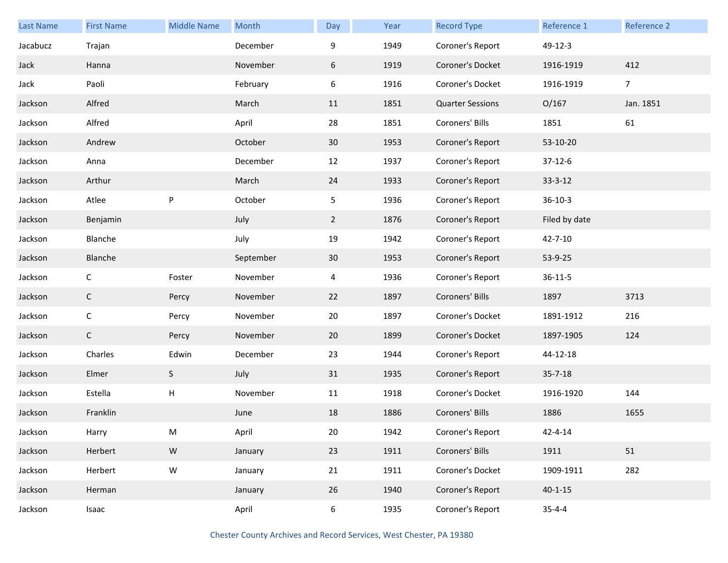| Last Name | First Name | Middle Name | Month | Day | Year | Record Type | Reference 1 | Reference 2 |
|---|---|---|---|---|---|---|---|---|
| Jacabucz | Trajan | | December | 9 | 1949 | Coroner's Report | 49-12-3 | |
| Jack | Hanna | | November | 6 | 1919 | Coroner's Docket | 1916-1919 | 412 |
| Jack | Paoli | | February | 6 | 1916 | Coroner's Docket | 1916-1919 | 7 |
| Jackson | Alfred | | March | 11 | 1851 | Quarter Sessions | O/167 | Jan. 1851 |
| Jackson | Alfred | | April | 28 | 1851 | Coroners' Bills | 1851 | 61 |
| Jackson | Andrew | | October | 30 | 1953 | Coroner's Report | 53-10-20 | |
| Jackson | Anna | | December | 12 | 1937 | Coroner's Report | 37-12-6 | |
| Jackson | Arthur | | March | 24 | 1933 | Coroner's Report | 33-3-12 | |
| Jackson | Atlee | P | October | 5 | 1936 | Coroner's Report | 36-10-3 | |
| Jackson | Benjamin | | July | 2 | 1876 | Coroner's Report | Filed by date | |
| Jackson | Blanche | | July | 19 | 1942 | Coroner's Report | 42-7-10 | |
| Jackson | Blanche | | September | 30 | 1953 | Coroner's Report | 53-9-25 | |
| Jackson | C | Foster | November | 4 | 1936 | Coroner's Report | 36-11-5 | |
| Jackson | C | Percy | November | 22 | 1897 | Coroners' Bills | 1897 | 3713 |
| Jackson | C | Percy | November | 20 | 1897 | Coroner's Docket | 1891-1912 | 216 |
| Jackson | C | Percy | November | 20 | 1899 | Coroner's Docket | 1897-1905 | 124 |
| Jackson | Charles | Edwin | December | 23 | 1944 | Coroner's Report | 44-12-18 | |
| Jackson | Elmer | S | July | 31 | 1935 | Coroner's Report | 35-7-18 | |
| Jackson | Estella | H | November | 11 | 1918 | Coroner's Docket | 1916-1920 | 144 |
| Jackson | Franklin | | June | 18 | 1886 | Coroners' Bills | 1886 | 1655 |
| Jackson | Harry | M | April | 20 | 1942 | Coroner's Report | 42-4-14 | |
| Jackson | Herbert | W | January | 23 | 1911 | Coroners' Bills | 1911 | 51 |
| Jackson | Herbert | W | January | 21 | 1911 | Coroner's Docket | 1909-1911 | 282 |
| Jackson | Herman | | January | 26 | 1940 | Coroner's Report | 40-1-15 | |
| Jackson | Isaac | | April | 6 | 1935 | Coroner's Report | 35-4-4 | |

Chester County Archives and Record Services, West Chester, PA 19380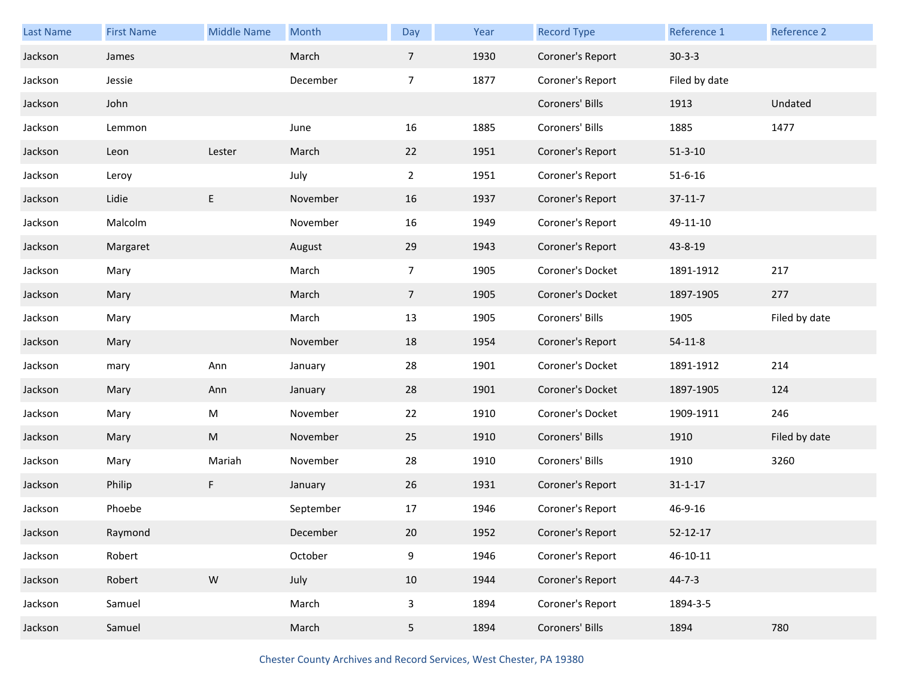| Last Name | First Name | Middle Name | Month | Day | Year | Record Type | Reference 1 | Reference 2 |
|---|---|---|---|---|---|---|---|---|
| Jackson | James | | March | 7 | 1930 | Coroner's Report | 30-3-3 | |
| Jackson | Jessie | | December | 7 | 1877 | Coroner's Report | Filed by date | |
| Jackson | John | | | | | Coroners' Bills | 1913 | Undated |
| Jackson | Lemmon | | June | 16 | 1885 | Coroners' Bills | 1885 | 1477 |
| Jackson | Leon | Lester | March | 22 | 1951 | Coroner's Report | 51-3-10 | |
| Jackson | Leroy | | July | 2 | 1951 | Coroner's Report | 51-6-16 | |
| Jackson | Lidie | E | November | 16 | 1937 | Coroner's Report | 37-11-7 | |
| Jackson | Malcolm | | November | 16 | 1949 | Coroner's Report | 49-11-10 | |
| Jackson | Margaret | | August | 29 | 1943 | Coroner's Report | 43-8-19 | |
| Jackson | Mary | | March | 7 | 1905 | Coroner's Docket | 1891-1912 | 217 |
| Jackson | Mary | | March | 7 | 1905 | Coroner's Docket | 1897-1905 | 277 |
| Jackson | Mary | | March | 13 | 1905 | Coroners' Bills | 1905 | Filed by date |
| Jackson | Mary | | November | 18 | 1954 | Coroner's Report | 54-11-8 | |
| Jackson | mary | Ann | January | 28 | 1901 | Coroner's Docket | 1891-1912 | 214 |
| Jackson | Mary | Ann | January | 28 | 1901 | Coroner's Docket | 1897-1905 | 124 |
| Jackson | Mary | M | November | 22 | 1910 | Coroner's Docket | 1909-1911 | 246 |
| Jackson | Mary | M | November | 25 | 1910 | Coroners' Bills | 1910 | Filed by date |
| Jackson | Mary | Mariah | November | 28 | 1910 | Coroners' Bills | 1910 | 3260 |
| Jackson | Philip | F | January | 26 | 1931 | Coroner's Report | 31-1-17 | |
| Jackson | Phoebe | | September | 17 | 1946 | Coroner's Report | 46-9-16 | |
| Jackson | Raymond | | December | 20 | 1952 | Coroner's Report | 52-12-17 | |
| Jackson | Robert | | October | 9 | 1946 | Coroner's Report | 46-10-11 | |
| Jackson | Robert | W | July | 10 | 1944 | Coroner's Report | 44-7-3 | |
| Jackson | Samuel | | March | 3 | 1894 | Coroner's Report | 1894-3-5 | |
| Jackson | Samuel | | March | 5 | 1894 | Coroners' Bills | 1894 | 780 |

Chester County Archives and Record Services, West Chester, PA 19380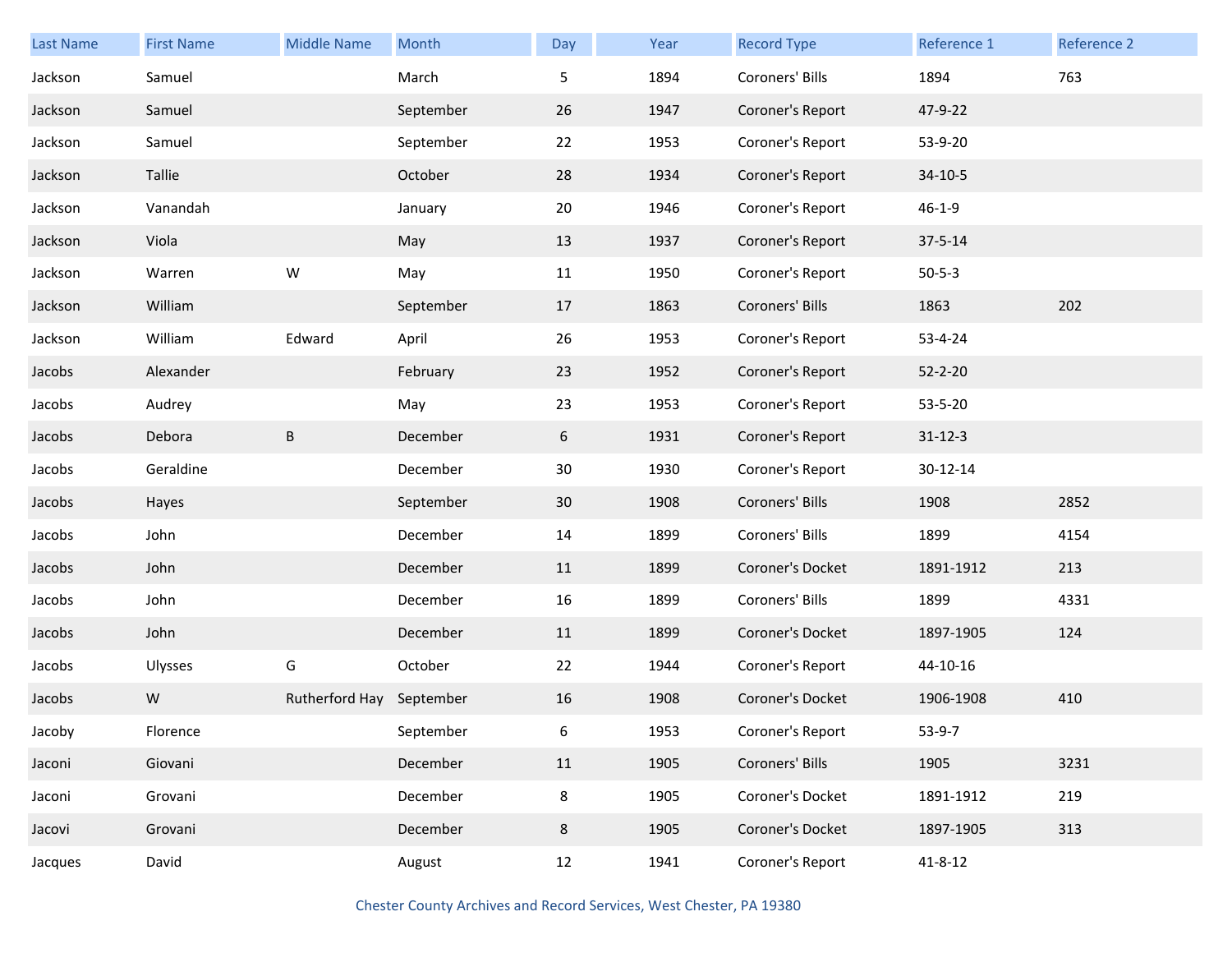| Last Name | First Name | Middle Name | Month | Day | Year | Record Type | Reference 1 | Reference 2 |
|---|---|---|---|---|---|---|---|---|
| Jackson | Samuel | | March | 5 | 1894 | Coroners' Bills | 1894 | 763 |
| Jackson | Samuel | | September | 26 | 1947 | Coroner's Report | 47-9-22 | |
| Jackson | Samuel | | September | 22 | 1953 | Coroner's Report | 53-9-20 | |
| Jackson | Tallie | | October | 28 | 1934 | Coroner's Report | 34-10-5 | |
| Jackson | Vanandah | | January | 20 | 1946 | Coroner's Report | 46-1-9 | |
| Jackson | Viola | | May | 13 | 1937 | Coroner's Report | 37-5-14 | |
| Jackson | Warren | W | May | 11 | 1950 | Coroner's Report | 50-5-3 | |
| Jackson | William | | September | 17 | 1863 | Coroners' Bills | 1863 | 202 |
| Jackson | William | Edward | April | 26 | 1953 | Coroner's Report | 53-4-24 | |
| Jacobs | Alexander | | February | 23 | 1952 | Coroner's Report | 52-2-20 | |
| Jacobs | Audrey | | May | 23 | 1953 | Coroner's Report | 53-5-20 | |
| Jacobs | Debora | B | December | 6 | 1931 | Coroner's Report | 31-12-3 | |
| Jacobs | Geraldine | | December | 30 | 1930 | Coroner's Report | 30-12-14 | |
| Jacobs | Hayes | | September | 30 | 1908 | Coroners' Bills | 1908 | 2852 |
| Jacobs | John | | December | 14 | 1899 | Coroners' Bills | 1899 | 4154 |
| Jacobs | John | | December | 11 | 1899 | Coroner's Docket | 1891-1912 | 213 |
| Jacobs | John | | December | 16 | 1899 | Coroners' Bills | 1899 | 4331 |
| Jacobs | John | | December | 11 | 1899 | Coroner's Docket | 1897-1905 | 124 |
| Jacobs | Ulysses | G | October | 22 | 1944 | Coroner's Report | 44-10-16 | |
| Jacobs | W | Rutherford Hay | September | 16 | 1908 | Coroner's Docket | 1906-1908 | 410 |
| Jacoby | Florence | | September | 6 | 1953 | Coroner's Report | 53-9-7 | |
| Jaconi | Giovani | | December | 11 | 1905 | Coroners' Bills | 1905 | 3231 |
| Jaconi | Grovani | | December | 8 | 1905 | Coroner's Docket | 1891-1912 | 219 |
| Jacovi | Grovani | | December | 8 | 1905 | Coroner's Docket | 1897-1905 | 313 |
| Jacques | David | | August | 12 | 1941 | Coroner's Report | 41-8-12 | |

Chester County Archives and Record Services, West Chester, PA 19380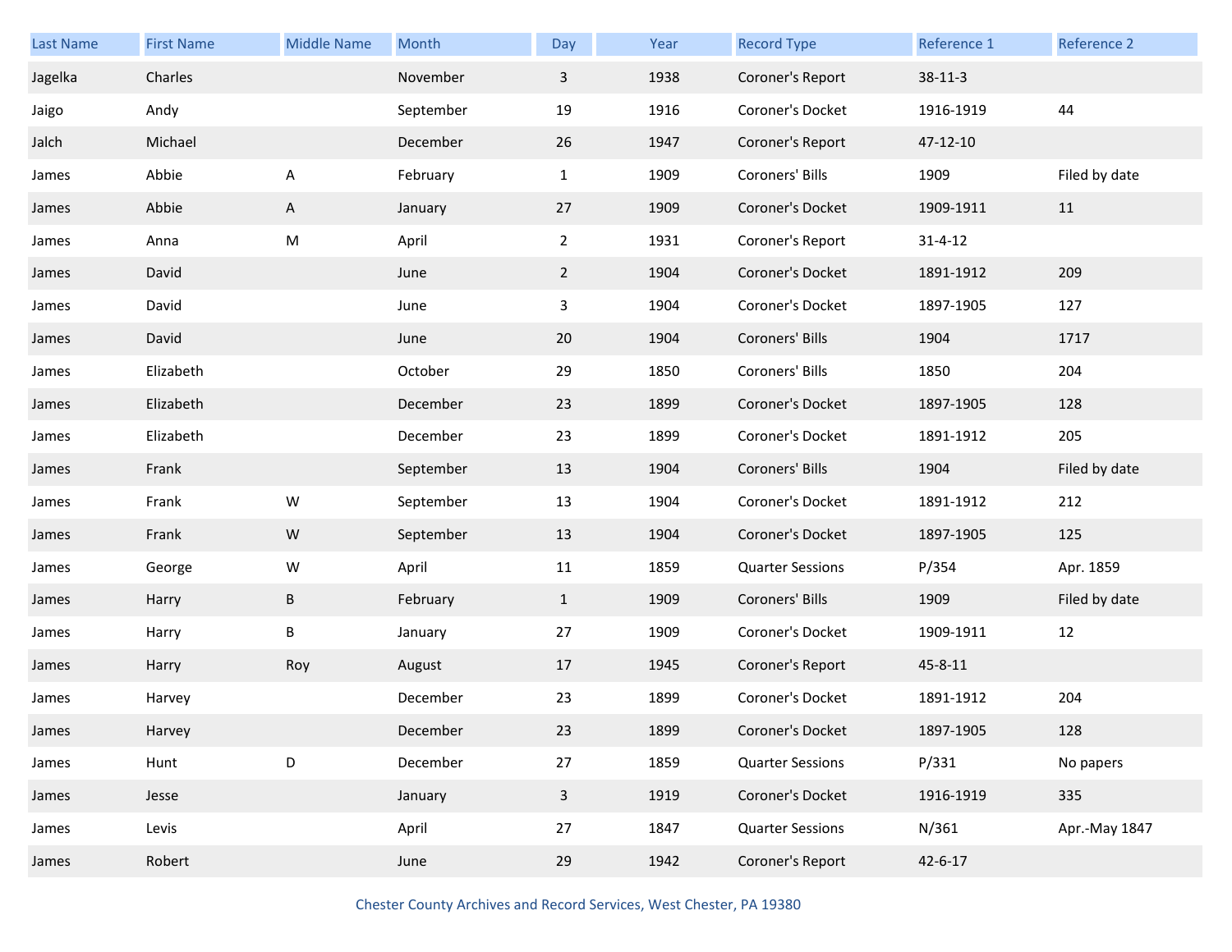| Last Name | First Name | Middle Name | Month | Day | Year | Record Type | Reference 1 | Reference 2 |
|---|---|---|---|---|---|---|---|---|
| Jagelka | Charles | | November | 3 | 1938 | Coroner's Report | 38-11-3 | |
| Jaigo | Andy | | September | 19 | 1916 | Coroner's Docket | 1916-1919 | 44 |
| Jalch | Michael | | December | 26 | 1947 | Coroner's Report | 47-12-10 | |
| James | Abbie | A | February | 1 | 1909 | Coroners' Bills | 1909 | Filed by date |
| James | Abbie | A | January | 27 | 1909 | Coroner's Docket | 1909-1911 | 11 |
| James | Anna | M | April | 2 | 1931 | Coroner's Report | 31-4-12 | |
| James | David | | June | 2 | 1904 | Coroner's Docket | 1891-1912 | 209 |
| James | David | | June | 3 | 1904 | Coroner's Docket | 1897-1905 | 127 |
| James | David | | June | 20 | 1904 | Coroners' Bills | 1904 | 1717 |
| James | Elizabeth | | October | 29 | 1850 | Coroners' Bills | 1850 | 204 |
| James | Elizabeth | | December | 23 | 1899 | Coroner's Docket | 1897-1905 | 128 |
| James | Elizabeth | | December | 23 | 1899 | Coroner's Docket | 1891-1912 | 205 |
| James | Frank | | September | 13 | 1904 | Coroners' Bills | 1904 | Filed by date |
| James | Frank | W | September | 13 | 1904 | Coroner's Docket | 1891-1912 | 212 |
| James | Frank | W | September | 13 | 1904 | Coroner's Docket | 1897-1905 | 125 |
| James | George | W | April | 11 | 1859 | Quarter Sessions | P/354 | Apr. 1859 |
| James | Harry | B | February | 1 | 1909 | Coroners' Bills | 1909 | Filed by date |
| James | Harry | B | January | 27 | 1909 | Coroner's Docket | 1909-1911 | 12 |
| James | Harry | Roy | August | 17 | 1945 | Coroner's Report | 45-8-11 | |
| James | Harvey | | December | 23 | 1899 | Coroner's Docket | 1891-1912 | 204 |
| James | Harvey | | December | 23 | 1899 | Coroner's Docket | 1897-1905 | 128 |
| James | Hunt | D | December | 27 | 1859 | Quarter Sessions | P/331 | No papers |
| James | Jesse | | January | 3 | 1919 | Coroner's Docket | 1916-1919 | 335 |
| James | Levis | | April | 27 | 1847 | Quarter Sessions | N/361 | Apr.-May 1847 |
| James | Robert | | June | 29 | 1942 | Coroner's Report | 42-6-17 | |

Chester County Archives and Record Services, West Chester, PA 19380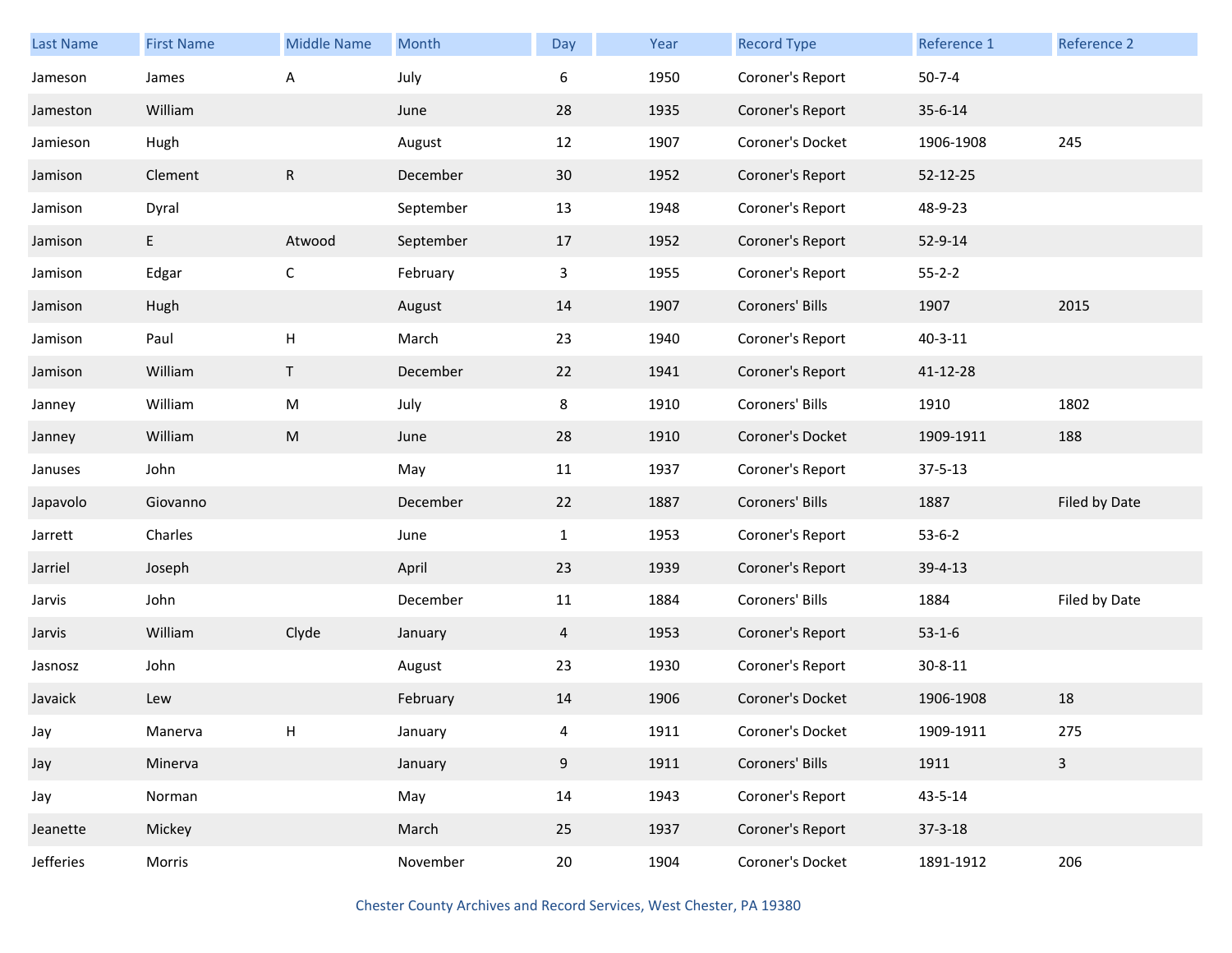| Last Name | First Name | Middle Name | Month | Day | Year | Record Type | Reference 1 | Reference 2 |
|---|---|---|---|---|---|---|---|---|
| Jameson | James | A | July | 6 | 1950 | Coroner's Report | 50-7-4 | |
| Jameston | William | | June | 28 | 1935 | Coroner's Report | 35-6-14 | |
| Jamieson | Hugh | | August | 12 | 1907 | Coroner's Docket | 1906-1908 | 245 |
| Jamison | Clement | R | December | 30 | 1952 | Coroner's Report | 52-12-25 | |
| Jamison | Dyral | | September | 13 | 1948 | Coroner's Report | 48-9-23 | |
| Jamison | E | Atwood | September | 17 | 1952 | Coroner's Report | 52-9-14 | |
| Jamison | Edgar | C | February | 3 | 1955 | Coroner's Report | 55-2-2 | |
| Jamison | Hugh | | August | 14 | 1907 | Coroners' Bills | 1907 | 2015 |
| Jamison | Paul | H | March | 23 | 1940 | Coroner's Report | 40-3-11 | |
| Jamison | William | T | December | 22 | 1941 | Coroner's Report | 41-12-28 | |
| Janney | William | M | July | 8 | 1910 | Coroners' Bills | 1910 | 1802 |
| Janney | William | M | June | 28 | 1910 | Coroner's Docket | 1909-1911 | 188 |
| Januses | John | | May | 11 | 1937 | Coroner's Report | 37-5-13 | |
| Japavolo | Giovanno | | December | 22 | 1887 | Coroners' Bills | 1887 | Filed by Date |
| Jarrett | Charles | | June | 1 | 1953 | Coroner's Report | 53-6-2 | |
| Jarriel | Joseph | | April | 23 | 1939 | Coroner's Report | 39-4-13 | |
| Jarvis | John | | December | 11 | 1884 | Coroners' Bills | 1884 | Filed by Date |
| Jarvis | William | Clyde | January | 4 | 1953 | Coroner's Report | 53-1-6 | |
| Jasnosz | John | | August | 23 | 1930 | Coroner's Report | 30-8-11 | |
| Javaick | Lew | | February | 14 | 1906 | Coroner's Docket | 1906-1908 | 18 |
| Jay | Manerva | H | January | 4 | 1911 | Coroner's Docket | 1909-1911 | 275 |
| Jay | Minerva | | January | 9 | 1911 | Coroners' Bills | 1911 | 3 |
| Jay | Norman | | May | 14 | 1943 | Coroner's Report | 43-5-14 | |
| Jeanette | Mickey | | March | 25 | 1937 | Coroner's Report | 37-3-18 | |
| Jefferies | Morris | | November | 20 | 1904 | Coroner's Docket | 1891-1912 | 206 |

Chester County Archives and Record Services, West Chester, PA 19380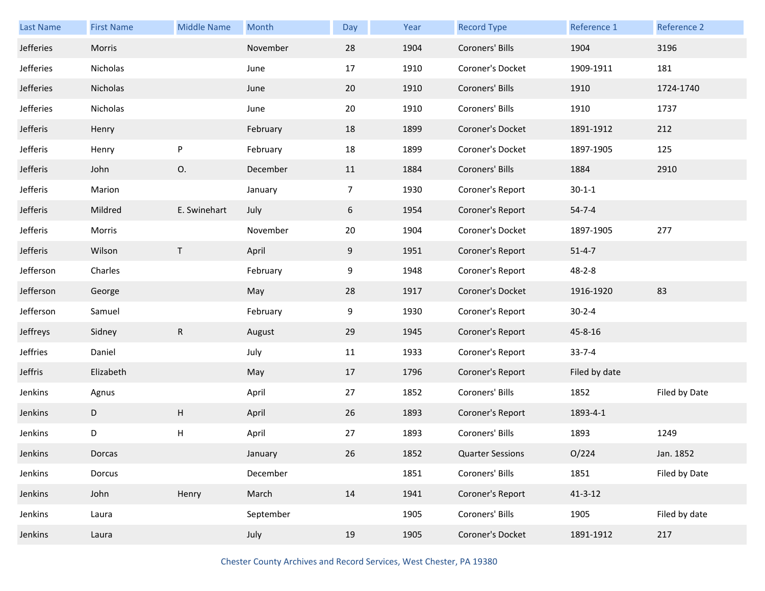| Last Name | First Name | Middle Name | Month | Day | Year | Record Type | Reference 1 | Reference 2 |
|---|---|---|---|---|---|---|---|---|
| Jefferies | Morris | | November | 28 | 1904 | Coroners' Bills | 1904 | 3196 |
| Jefferies | Nicholas | | June | 17 | 1910 | Coroner's Docket | 1909-1911 | 181 |
| Jefferies | Nicholas | | June | 20 | 1910 | Coroners' Bills | 1910 | 1724-1740 |
| Jefferies | Nicholas | | June | 20 | 1910 | Coroners' Bills | 1910 | 1737 |
| Jefferis | Henry | | February | 18 | 1899 | Coroner's Docket | 1891-1912 | 212 |
| Jefferis | Henry | P | February | 18 | 1899 | Coroner's Docket | 1897-1905 | 125 |
| Jefferis | John | O. | December | 11 | 1884 | Coroners' Bills | 1884 | 2910 |
| Jefferis | Marion | | January | 7 | 1930 | Coroner's Report | 30-1-1 | |
| Jefferis | Mildred | E. Swinehart | July | 6 | 1954 | Coroner's Report | 54-7-4 | |
| Jefferis | Morris | | November | 20 | 1904 | Coroner's Docket | 1897-1905 | 277 |
| Jefferis | Wilson | T | April | 9 | 1951 | Coroner's Report | 51-4-7 | |
| Jefferson | Charles | | February | 9 | 1948 | Coroner's Report | 48-2-8 | |
| Jefferson | George | | May | 28 | 1917 | Coroner's Docket | 1916-1920 | 83 |
| Jefferson | Samuel | | February | 9 | 1930 | Coroner's Report | 30-2-4 | |
| Jeffreys | Sidney | R | August | 29 | 1945 | Coroner's Report | 45-8-16 | |
| Jeffries | Daniel | | July | 11 | 1933 | Coroner's Report | 33-7-4 | |
| Jeffris | Elizabeth | | May | 17 | 1796 | Coroner's Report | Filed by date | |
| Jenkins | Agnus | | April | 27 | 1852 | Coroners' Bills | 1852 | Filed by Date |
| Jenkins | D | H | April | 26 | 1893 | Coroner's Report | 1893-4-1 | |
| Jenkins | D | H | April | 27 | 1893 | Coroners' Bills | 1893 | 1249 |
| Jenkins | Dorcas | | January | 26 | 1852 | Quarter Sessions | O/224 | Jan. 1852 |
| Jenkins | Dorcus | | December | | 1851 | Coroners' Bills | 1851 | Filed by Date |
| Jenkins | John | Henry | March | 14 | 1941 | Coroner's Report | 41-3-12 | |
| Jenkins | Laura | | September | | 1905 | Coroners' Bills | 1905 | Filed by date |
| Jenkins | Laura | | July | 19 | 1905 | Coroner's Docket | 1891-1912 | 217 |

Chester County Archives and Record Services, West Chester, PA 19380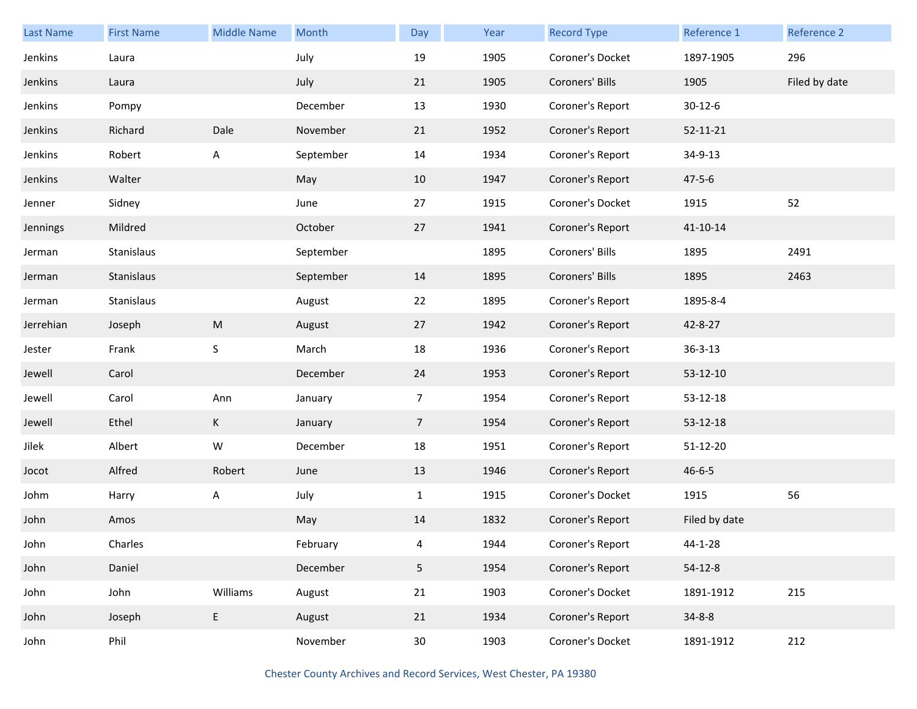| Last Name | First Name | Middle Name | Month | Day | Year | Record Type | Reference 1 | Reference 2 |
|---|---|---|---|---|---|---|---|---|
| Jenkins | Laura | | July | 19 | 1905 | Coroner's Docket | 1897-1905 | 296 |
| Jenkins | Laura | | July | 21 | 1905 | Coroners' Bills | 1905 | Filed by date |
| Jenkins | Pompy | | December | 13 | 1930 | Coroner's Report | 30-12-6 | |
| Jenkins | Richard | Dale | November | 21 | 1952 | Coroner's Report | 52-11-21 | |
| Jenkins | Robert | A | September | 14 | 1934 | Coroner's Report | 34-9-13 | |
| Jenkins | Walter | | May | 10 | 1947 | Coroner's Report | 47-5-6 | |
| Jenner | Sidney | | June | 27 | 1915 | Coroner's Docket | 1915 | 52 |
| Jennings | Mildred | | October | 27 | 1941 | Coroner's Report | 41-10-14 | |
| Jerman | Stanislaus | | September | | 1895 | Coroners' Bills | 1895 | 2491 |
| Jerman | Stanislaus | | September | 14 | 1895 | Coroners' Bills | 1895 | 2463 |
| Jerman | Stanislaus | | August | 22 | 1895 | Coroner's Report | 1895-8-4 | |
| Jerrehian | Joseph | M | August | 27 | 1942 | Coroner's Report | 42-8-27 | |
| Jester | Frank | S | March | 18 | 1936 | Coroner's Report | 36-3-13 | |
| Jewell | Carol | | December | 24 | 1953 | Coroner's Report | 53-12-10 | |
| Jewell | Carol | Ann | January | 7 | 1954 | Coroner's Report | 53-12-18 | |
| Jewell | Ethel | K | January | 7 | 1954 | Coroner's Report | 53-12-18 | |
| Jilek | Albert | W | December | 18 | 1951 | Coroner's Report | 51-12-20 | |
| Jocot | Alfred | Robert | June | 13 | 1946 | Coroner's Report | 46-6-5 | |
| Johm | Harry | A | July | 1 | 1915 | Coroner's Docket | 1915 | 56 |
| John | Amos | | May | 14 | 1832 | Coroner's Report | Filed by date | |
| John | Charles | | February | 4 | 1944 | Coroner's Report | 44-1-28 | |
| John | Daniel | | December | 5 | 1954 | Coroner's Report | 54-12-8 | |
| John | John | Williams | August | 21 | 1903 | Coroner's Docket | 1891-1912 | 215 |
| John | Joseph | E | August | 21 | 1934 | Coroner's Report | 34-8-8 | |
| John | Phil | | November | 30 | 1903 | Coroner's Docket | 1891-1912 | 212 |

Chester County Archives and Record Services, West Chester, PA 19380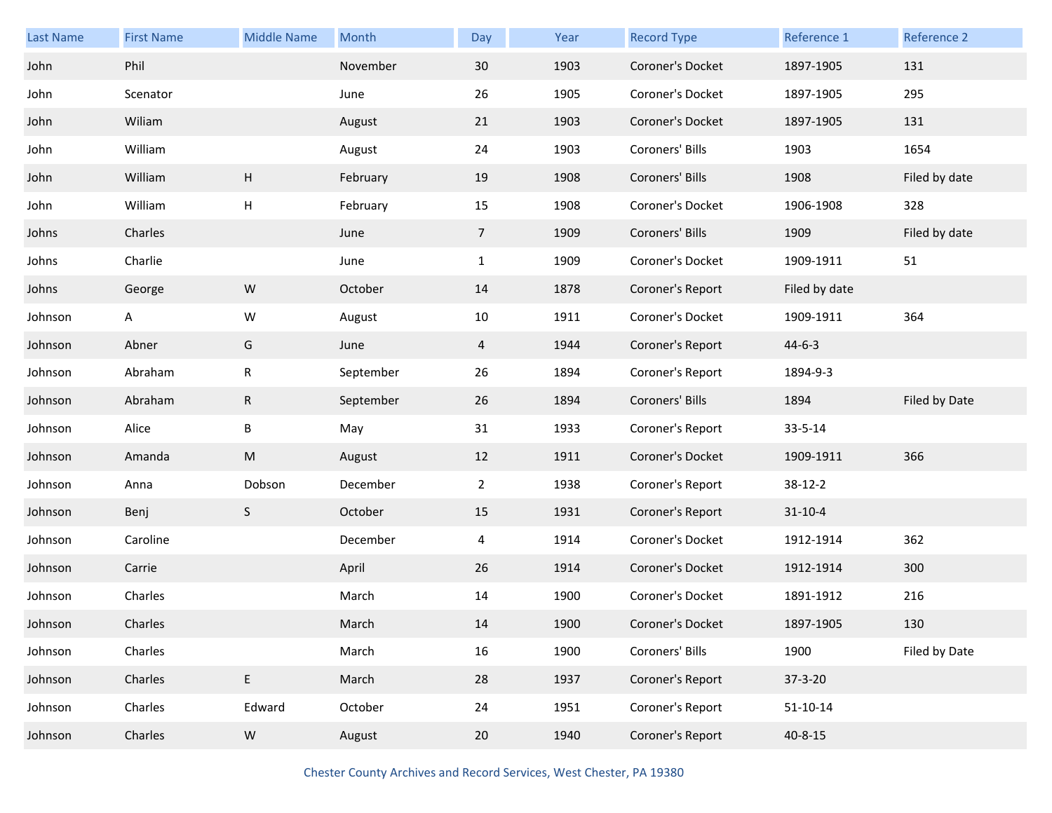| Last Name | First Name | Middle Name | Month | Day | Year | Record Type | Reference 1 | Reference 2 |
|---|---|---|---|---|---|---|---|---|
| John | Phil | | November | 30 | 1903 | Coroner's Docket | 1897-1905 | 131 |
| John | Scenator | | June | 26 | 1905 | Coroner's Docket | 1897-1905 | 295 |
| John | Wiliam | | August | 21 | 1903 | Coroner's Docket | 1897-1905 | 131 |
| John | William | | August | 24 | 1903 | Coroners' Bills | 1903 | 1654 |
| John | William | H | February | 19 | 1908 | Coroners' Bills | 1908 | Filed by date |
| John | William | H | February | 15 | 1908 | Coroner's Docket | 1906-1908 | 328 |
| Johns | Charles | | June | 7 | 1909 | Coroners' Bills | 1909 | Filed by date |
| Johns | Charlie | | June | 1 | 1909 | Coroner's Docket | 1909-1911 | 51 |
| Johns | George | W | October | 14 | 1878 | Coroner's Report | Filed by date | |
| Johnson | A | W | August | 10 | 1911 | Coroner's Docket | 1909-1911 | 364 |
| Johnson | Abner | G | June | 4 | 1944 | Coroner's Report | 44-6-3 | |
| Johnson | Abraham | R | September | 26 | 1894 | Coroner's Report | 1894-9-3 | |
| Johnson | Abraham | R | September | 26 | 1894 | Coroners' Bills | 1894 | Filed by Date |
| Johnson | Alice | B | May | 31 | 1933 | Coroner's Report | 33-5-14 | |
| Johnson | Amanda | M | August | 12 | 1911 | Coroner's Docket | 1909-1911 | 366 |
| Johnson | Anna | Dobson | December | 2 | 1938 | Coroner's Report | 38-12-2 | |
| Johnson | Benj | S | October | 15 | 1931 | Coroner's Report | 31-10-4 | |
| Johnson | Caroline | | December | 4 | 1914 | Coroner's Docket | 1912-1914 | 362 |
| Johnson | Carrie | | April | 26 | 1914 | Coroner's Docket | 1912-1914 | 300 |
| Johnson | Charles | | March | 14 | 1900 | Coroner's Docket | 1891-1912 | 216 |
| Johnson | Charles | | March | 14 | 1900 | Coroner's Docket | 1897-1905 | 130 |
| Johnson | Charles | | March | 16 | 1900 | Coroners' Bills | 1900 | Filed by Date |
| Johnson | Charles | E | March | 28 | 1937 | Coroner's Report | 37-3-20 | |
| Johnson | Charles | Edward | October | 24 | 1951 | Coroner's Report | 51-10-14 | |
| Johnson | Charles | W | August | 20 | 1940 | Coroner's Report | 40-8-15 | |

Chester County Archives and Record Services, West Chester, PA 19380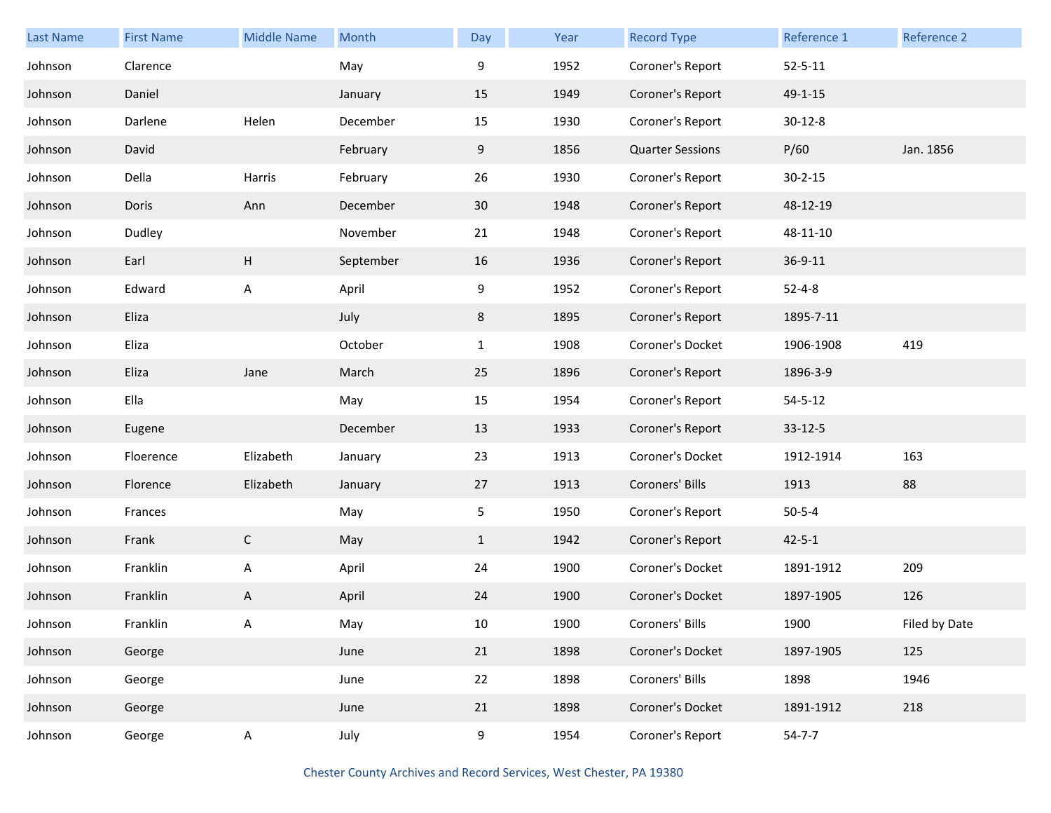| Last Name | First Name | Middle Name | Month | Day | Year | Record Type | Reference 1 | Reference 2 |
|---|---|---|---|---|---|---|---|---|
| Johnson | Clarence | | May | 9 | 1952 | Coroner's Report | 52-5-11 | |
| Johnson | Daniel | | January | 15 | 1949 | Coroner's Report | 49-1-15 | |
| Johnson | Darlene | Helen | December | 15 | 1930 | Coroner's Report | 30-12-8 | |
| Johnson | David | | February | 9 | 1856 | Quarter Sessions | P/60 | Jan. 1856 |
| Johnson | Della | Harris | February | 26 | 1930 | Coroner's Report | 30-2-15 | |
| Johnson | Doris | Ann | December | 30 | 1948 | Coroner's Report | 48-12-19 | |
| Johnson | Dudley | | November | 21 | 1948 | Coroner's Report | 48-11-10 | |
| Johnson | Earl | H | September | 16 | 1936 | Coroner's Report | 36-9-11 | |
| Johnson | Edward | A | April | 9 | 1952 | Coroner's Report | 52-4-8 | |
| Johnson | Eliza | | July | 8 | 1895 | Coroner's Report | 1895-7-11 | |
| Johnson | Eliza | | October | 1 | 1908 | Coroner's Docket | 1906-1908 | 419 |
| Johnson | Eliza | Jane | March | 25 | 1896 | Coroner's Report | 1896-3-9 | |
| Johnson | Ella | | May | 15 | 1954 | Coroner's Report | 54-5-12 | |
| Johnson | Eugene | | December | 13 | 1933 | Coroner's Report | 33-12-5 | |
| Johnson | Floerence | Elizabeth | January | 23 | 1913 | Coroner's Docket | 1912-1914 | 163 |
| Johnson | Florence | Elizabeth | January | 27 | 1913 | Coroners' Bills | 1913 | 88 |
| Johnson | Frances | | May | 5 | 1950 | Coroner's Report | 50-5-4 | |
| Johnson | Frank | C | May | 1 | 1942 | Coroner's Report | 42-5-1 | |
| Johnson | Franklin | A | April | 24 | 1900 | Coroner's Docket | 1891-1912 | 209 |
| Johnson | Franklin | A | April | 24 | 1900 | Coroner's Docket | 1897-1905 | 126 |
| Johnson | Franklin | A | May | 10 | 1900 | Coroners' Bills | 1900 | Filed by Date |
| Johnson | George | | June | 21 | 1898 | Coroner's Docket | 1897-1905 | 125 |
| Johnson | George | | June | 22 | 1898 | Coroners' Bills | 1898 | 1946 |
| Johnson | George | | June | 21 | 1898 | Coroner's Docket | 1891-1912 | 218 |
| Johnson | George | A | July | 9 | 1954 | Coroner's Report | 54-7-7 | |

Chester County Archives and Record Services, West Chester, PA 19380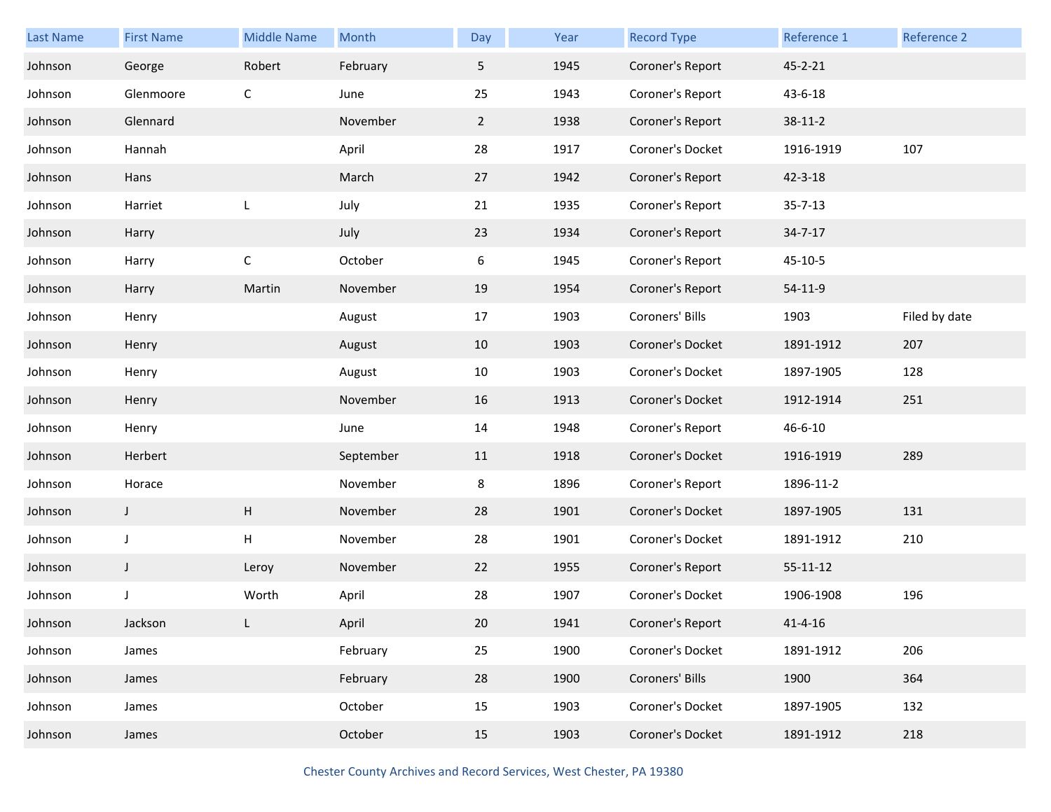| Last Name | First Name | Middle Name | Month | Day | Year | Record Type | Reference 1 | Reference 2 |
|---|---|---|---|---|---|---|---|---|
| Johnson | George | Robert | February | 5 | 1945 | Coroner's Report | 45-2-21 | |
| Johnson | Glenmoore | C | June | 25 | 1943 | Coroner's Report | 43-6-18 | |
| Johnson | Glennard | | November | 2 | 1938 | Coroner's Report | 38-11-2 | |
| Johnson | Hannah | | April | 28 | 1917 | Coroner's Docket | 1916-1919 | 107 |
| Johnson | Hans | | March | 27 | 1942 | Coroner's Report | 42-3-18 | |
| Johnson | Harriet | L | July | 21 | 1935 | Coroner's Report | 35-7-13 | |
| Johnson | Harry | | July | 23 | 1934 | Coroner's Report | 34-7-17 | |
| Johnson | Harry | C | October | 6 | 1945 | Coroner's Report | 45-10-5 | |
| Johnson | Harry | Martin | November | 19 | 1954 | Coroner's Report | 54-11-9 | |
| Johnson | Henry | | August | 17 | 1903 | Coroners' Bills | 1903 | Filed by date |
| Johnson | Henry | | August | 10 | 1903 | Coroner's Docket | 1891-1912 | 207 |
| Johnson | Henry | | August | 10 | 1903 | Coroner's Docket | 1897-1905 | 128 |
| Johnson | Henry | | November | 16 | 1913 | Coroner's Docket | 1912-1914 | 251 |
| Johnson | Henry | | June | 14 | 1948 | Coroner's Report | 46-6-10 | |
| Johnson | Herbert | | September | 11 | 1918 | Coroner's Docket | 1916-1919 | 289 |
| Johnson | Horace | | November | 8 | 1896 | Coroner's Report | 1896-11-2 | |
| Johnson | J | H | November | 28 | 1901 | Coroner's Docket | 1897-1905 | 131 |
| Johnson | J | H | November | 28 | 1901 | Coroner's Docket | 1891-1912 | 210 |
| Johnson | J | Leroy | November | 22 | 1955 | Coroner's Report | 55-11-12 | |
| Johnson | J | Worth | April | 28 | 1907 | Coroner's Docket | 1906-1908 | 196 |
| Johnson | Jackson | L | April | 20 | 1941 | Coroner's Report | 41-4-16 | |
| Johnson | James | | February | 25 | 1900 | Coroner's Docket | 1891-1912 | 206 |
| Johnson | James | | February | 28 | 1900 | Coroners' Bills | 1900 | 364 |
| Johnson | James | | October | 15 | 1903 | Coroner's Docket | 1897-1905 | 132 |
| Johnson | James | | October | 15 | 1903 | Coroner's Docket | 1891-1912 | 218 |

Chester County Archives and Record Services, West Chester, PA 19380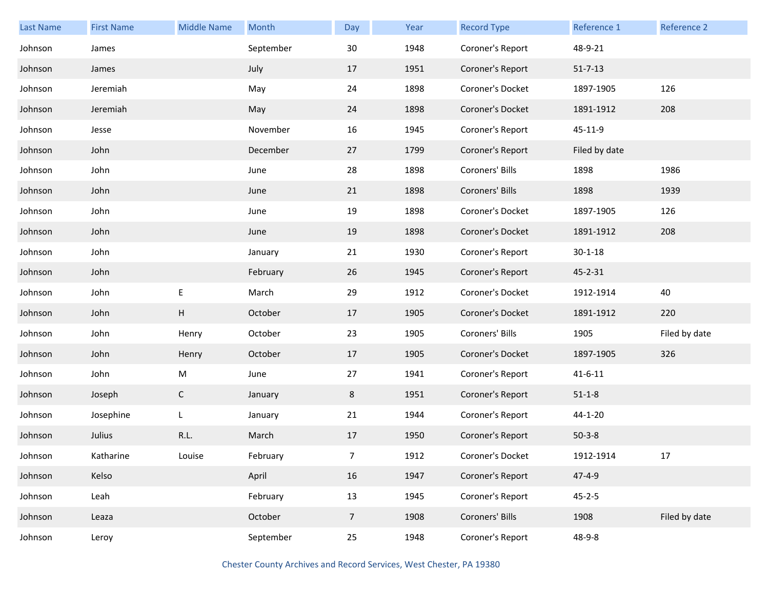| Last Name | First Name | Middle Name | Month | Day | Year | Record Type | Reference 1 | Reference 2 |
|---|---|---|---|---|---|---|---|---|
| Johnson | James | | September | 30 | 1948 | Coroner's Report | 48-9-21 | |
| Johnson | James | | July | 17 | 1951 | Coroner's Report | 51-7-13 | |
| Johnson | Jeremiah | | May | 24 | 1898 | Coroner's Docket | 1897-1905 | 126 |
| Johnson | Jeremiah | | May | 24 | 1898 | Coroner's Docket | 1891-1912 | 208 |
| Johnson | Jesse | | November | 16 | 1945 | Coroner's Report | 45-11-9 | |
| Johnson | John | | December | 27 | 1799 | Coroner's Report | Filed by date | |
| Johnson | John | | June | 28 | 1898 | Coroners' Bills | 1898 | 1986 |
| Johnson | John | | June | 21 | 1898 | Coroners' Bills | 1898 | 1939 |
| Johnson | John | | June | 19 | 1898 | Coroner's Docket | 1897-1905 | 126 |
| Johnson | John | | June | 19 | 1898 | Coroner's Docket | 1891-1912 | 208 |
| Johnson | John | | January | 21 | 1930 | Coroner's Report | 30-1-18 | |
| Johnson | John | | February | 26 | 1945 | Coroner's Report | 45-2-31 | |
| Johnson | John | E | March | 29 | 1912 | Coroner's Docket | 1912-1914 | 40 |
| Johnson | John | H | October | 17 | 1905 | Coroner's Docket | 1891-1912 | 220 |
| Johnson | John | Henry | October | 23 | 1905 | Coroners' Bills | 1905 | Filed by date |
| Johnson | John | Henry | October | 17 | 1905 | Coroner's Docket | 1897-1905 | 326 |
| Johnson | John | M | June | 27 | 1941 | Coroner's Report | 41-6-11 | |
| Johnson | Joseph | C | January | 8 | 1951 | Coroner's Report | 51-1-8 | |
| Johnson | Josephine | L | January | 21 | 1944 | Coroner's Report | 44-1-20 | |
| Johnson | Julius | R.L. | March | 17 | 1950 | Coroner's Report | 50-3-8 | |
| Johnson | Katharine | Louise | February | 7 | 1912 | Coroner's Docket | 1912-1914 | 17 |
| Johnson | Kelso | | April | 16 | 1947 | Coroner's Report | 47-4-9 | |
| Johnson | Leah | | February | 13 | 1945 | Coroner's Report | 45-2-5 | |
| Johnson | Leaza | | October | 7 | 1908 | Coroners' Bills | 1908 | Filed by date |
| Johnson | Leroy | | September | 25 | 1948 | Coroner's Report | 48-9-8 | |

Chester County Archives and Record Services, West Chester, PA 19380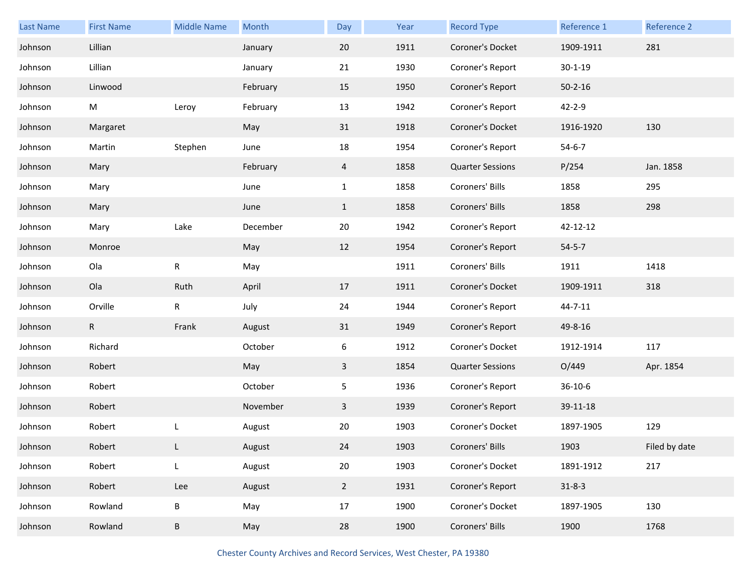| Last Name | First Name | Middle Name | Month | Day | Year | Record Type | Reference 1 | Reference 2 |
|---|---|---|---|---|---|---|---|---|
| Johnson | Lillian | | January | 20 | 1911 | Coroner's Docket | 1909-1911 | 281 |
| Johnson | Lillian | | January | 21 | 1930 | Coroner's Report | 30-1-19 | |
| Johnson | Linwood | | February | 15 | 1950 | Coroner's Report | 50-2-16 | |
| Johnson | M | Leroy | February | 13 | 1942 | Coroner's Report | 42-2-9 | |
| Johnson | Margaret | | May | 31 | 1918 | Coroner's Docket | 1916-1920 | 130 |
| Johnson | Martin | Stephen | June | 18 | 1954 | Coroner's Report | 54-6-7 | |
| Johnson | Mary | | February | 4 | 1858 | Quarter Sessions | P/254 | Jan. 1858 |
| Johnson | Mary | | June | 1 | 1858 | Coroners' Bills | 1858 | 295 |
| Johnson | Mary | | June | 1 | 1858 | Coroners' Bills | 1858 | 298 |
| Johnson | Mary | Lake | December | 20 | 1942 | Coroner's Report | 42-12-12 | |
| Johnson | Monroe | | May | 12 | 1954 | Coroner's Report | 54-5-7 | |
| Johnson | Ola | R | May | | 1911 | Coroners' Bills | 1911 | 1418 |
| Johnson | Ola | Ruth | April | 17 | 1911 | Coroner's Docket | 1909-1911 | 318 |
| Johnson | Orville | R | July | 24 | 1944 | Coroner's Report | 44-7-11 | |
| Johnson | R | Frank | August | 31 | 1949 | Coroner's Report | 49-8-16 | |
| Johnson | Richard | | October | 6 | 1912 | Coroner's Docket | 1912-1914 | 117 |
| Johnson | Robert | | May | 3 | 1854 | Quarter Sessions | O/449 | Apr. 1854 |
| Johnson | Robert | | October | 5 | 1936 | Coroner's Report | 36-10-6 | |
| Johnson | Robert | | November | 3 | 1939 | Coroner's Report | 39-11-18 | |
| Johnson | Robert | L | August | 20 | 1903 | Coroner's Docket | 1897-1905 | 129 |
| Johnson | Robert | L | August | 24 | 1903 | Coroners' Bills | 1903 | Filed by date |
| Johnson | Robert | L | August | 20 | 1903 | Coroner's Docket | 1891-1912 | 217 |
| Johnson | Robert | Lee | August | 2 | 1931 | Coroner's Report | 31-8-3 | |
| Johnson | Rowland | B | May | 17 | 1900 | Coroner's Docket | 1897-1905 | 130 |
| Johnson | Rowland | B | May | 28 | 1900 | Coroners' Bills | 1900 | 1768 |

Chester County Archives and Record Services, West Chester, PA 19380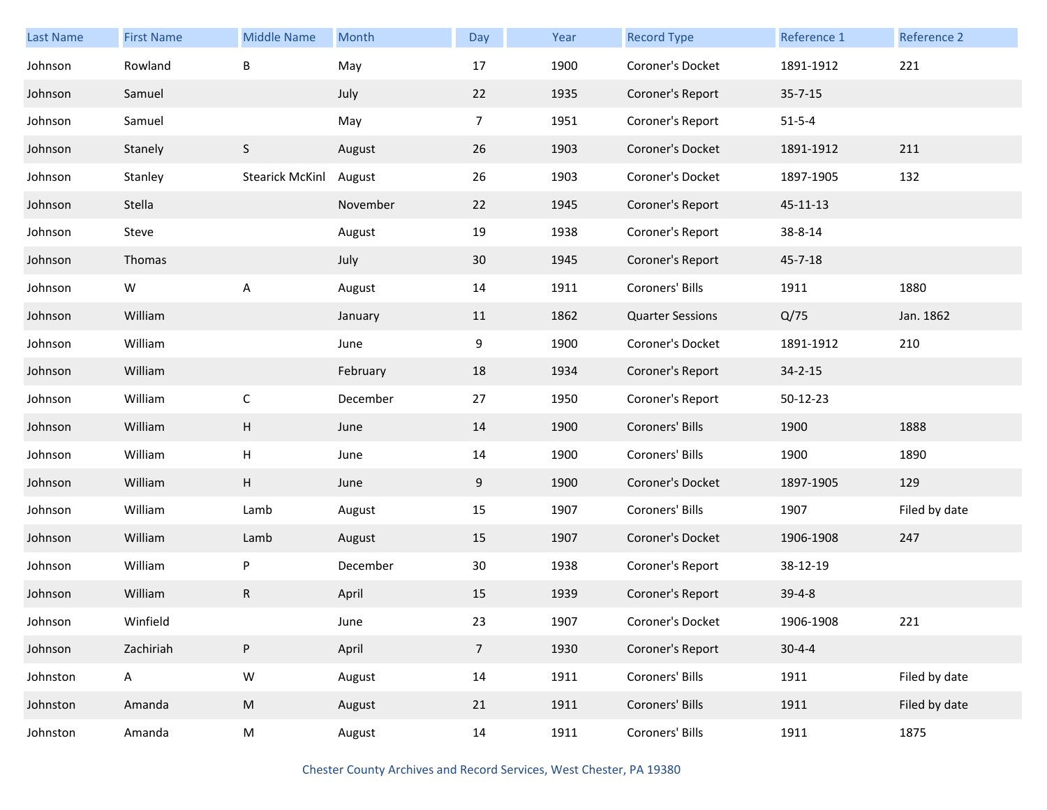| Last Name | First Name | Middle Name | Month | Day | Year | Record Type | Reference 1 | Reference 2 |
|---|---|---|---|---|---|---|---|---|
| Johnson | Rowland | B | May | 17 | 1900 | Coroner's Docket | 1891-1912 | 221 |
| Johnson | Samuel | | July | 22 | 1935 | Coroner's Report | 35-7-15 | |
| Johnson | Samuel | | May | 7 | 1951 | Coroner's Report | 51-5-4 | |
| Johnson | Stanely | S | August | 26 | 1903 | Coroner's Docket | 1891-1912 | 211 |
| Johnson | Stanley | Stearick McKinl | August | 26 | 1903 | Coroner's Docket | 1897-1905 | 132 |
| Johnson | Stella | | November | 22 | 1945 | Coroner's Report | 45-11-13 | |
| Johnson | Steve | | August | 19 | 1938 | Coroner's Report | 38-8-14 | |
| Johnson | Thomas | | July | 30 | 1945 | Coroner's Report | 45-7-18 | |
| Johnson | W | A | August | 14 | 1911 | Coroners' Bills | 1911 | 1880 |
| Johnson | William | | January | 11 | 1862 | Quarter Sessions | Q/75 | Jan. 1862 |
| Johnson | William | | June | 9 | 1900 | Coroner's Docket | 1891-1912 | 210 |
| Johnson | William | | February | 18 | 1934 | Coroner's Report | 34-2-15 | |
| Johnson | William | C | December | 27 | 1950 | Coroner's Report | 50-12-23 | |
| Johnson | William | H | June | 14 | 1900 | Coroners' Bills | 1900 | 1888 |
| Johnson | William | H | June | 14 | 1900 | Coroners' Bills | 1900 | 1890 |
| Johnson | William | H | June | 9 | 1900 | Coroner's Docket | 1897-1905 | 129 |
| Johnson | William | Lamb | August | 15 | 1907 | Coroners' Bills | 1907 | Filed by date |
| Johnson | William | Lamb | August | 15 | 1907 | Coroner's Docket | 1906-1908 | 247 |
| Johnson | William | P | December | 30 | 1938 | Coroner's Report | 38-12-19 | |
| Johnson | William | R | April | 15 | 1939 | Coroner's Report | 39-4-8 | |
| Johnson | Winfield | | June | 23 | 1907 | Coroner's Docket | 1906-1908 | 221 |
| Johnson | Zachiriah | P | April | 7 | 1930 | Coroner's Report | 30-4-4 | |
| Johnston | A | W | August | 14 | 1911 | Coroners' Bills | 1911 | Filed by date |
| Johnston | Amanda | M | August | 21 | 1911 | Coroners' Bills | 1911 | Filed by date |
| Johnston | Amanda | M | August | 14 | 1911 | Coroners' Bills | 1911 | 1875 |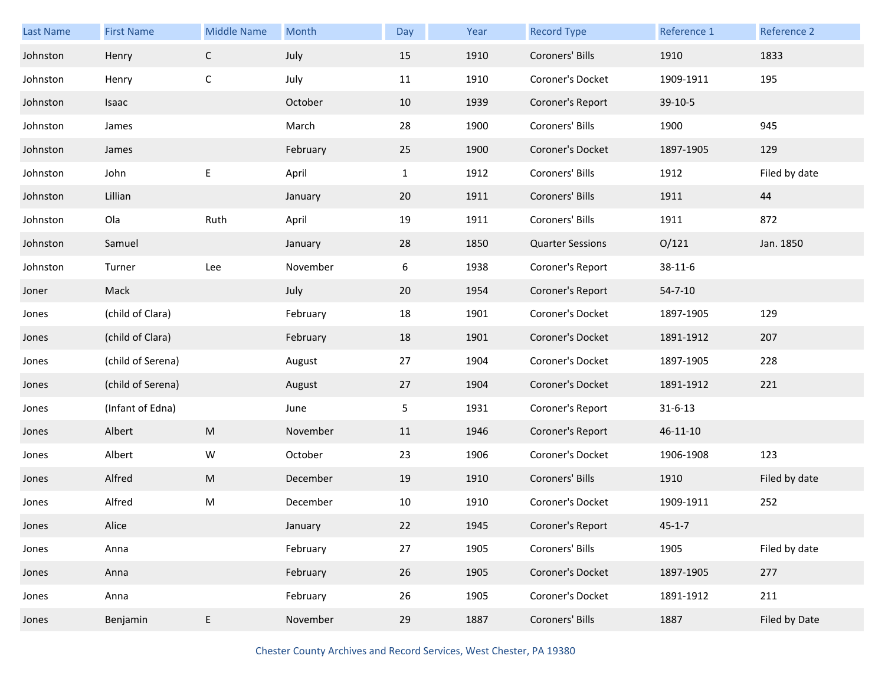| Last Name | First Name | Middle Name | Month | Day | Year | Record Type | Reference 1 | Reference 2 |
|---|---|---|---|---|---|---|---|---|
| Johnston | Henry | C | July | 15 | 1910 | Coroners' Bills | 1910 | 1833 |
| Johnston | Henry | C | July | 11 | 1910 | Coroner's Docket | 1909-1911 | 195 |
| Johnston | Isaac | | October | 10 | 1939 | Coroner's Report | 39-10-5 | |
| Johnston | James | | March | 28 | 1900 | Coroners' Bills | 1900 | 945 |
| Johnston | James | | February | 25 | 1900 | Coroner's Docket | 1897-1905 | 129 |
| Johnston | John | E | April | 1 | 1912 | Coroners' Bills | 1912 | Filed by date |
| Johnston | Lillian | | January | 20 | 1911 | Coroners' Bills | 1911 | 44 |
| Johnston | Ola | Ruth | April | 19 | 1911 | Coroners' Bills | 1911 | 872 |
| Johnston | Samuel | | January | 28 | 1850 | Quarter Sessions | O/121 | Jan. 1850 |
| Johnston | Turner | Lee | November | 6 | 1938 | Coroner's Report | 38-11-6 | |
| Joner | Mack | | July | 20 | 1954 | Coroner's Report | 54-7-10 | |
| Jones | (child of Clara) | | February | 18 | 1901 | Coroner's Docket | 1897-1905 | 129 |
| Jones | (child of Clara) | | February | 18 | 1901 | Coroner's Docket | 1891-1912 | 207 |
| Jones | (child of Serena) | | August | 27 | 1904 | Coroner's Docket | 1897-1905 | 228 |
| Jones | (child of Serena) | | August | 27 | 1904 | Coroner's Docket | 1891-1912 | 221 |
| Jones | (Infant of Edna) | | June | 5 | 1931 | Coroner's Report | 31-6-13 | |
| Jones | Albert | M | November | 11 | 1946 | Coroner's Report | 46-11-10 | |
| Jones | Albert | W | October | 23 | 1906 | Coroner's Docket | 1906-1908 | 123 |
| Jones | Alfred | M | December | 19 | 1910 | Coroners' Bills | 1910 | Filed by date |
| Jones | Alfred | M | December | 10 | 1910 | Coroner's Docket | 1909-1911 | 252 |
| Jones | Alice | | January | 22 | 1945 | Coroner's Report | 45-1-7 | |
| Jones | Anna | | February | 27 | 1905 | Coroners' Bills | 1905 | Filed by date |
| Jones | Anna | | February | 26 | 1905 | Coroner's Docket | 1897-1905 | 277 |
| Jones | Anna | | February | 26 | 1905 | Coroner's Docket | 1891-1912 | 211 |
| Jones | Benjamin | E | November | 29 | 1887 | Coroners' Bills | 1887 | Filed by Date |

Chester County Archives and Record Services, West Chester, PA 19380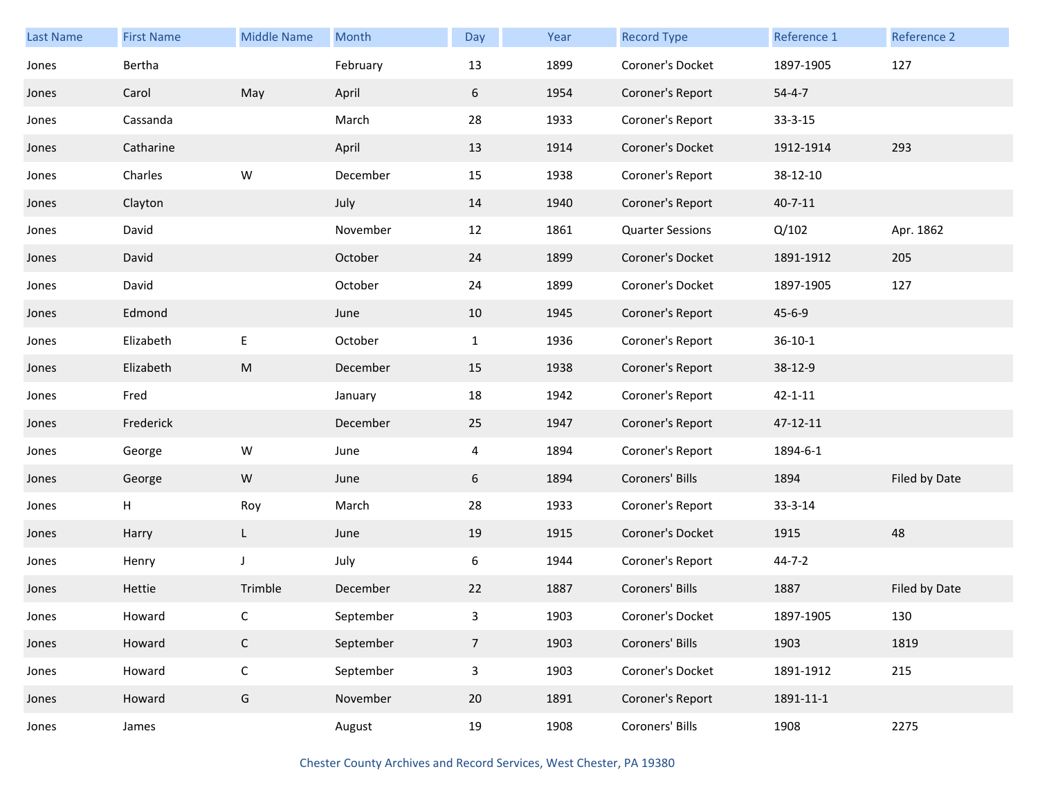| Last Name | First Name | Middle Name | Month | Day | Year | Record Type | Reference 1 | Reference 2 |
|---|---|---|---|---|---|---|---|---|
| Jones | Bertha | | February | 13 | 1899 | Coroner's Docket | 1897-1905 | 127 |
| Jones | Carol | May | April | 6 | 1954 | Coroner's Report | 54-4-7 | |
| Jones | Cassanda | | March | 28 | 1933 | Coroner's Report | 33-3-15 | |
| Jones | Catharine | | April | 13 | 1914 | Coroner's Docket | 1912-1914 | 293 |
| Jones | Charles | W | December | 15 | 1938 | Coroner's Report | 38-12-10 | |
| Jones | Clayton | | July | 14 | 1940 | Coroner's Report | 40-7-11 | |
| Jones | David | | November | 12 | 1861 | Quarter Sessions | Q/102 | Apr. 1862 |
| Jones | David | | October | 24 | 1899 | Coroner's Docket | 1891-1912 | 205 |
| Jones | David | | October | 24 | 1899 | Coroner's Docket | 1897-1905 | 127 |
| Jones | Edmond | | June | 10 | 1945 | Coroner's Report | 45-6-9 | |
| Jones | Elizabeth | E | October | 1 | 1936 | Coroner's Report | 36-10-1 | |
| Jones | Elizabeth | M | December | 15 | 1938 | Coroner's Report | 38-12-9 | |
| Jones | Fred | | January | 18 | 1942 | Coroner's Report | 42-1-11 | |
| Jones | Frederick | | December | 25 | 1947 | Coroner's Report | 47-12-11 | |
| Jones | George | W | June | 4 | 1894 | Coroner's Report | 1894-6-1 | |
| Jones | George | W | June | 6 | 1894 | Coroners' Bills | 1894 | Filed by Date |
| Jones | H | Roy | March | 28 | 1933 | Coroner's Report | 33-3-14 | |
| Jones | Harry | L | June | 19 | 1915 | Coroner's Docket | 1915 | 48 |
| Jones | Henry | J | July | 6 | 1944 | Coroner's Report | 44-7-2 | |
| Jones | Hettie | Trimble | December | 22 | 1887 | Coroners' Bills | 1887 | Filed by Date |
| Jones | Howard | C | September | 3 | 1903 | Coroner's Docket | 1897-1905 | 130 |
| Jones | Howard | C | September | 7 | 1903 | Coroners' Bills | 1903 | 1819 |
| Jones | Howard | C | September | 3 | 1903 | Coroner's Docket | 1891-1912 | 215 |
| Jones | Howard | G | November | 20 | 1891 | Coroner's Report | 1891-11-1 | |
| Jones | James | | August | 19 | 1908 | Coroners' Bills | 1908 | 2275 |

Chester County Archives and Record Services, West Chester, PA 19380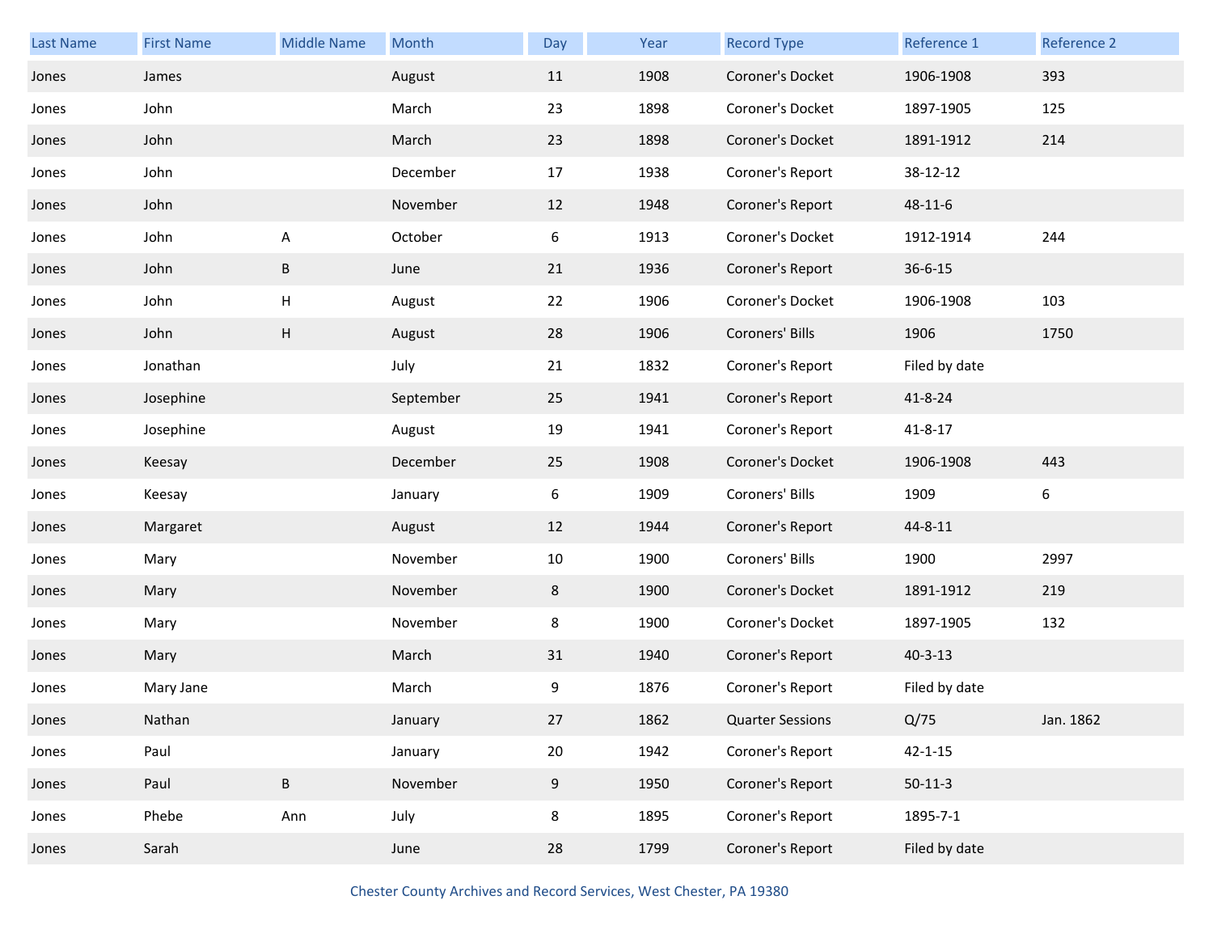| Last Name | First Name | Middle Name | Month | Day | Year | Record Type | Reference 1 | Reference 2 |
|---|---|---|---|---|---|---|---|---|
| Jones | James | | August | 11 | 1908 | Coroner's Docket | 1906-1908 | 393 |
| Jones | John | | March | 23 | 1898 | Coroner's Docket | 1897-1905 | 125 |
| Jones | John | | March | 23 | 1898 | Coroner's Docket | 1891-1912 | 214 |
| Jones | John | | December | 17 | 1938 | Coroner's Report | 38-12-12 | |
| Jones | John | | November | 12 | 1948 | Coroner's Report | 48-11-6 | |
| Jones | John | A | October | 6 | 1913 | Coroner's Docket | 1912-1914 | 244 |
| Jones | John | B | June | 21 | 1936 | Coroner's Report | 36-6-15 | |
| Jones | John | H | August | 22 | 1906 | Coroner's Docket | 1906-1908 | 103 |
| Jones | John | H | August | 28 | 1906 | Coroners' Bills | 1906 | 1750 |
| Jones | Jonathan | | July | 21 | 1832 | Coroner's Report | Filed by date | |
| Jones | Josephine | | September | 25 | 1941 | Coroner's Report | 41-8-24 | |
| Jones | Josephine | | August | 19 | 1941 | Coroner's Report | 41-8-17 | |
| Jones | Keesay | | December | 25 | 1908 | Coroner's Docket | 1906-1908 | 443 |
| Jones | Keesay | | January | 6 | 1909 | Coroners' Bills | 1909 | 6 |
| Jones | Margaret | | August | 12 | 1944 | Coroner's Report | 44-8-11 | |
| Jones | Mary | | November | 10 | 1900 | Coroners' Bills | 1900 | 2997 |
| Jones | Mary | | November | 8 | 1900 | Coroner's Docket | 1891-1912 | 219 |
| Jones | Mary | | November | 8 | 1900 | Coroner's Docket | 1897-1905 | 132 |
| Jones | Mary | | March | 31 | 1940 | Coroner's Report | 40-3-13 | |
| Jones | Mary Jane | | March | 9 | 1876 | Coroner's Report | Filed by date | |
| Jones | Nathan | | January | 27 | 1862 | Quarter Sessions | Q/75 | Jan. 1862 |
| Jones | Paul | | January | 20 | 1942 | Coroner's Report | 42-1-15 | |
| Jones | Paul | B | November | 9 | 1950 | Coroner's Report | 50-11-3 | |
| Jones | Phebe | Ann | July | 8 | 1895 | Coroner's Report | 1895-7-1 | |
| Jones | Sarah | | June | 28 | 1799 | Coroner's Report | Filed by date | |

Chester County Archives and Record Services, West Chester, PA 19380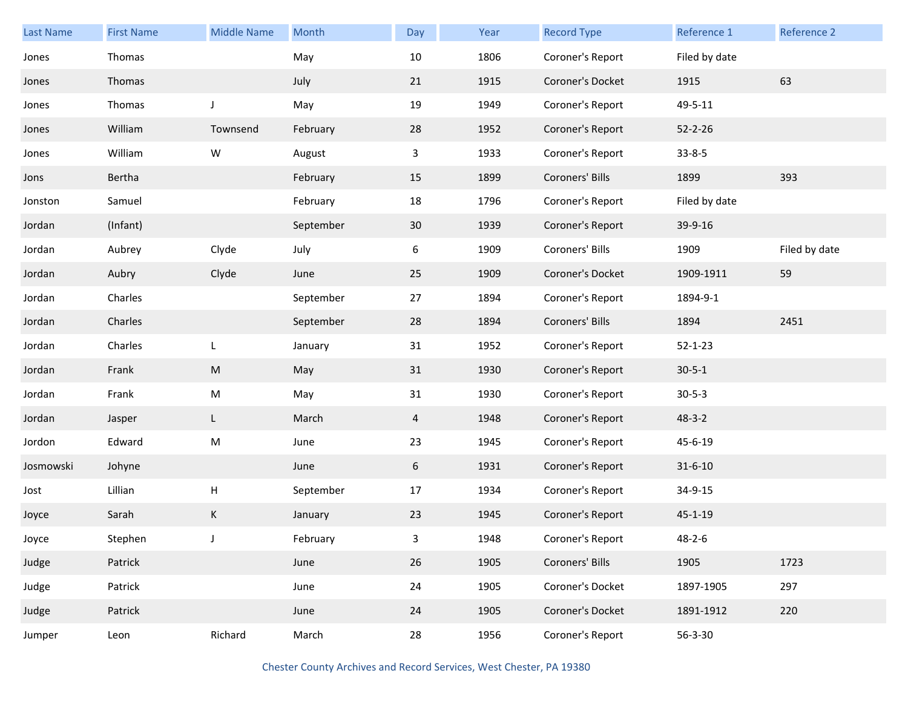| Last Name | First Name | Middle Name | Month | Day | Year | Record Type | Reference 1 | Reference 2 |
|---|---|---|---|---|---|---|---|---|
| Jones | Thomas | | May | 10 | 1806 | Coroner's Report | Filed by date | |
| Jones | Thomas | | July | 21 | 1915 | Coroner's Docket | 1915 | 63 |
| Jones | Thomas | J | May | 19 | 1949 | Coroner's Report | 49-5-11 | |
| Jones | William | Townsend | February | 28 | 1952 | Coroner's Report | 52-2-26 | |
| Jones | William | W | August | 3 | 1933 | Coroner's Report | 33-8-5 | |
| Jons | Bertha | | February | 15 | 1899 | Coroners' Bills | 1899 | 393 |
| Jonston | Samuel | | February | 18 | 1796 | Coroner's Report | Filed by date | |
| Jordan | (Infant) | | September | 30 | 1939 | Coroner's Report | 39-9-16 | |
| Jordan | Aubrey | Clyde | July | 6 | 1909 | Coroners' Bills | 1909 | Filed by date |
| Jordan | Aubry | Clyde | June | 25 | 1909 | Coroner's Docket | 1909-1911 | 59 |
| Jordan | Charles | | September | 27 | 1894 | Coroner's Report | 1894-9-1 | |
| Jordan | Charles | | September | 28 | 1894 | Coroners' Bills | 1894 | 2451 |
| Jordan | Charles | L | January | 31 | 1952 | Coroner's Report | 52-1-23 | |
| Jordan | Frank | M | May | 31 | 1930 | Coroner's Report | 30-5-1 | |
| Jordan | Frank | M | May | 31 | 1930 | Coroner's Report | 30-5-3 | |
| Jordan | Jasper | L | March | 4 | 1948 | Coroner's Report | 48-3-2 | |
| Jordon | Edward | M | June | 23 | 1945 | Coroner's Report | 45-6-19 | |
| Josmowski | Johyne | | June | 6 | 1931 | Coroner's Report | 31-6-10 | |
| Jost | Lillian | H | September | 17 | 1934 | Coroner's Report | 34-9-15 | |
| Joyce | Sarah | K | January | 23 | 1945 | Coroner's Report | 45-1-19 | |
| Joyce | Stephen | J | February | 3 | 1948 | Coroner's Report | 48-2-6 | |
| Judge | Patrick | | June | 26 | 1905 | Coroners' Bills | 1905 | 1723 |
| Judge | Patrick | | June | 24 | 1905 | Coroner's Docket | 1897-1905 | 297 |
| Judge | Patrick | | June | 24 | 1905 | Coroner's Docket | 1891-1912 | 220 |
| Jumper | Leon | Richard | March | 28 | 1956 | Coroner's Report | 56-3-30 | |

Chester County Archives and Record Services, West Chester, PA 19380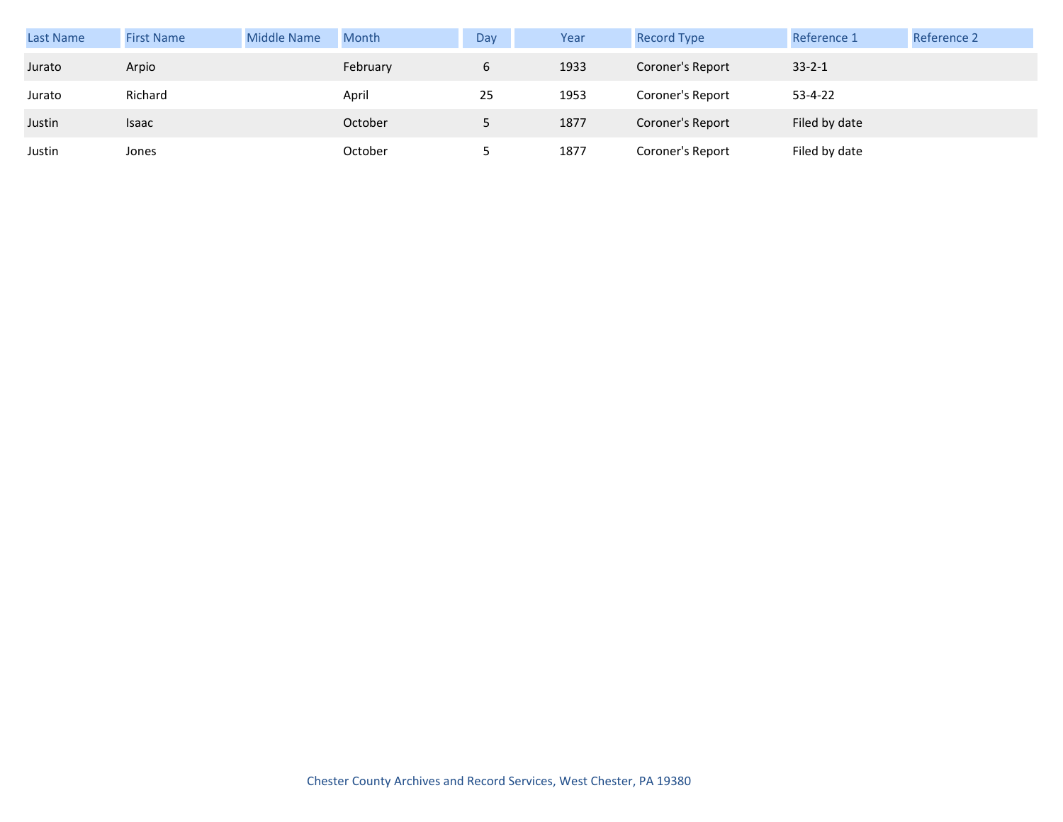| Last Name | First Name | Middle Name | Month | Day | Year | Record Type | Reference 1 | Reference 2 |
|---|---|---|---|---|---|---|---|---|
| Jurato | Arpio | | February | 6 | 1933 | Coroner's Report | 33-2-1 | |
| Jurato | Richard | | April | 25 | 1953 | Coroner's Report | 53-4-22 | |
| Justin | Isaac | | October | 5 | 1877 | Coroner's Report | Filed by date | |
| Justin | Jones | | October | 5 | 1877 | Coroner's Report | Filed by date | |